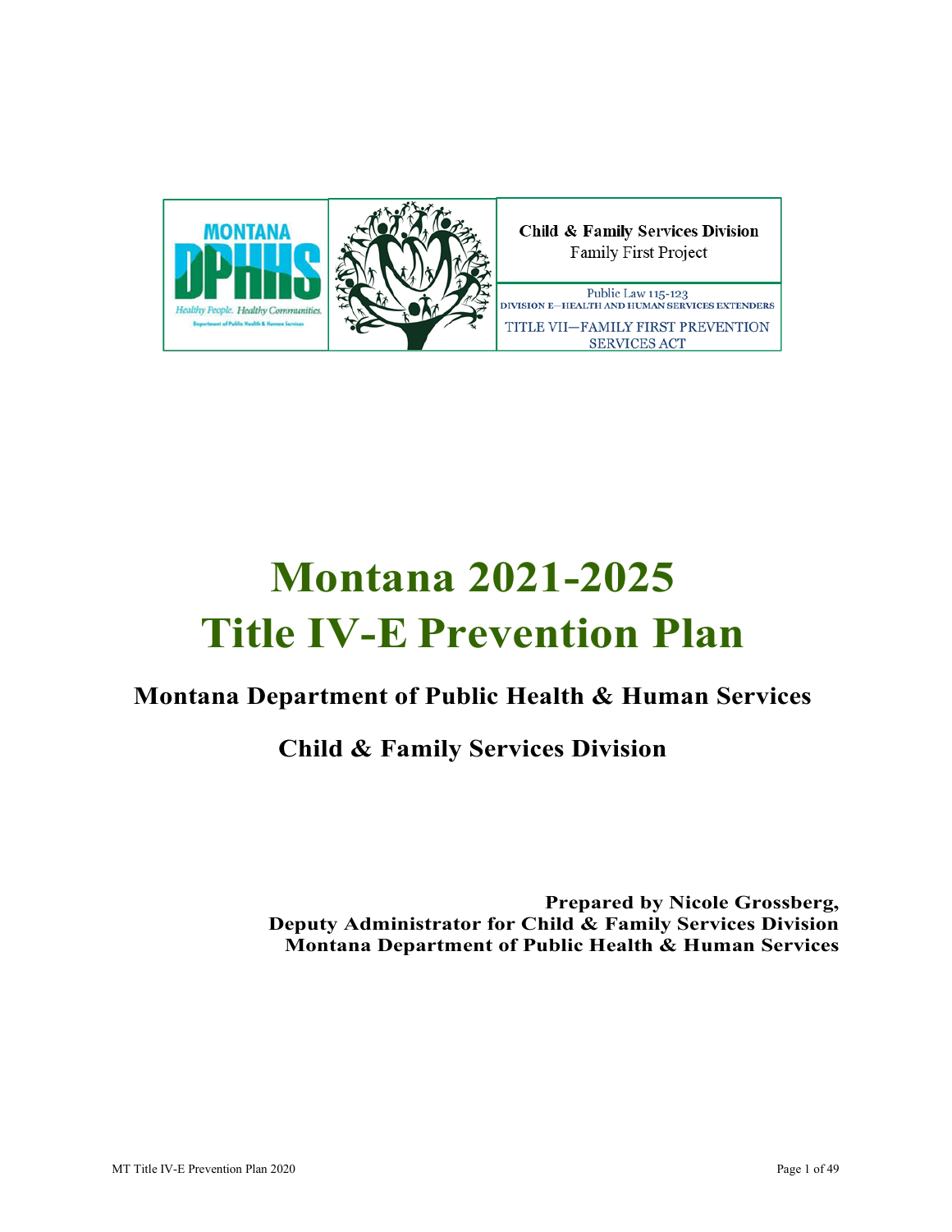MONTANA DPHHS

Healthy People. Healthy Communities.

Department of Public Health & Human Services

**Child & Family Services Division**
Family First Project

Public Law 115-123
DIVISION E—HEALTH AND HUMAN SERVICES EXTENDERS
TITLE VII—FAMILY FIRST PREVENTION SERVICES ACT

# Montana 2021-2025 Title IV-E Prevention Plan

## Montana Department of Public Health & Human Services

## Child & Family Services Division

**Prepared by Nicole Grossberg,**
**Deputy Administrator for Child & Family Services Division**
**Montana Department of Public Health & Human Services**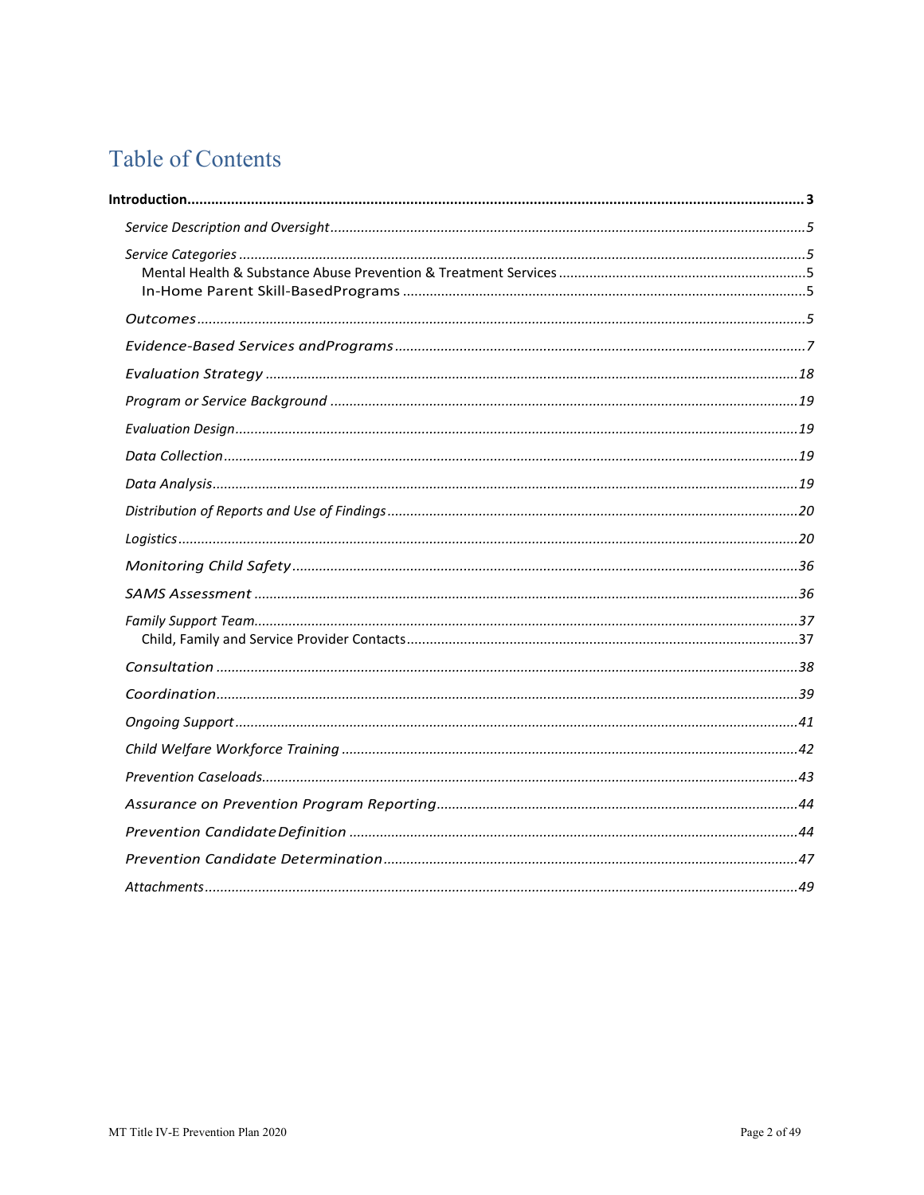# Table of Contents

**Introduction** ..... **3**

*Service Description and Oversight* ..... *5*

*Service Categories* ..... *5*

Mental Health & Substance Abuse Prevention & Treatment Services ..... 5

In-Home Parent Skill-BasedPrograms ..... 5

*Outcomes* ..... *5*

*Evidence-Based Services andPrograms* ..... *7*

*Evaluation Strategy* ..... *18*

*Program or Service Background* ..... *19*

*Evaluation Design* ..... *19*

*Data Collection* ..... *19*

*Data Analysis* ..... *19*

*Distribution of Reports and Use of Findings* ..... *20*

*Logistics* ..... *20*

*Monitoring Child Safety* ..... *36*

*SAMS Assessment* ..... *36*

*Family Support Team* ..... *37*

Child, Family and Service Provider Contacts ..... 37

*Consultation* ..... *38*

*Coordination* ..... *39*

*Ongoing Support* ..... *41*

*Child Welfare Workforce Training* ..... *42*

*Prevention Caseloads* ..... *43*

*Assurance on Prevention Program Reporting* ..... *44*

*Prevention Candidate Definition* ..... *44*

*Prevention Candidate Determination* ..... *47*

*Attachments* ..... *49*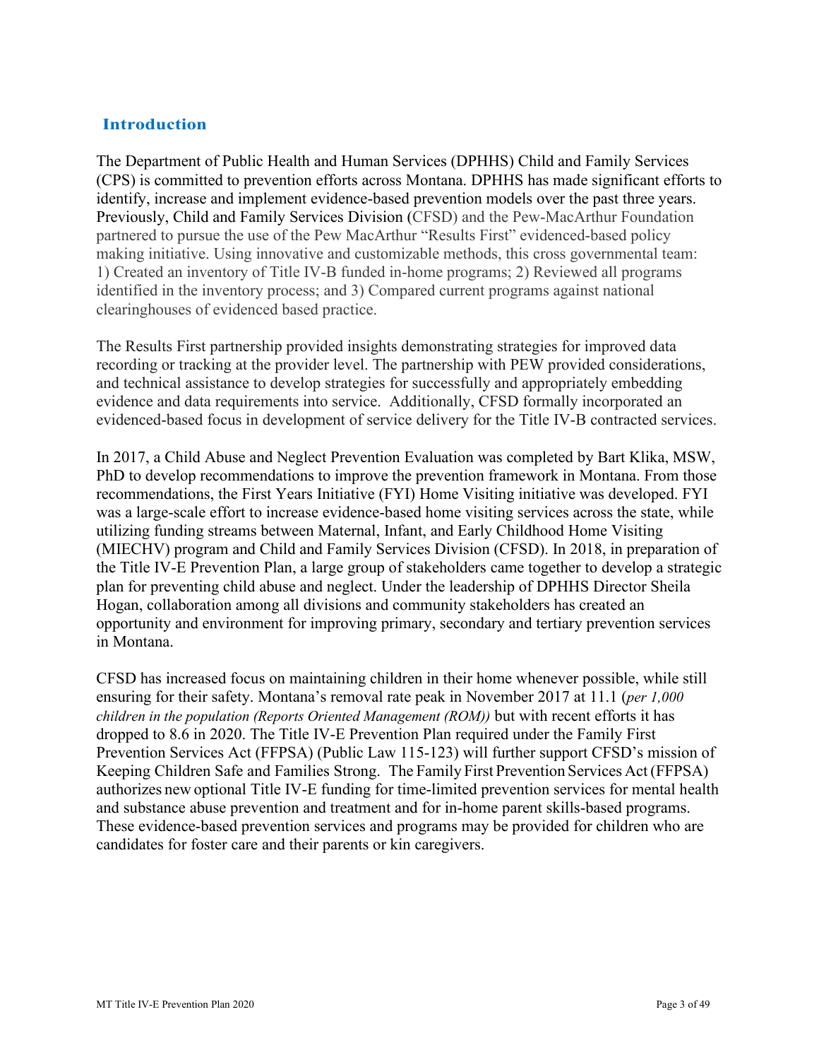## Introduction

The Department of Public Health and Human Services (DPHHS) Child and Family Services (CPS) is committed to prevention efforts across Montana. DPHHS has made significant efforts to identify, increase and implement evidence-based prevention models over the past three years. Previously, Child and Family Services Division (CFSD) and the Pew-MacArthur Foundation partnered to pursue the use of the Pew MacArthur "Results First" evidenced-based policy making initiative. Using innovative and customizable methods, this cross governmental team: 1) Created an inventory of Title IV-B funded in-home programs; 2) Reviewed all programs identified in the inventory process; and 3) Compared current programs against national clearinghouses of evidenced based practice.

The Results First partnership provided insights demonstrating strategies for improved data recording or tracking at the provider level. The partnership with PEW provided considerations, and technical assistance to develop strategies for successfully and appropriately embedding evidence and data requirements into service. Additionally, CFSD formally incorporated an evidenced-based focus in development of service delivery for the Title IV-B contracted services.

In 2017, a Child Abuse and Neglect Prevention Evaluation was completed by Bart Klika, MSW, PhD to develop recommendations to improve the prevention framework in Montana. From those recommendations, the First Years Initiative (FYI) Home Visiting initiative was developed. FYI was a large-scale effort to increase evidence-based home visiting services across the state, while utilizing funding streams between Maternal, Infant, and Early Childhood Home Visiting (MIECHV) program and Child and Family Services Division (CFSD). In 2018, in preparation of the Title IV-E Prevention Plan, a large group of stakeholders came together to develop a strategic plan for preventing child abuse and neglect. Under the leadership of DPHHS Director Sheila Hogan, collaboration among all divisions and community stakeholders has created an opportunity and environment for improving primary, secondary and tertiary prevention services in Montana.

CFSD has increased focus on maintaining children in their home whenever possible, while still ensuring for their safety. Montana's removal rate peak in November 2017 at 11.1 (*per 1,000 children in the population (Reports Oriented Management (ROM))* but with recent efforts it has dropped to 8.6 in 2020. The Title IV-E Prevention Plan required under the Family First Prevention Services Act (FFPSA) (Public Law 115-123) will further support CFSD's mission of Keeping Children Safe and Families Strong. The Family First Prevention Services Act (FFPSA) authorizes new optional Title IV-E funding for time-limited prevention services for mental health and substance abuse prevention and treatment and for in-home parent skills-based programs. These evidence-based prevention services and programs may be provided for children who are candidates for foster care and their parents or kin caregivers.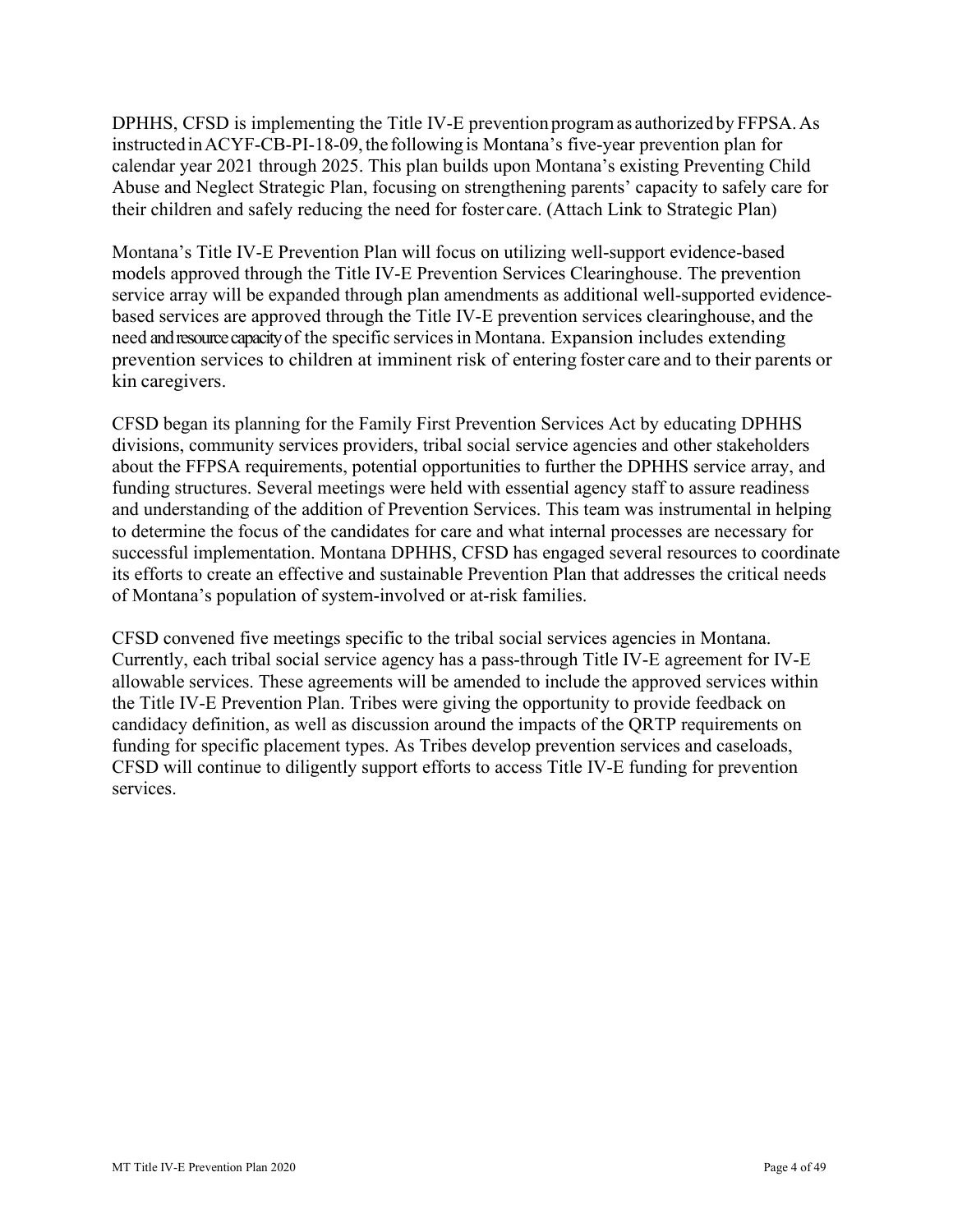DPHHS, CFSD is implementing the Title IV-E prevention program as authorized by FFPSA. As instructed in ACYF-CB-PI-18-09, the following is Montana's five-year prevention plan for calendar year 2021 through 2025. This plan builds upon Montana's existing Preventing Child Abuse and Neglect Strategic Plan, focusing on strengthening parents' capacity to safely care for their children and safely reducing the need for foster care. (Attach Link to Strategic Plan)

Montana's Title IV-E Prevention Plan will focus on utilizing well-support evidence-based models approved through the Title IV-E Prevention Services Clearinghouse. The prevention service array will be expanded through plan amendments as additional well-supported evidence-based services are approved through the Title IV-E prevention services clearinghouse, and the need and resource capacity of the specific services in Montana. Expansion includes extending prevention services to children at imminent risk of entering foster care and to their parents or kin caregivers.

CFSD began its planning for the Family First Prevention Services Act by educating DPHHS divisions, community services providers, tribal social service agencies and other stakeholders about the FFPSA requirements, potential opportunities to further the DPHHS service array, and funding structures. Several meetings were held with essential agency staff to assure readiness and understanding of the addition of Prevention Services. This team was instrumental in helping to determine the focus of the candidates for care and what internal processes are necessary for successful implementation. Montana DPHHS, CFSD has engaged several resources to coordinate its efforts to create an effective and sustainable Prevention Plan that addresses the critical needs of Montana's population of system-involved or at-risk families.

CFSD convened five meetings specific to the tribal social services agencies in Montana. Currently, each tribal social service agency has a pass-through Title IV-E agreement for IV-E allowable services. These agreements will be amended to include the approved services within the Title IV-E Prevention Plan. Tribes were giving the opportunity to provide feedback on candidacy definition, as well as discussion around the impacts of the QRTP requirements on funding for specific placement types. As Tribes develop prevention services and caseloads, CFSD will continue to diligently support efforts to access Title IV-E funding for prevention services.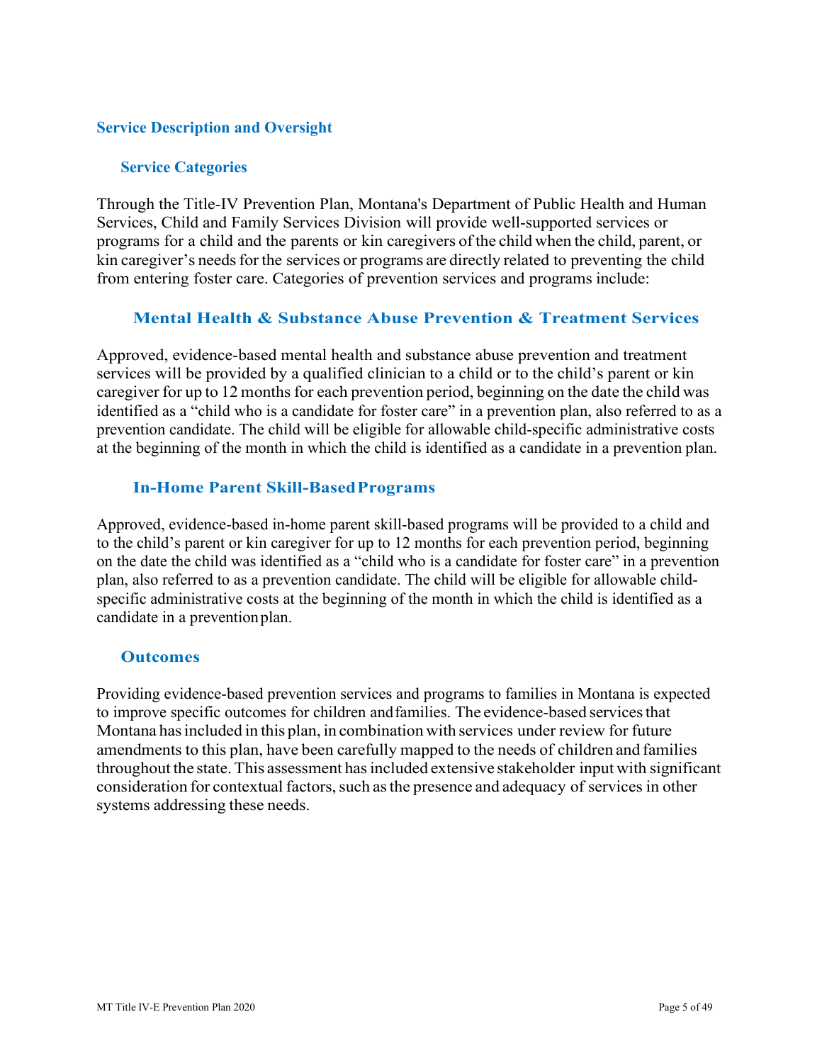## Service Description and Oversight

### Service Categories

Through the Title-IV Prevention Plan, Montana's Department of Public Health and Human Services, Child and Family Services Division will provide well-supported services or programs for a child and the parents or kin caregivers of the child when the child, parent, or kin caregiver's needs for the services or programs are directly related to preventing the child from entering foster care. Categories of prevention services and programs include:

#### Mental Health & Substance Abuse Prevention & Treatment Services

Approved, evidence-based mental health and substance abuse prevention and treatment services will be provided by a qualified clinician to a child or to the child's parent or kin caregiver for up to 12 months for each prevention period, beginning on the date the child was identified as a "child who is a candidate for foster care" in a prevention plan, also referred to as a prevention candidate. The child will be eligible for allowable child-specific administrative costs at the beginning of the month in which the child is identified as a candidate in a prevention plan.

#### In-Home Parent Skill-Based Programs

Approved, evidence-based in-home parent skill-based programs will be provided to a child and to the child's parent or kin caregiver for up to 12 months for each prevention period, beginning on the date the child was identified as a "child who is a candidate for foster care" in a prevention plan, also referred to as a prevention candidate. The child will be eligible for allowable child-specific administrative costs at the beginning of the month in which the child is identified as a candidate in a prevention plan.

### Outcomes

Providing evidence-based prevention services and programs to families in Montana is expected to improve specific outcomes for children and families. The evidence-based services that Montana has included in this plan, in combination with services under review for future amendments to this plan, have been carefully mapped to the needs of children and families throughout the state. This assessment has included extensive stakeholder input with significant consideration for contextual factors, such as the presence and adequacy of services in other systems addressing these needs.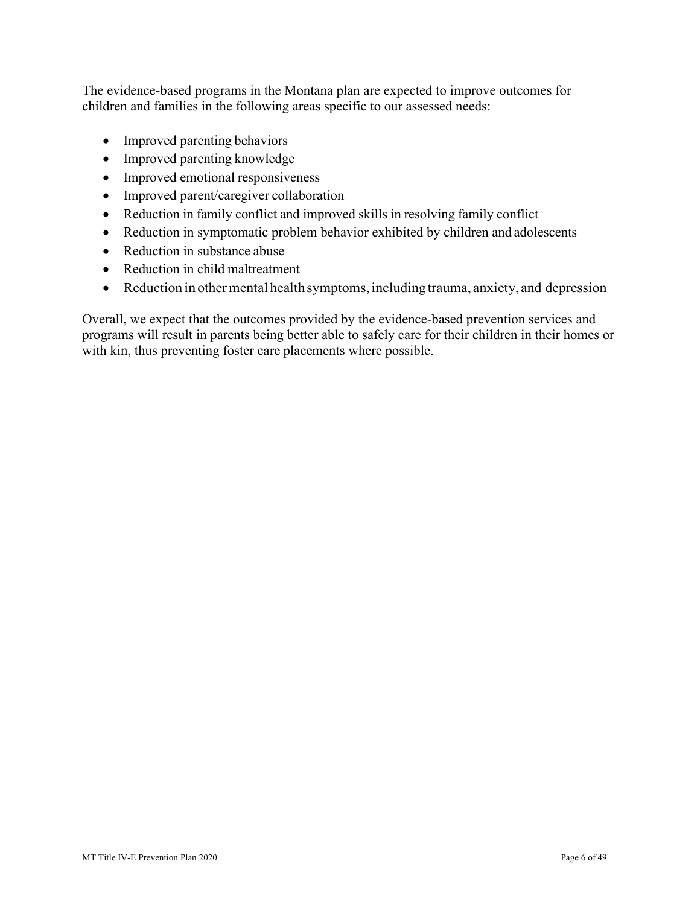The evidence-based programs in the Montana plan are expected to improve outcomes for children and families in the following areas specific to our assessed needs:

- Improved parenting behaviors
- Improved parenting knowledge
- Improved emotional responsiveness
- Improved parent/caregiver collaboration
- Reduction in family conflict and improved skills in resolving family conflict
- Reduction in symptomatic problem behavior exhibited by children and adolescents
- Reduction in substance abuse
- Reduction in child maltreatment
- Reduction in other mental health symptoms, including trauma, anxiety, and depression

Overall, we expect that the outcomes provided by the evidence-based prevention services and programs will result in parents being better able to safely care for their children in their homes or with kin, thus preventing foster care placements where possible.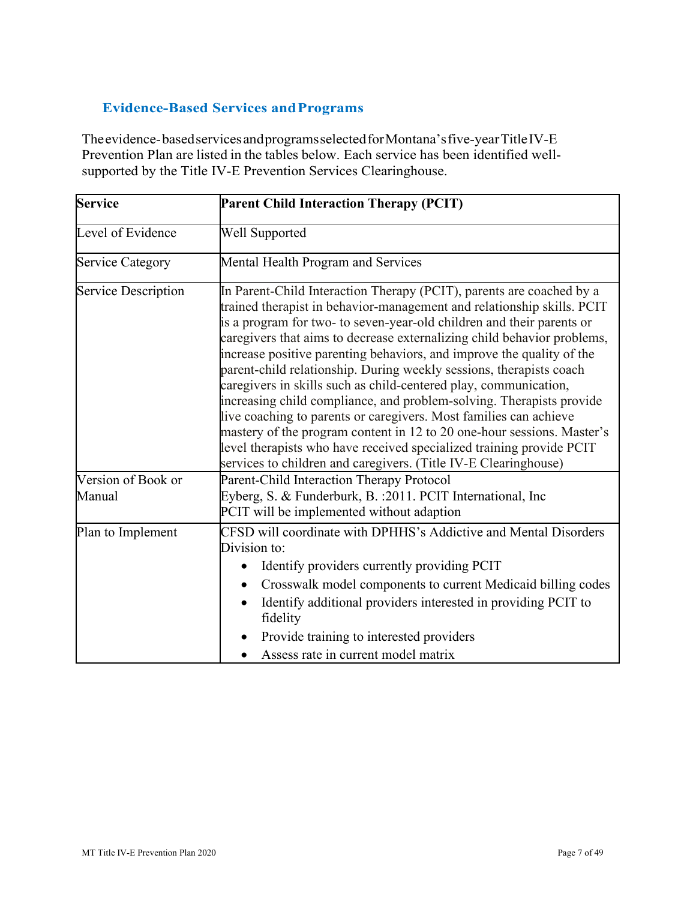## Evidence-Based Services and Programs

The evidence-based services and programs selected for Montana's five-year Title IV-E Prevention Plan are listed in the tables below. Each service has been identified well-supported by the Title IV-E Prevention Services Clearinghouse.

| **Service** | **Parent Child Interaction Therapy (PCIT)** |
|---|---|
| Level of Evidence | Well Supported |
| Service Category | Mental Health Program and Services |
| Service Description | In Parent-Child Interaction Therapy (PCIT), parents are coached by a trained therapist in behavior-management and relationship skills. PCIT is a program for two- to seven-year-old children and their parents or caregivers that aims to decrease externalizing child behavior problems, increase positive parenting behaviors, and improve the quality of the parent-child relationship. During weekly sessions, therapists coach caregivers in skills such as child-centered play, communication, increasing child compliance, and problem-solving. Therapists provide live coaching to parents or caregivers. Most families can achieve mastery of the program content in 12 to 20 one-hour sessions. Master's level therapists who have received specialized training provide PCIT services to children and caregivers. (Title IV-E Clearinghouse) |
| Version of Book or Manual | Parent-Child Interaction Therapy Protocol<br>Eyberg, S. & Funderburk, B. :2011. PCIT International, Inc<br>PCIT will be implemented without adaption |
| Plan to Implement | CFSD will coordinate with DPHHS's Addictive and Mental Disorders Division to:<br>• Identify providers currently providing PCIT<br>• Crosswalk model components to current Medicaid billing codes<br>• Identify additional providers interested in providing PCIT to fidelity<br>• Provide training to interested providers<br>• Assess rate in current model matrix |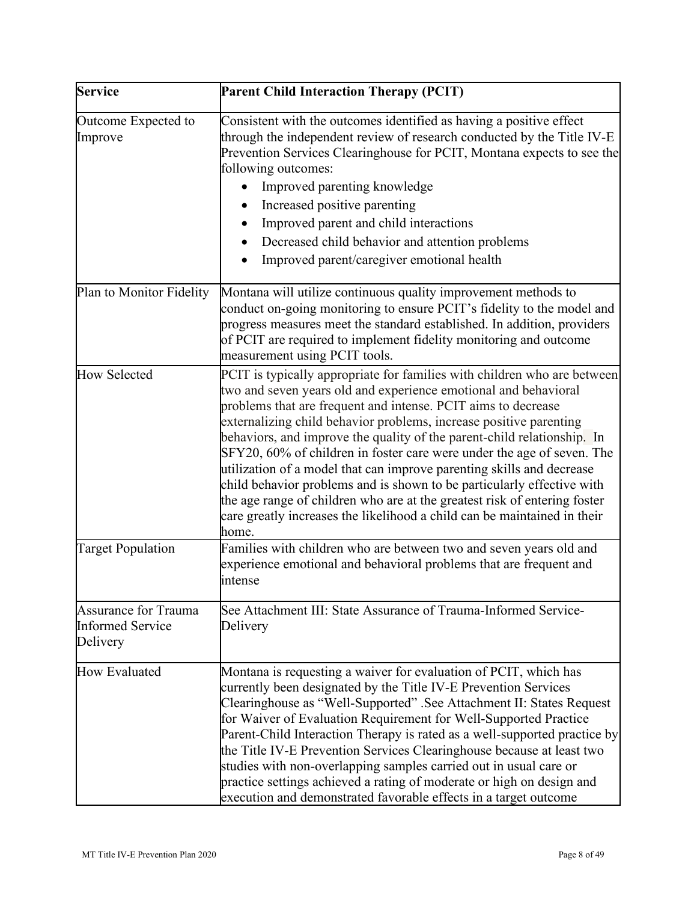| Service | Parent Child Interaction Therapy (PCIT) |
|---|---|
| Outcome Expected to Improve | Consistent with the outcomes identified as having a positive effect through the independent review of research conducted by the Title IV-E Prevention Services Clearinghouse for PCIT, Montana expects to see the following outcomes:<br>• Improved parenting knowledge<br>• Increased positive parenting<br>• Improved parent and child interactions<br>• Decreased child behavior and attention problems<br>• Improved parent/caregiver emotional health |
| Plan to Monitor Fidelity | Montana will utilize continuous quality improvement methods to conduct on-going monitoring to ensure PCIT's fidelity to the model and progress measures meet the standard established. In addition, providers of PCIT are required to implement fidelity monitoring and outcome measurement using PCIT tools. |
| How Selected | PCIT is typically appropriate for families with children who are between two and seven years old and experience emotional and behavioral problems that are frequent and intense. PCIT aims to decrease externalizing child behavior problems, increase positive parenting behaviors, and improve the quality of the parent-child relationship. In SFY20, 60% of children in foster care were under the age of seven. The utilization of a model that can improve parenting skills and decrease child behavior problems and is shown to be particularly effective with the age range of children who are at the greatest risk of entering foster care greatly increases the likelihood a child can be maintained in their home. |
| Target Population | Families with children who are between two and seven years old and experience emotional and behavioral problems that are frequent and intense |
| Assurance for Trauma Informed Service Delivery | See Attachment III: State Assurance of Trauma-Informed Service-Delivery |
| How Evaluated | Montana is requesting a waiver for evaluation of PCIT, which has currently been designated by the Title IV-E Prevention Services Clearinghouse as "Well-Supported" .See Attachment II: States Request for Waiver of Evaluation Requirement for Well-Supported Practice Parent-Child Interaction Therapy is rated as a well-supported practice by the Title IV-E Prevention Services Clearinghouse because at least two studies with non-overlapping samples carried out in usual care or practice settings achieved a rating of moderate or high on design and execution and demonstrated favorable effects in a target outcome |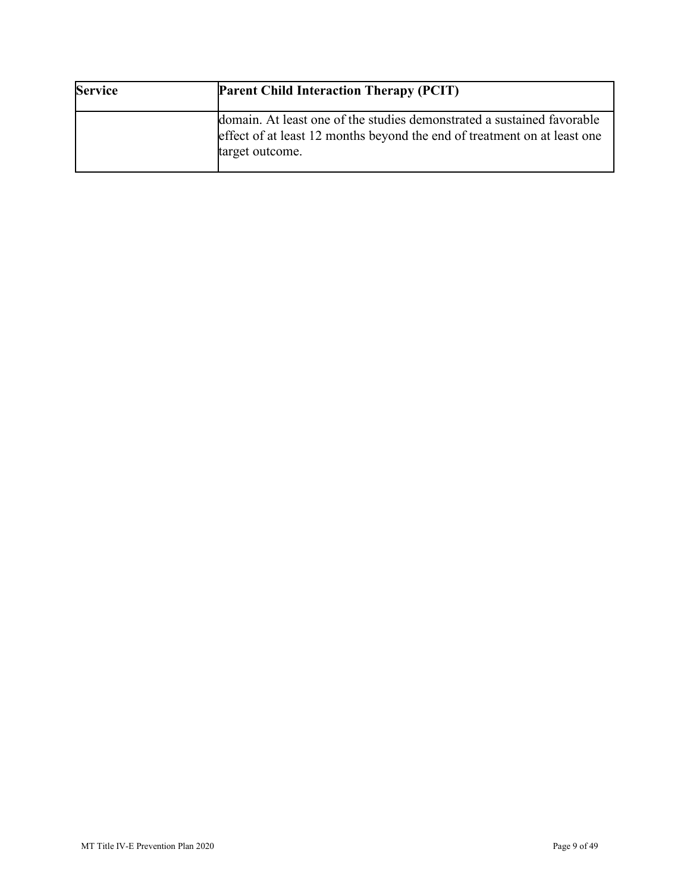| Service | Parent Child Interaction Therapy (PCIT) |
| --- | --- |
| | domain. At least one of the studies demonstrated a sustained favorable effect of at least 12 months beyond the end of treatment on at least one target outcome. |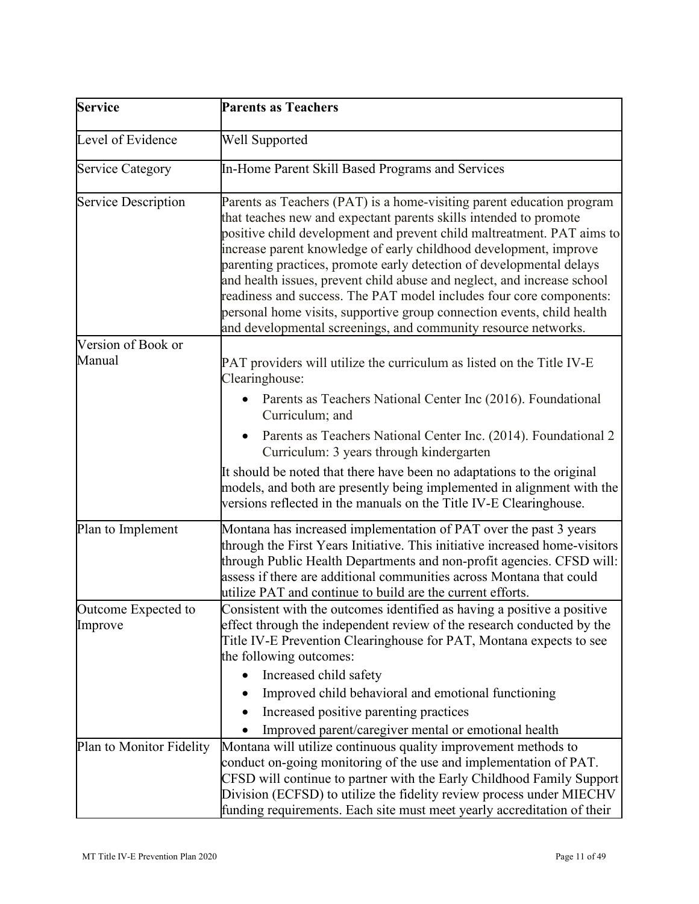| Service | Parents as Teachers |
|---|---|
| Level of Evidence | Well Supported |
| Service Category | In-Home Parent Skill Based Programs and Services |
| Service Description | Parents as Teachers (PAT) is a home-visiting parent education program that teaches new and expectant parents skills intended to promote positive child development and prevent child maltreatment. PAT aims to increase parent knowledge of early childhood development, improve parenting practices, promote early detection of developmental delays and health issues, prevent child abuse and neglect, and increase school readiness and success. The PAT model includes four core components: personal home visits, supportive group connection events, child health and developmental screenings, and community resource networks. |
| Version of Book or Manual | PAT providers will utilize the curriculum as listed on the Title IV-E Clearinghouse:<br>• Parents as Teachers National Center Inc (2016). Foundational Curriculum; and<br>• Parents as Teachers National Center Inc. (2014). Foundational 2 Curriculum: 3 years through kindergarten<br>It should be noted that there have been no adaptations to the original models, and both are presently being implemented in alignment with the versions reflected in the manuals on the Title IV-E Clearinghouse. |
| Plan to Implement | Montana has increased implementation of PAT over the past 3 years through the First Years Initiative. This initiative increased home-visitors through Public Health Departments and non-profit agencies. CFSD will: assess if there are additional communities across Montana that could utilize PAT and continue to build are the current efforts. |
| Outcome Expected to Improve | Consistent with the outcomes identified as having a positive a positive effect through the independent review of the research conducted by the Title IV-E Prevention Clearinghouse for PAT, Montana expects to see the following outcomes:<br>• Increased child safety<br>• Improved child behavioral and emotional functioning<br>• Increased positive parenting practices<br>• Improved parent/caregiver mental or emotional health |
| Plan to Monitor Fidelity | Montana will utilize continuous quality improvement methods to conduct on-going monitoring of the use and implementation of PAT. CFSD will continue to partner with the Early Childhood Family Support Division (ECFSD) to utilize the fidelity review process under MIECHV funding requirements. Each site must meet yearly accreditation of their |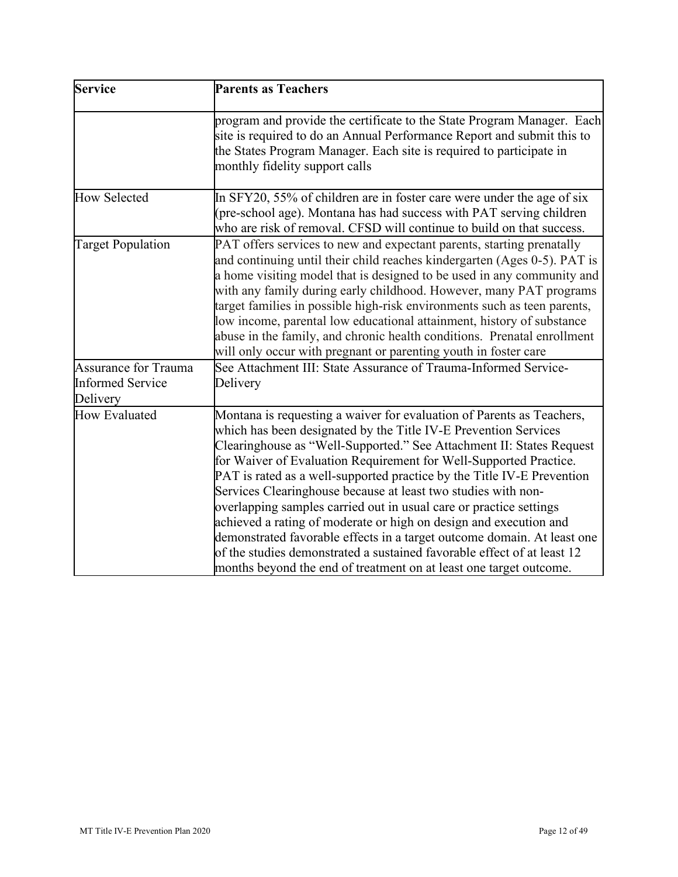| Service | Parents as Teachers |
|---|---|
| | program and provide the certificate to the State Program Manager. Each site is required to do an Annual Performance Report and submit this to the States Program Manager. Each site is required to participate in monthly fidelity support calls |
| How Selected | In SFY20, 55% of children are in foster care were under the age of six (pre-school age). Montana has had success with PAT serving children who are risk of removal. CFSD will continue to build on that success. |
| Target Population | PAT offers services to new and expectant parents, starting prenatally and continuing until their child reaches kindergarten (Ages 0-5). PAT is a home visiting model that is designed to be used in any community and with any family during early childhood. However, many PAT programs target families in possible high-risk environments such as teen parents, low income, parental low educational attainment, history of substance abuse in the family, and chronic health conditions. Prenatal enrollment will only occur with pregnant or parenting youth in foster care |
| Assurance for Trauma Informed Service Delivery | See Attachment III: State Assurance of Trauma-Informed Service-Delivery |
| How Evaluated | Montana is requesting a waiver for evaluation of Parents as Teachers, which has been designated by the Title IV-E Prevention Services Clearinghouse as "Well-Supported." See Attachment II: States Request for Waiver of Evaluation Requirement for Well-Supported Practice. PAT is rated as a well-supported practice by the Title IV-E Prevention Services Clearinghouse because at least two studies with non-overlapping samples carried out in usual care or practice settings achieved a rating of moderate or high on design and execution and demonstrated favorable effects in a target outcome domain. At least one of the studies demonstrated a sustained favorable effect of at least 12 months beyond the end of treatment on at least one target outcome. |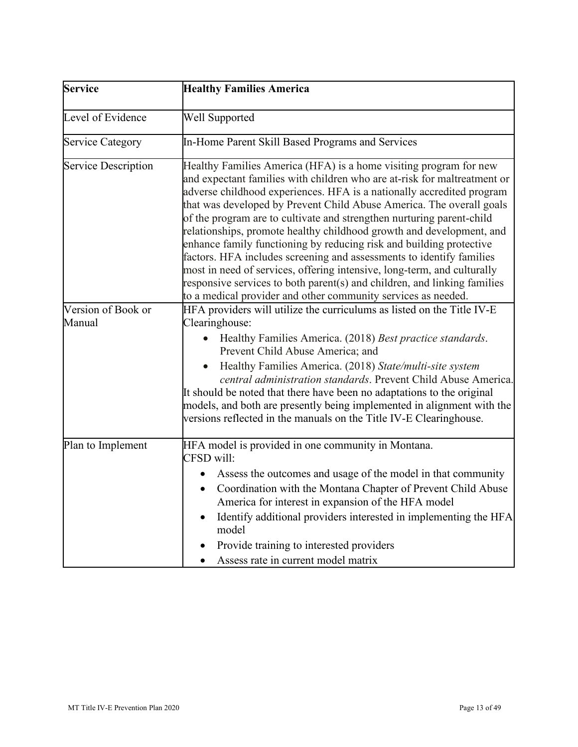| Service | Healthy Families America |
|---|---|
| Level of Evidence | Well Supported |
| Service Category | In-Home Parent Skill Based Programs and Services |
| Service Description | Healthy Families America (HFA) is a home visiting program for new and expectant families with children who are at-risk for maltreatment or adverse childhood experiences. HFA is a nationally accredited program that was developed by Prevent Child Abuse America. The overall goals of the program are to cultivate and strengthen nurturing parent-child relationships, promote healthy childhood growth and development, and enhance family functioning by reducing risk and building protective factors. HFA includes screening and assessments to identify families most in need of services, offering intensive, long-term, and culturally responsive services to both parent(s) and children, and linking families to a medical provider and other community services as needed. |
| Version of Book or Manual | HFA providers will utilize the curriculums as listed on the Title IV-E Clearinghouse:<br>• Healthy Families America. (2018) *Best practice standards*. Prevent Child Abuse America; and<br>• Healthy Families America. (2018) *State/multi-site system central administration standards*. Prevent Child Abuse America.<br>It should be noted that there have been no adaptations to the original models, and both are presently being implemented in alignment with the versions reflected in the manuals on the Title IV-E Clearinghouse. |
| Plan to Implement | HFA model is provided in one community in Montana.<br>CFSD will:<br>• Assess the outcomes and usage of the model in that community<br>• Coordination with the Montana Chapter of Prevent Child Abuse America for interest in expansion of the HFA model<br>• Identify additional providers interested in implementing the HFA model<br>• Provide training to interested providers<br>• Assess rate in current model matrix |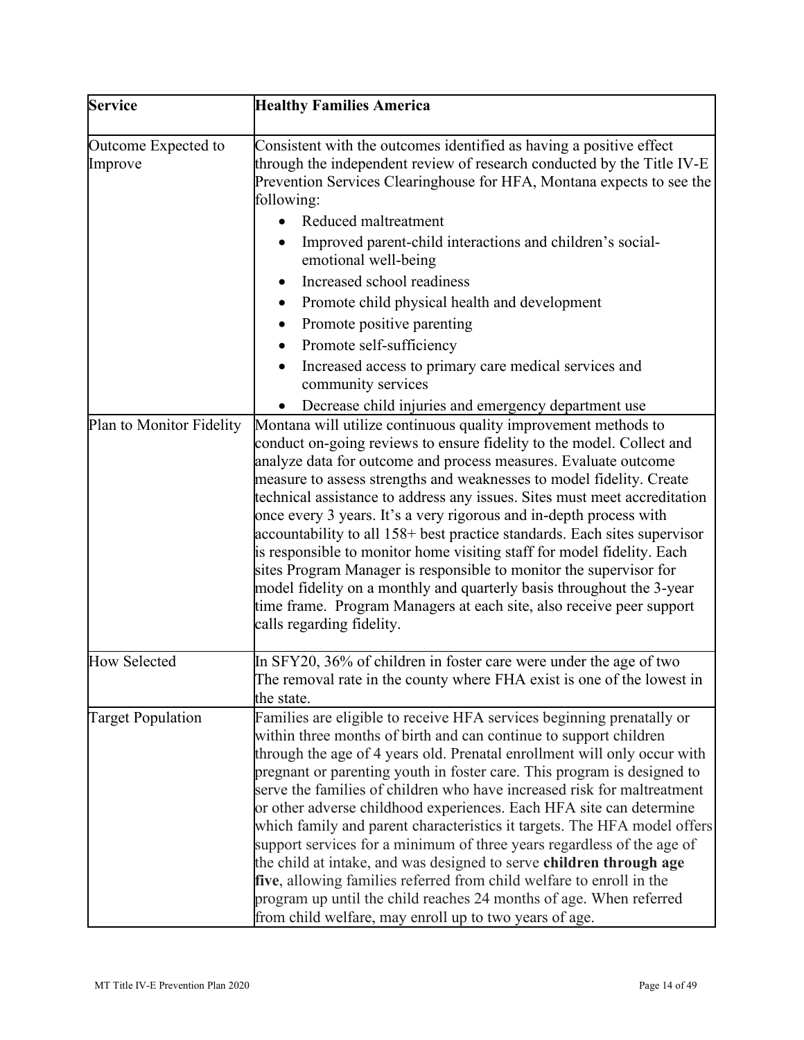| Service | Healthy Families America |
|---|---|
| Outcome Expected to Improve | Consistent with the outcomes identified as having a positive effect through the independent review of research conducted by the Title IV-E Prevention Services Clearinghouse for HFA, Montana expects to see the following:<br>• Reduced maltreatment<br>• Improved parent-child interactions and children's social-emotional well-being<br>• Increased school readiness<br>• Promote child physical health and development<br>• Promote positive parenting<br>• Promote self-sufficiency<br>• Increased access to primary care medical services and community services<br>• Decrease child injuries and emergency department use |
| Plan to Monitor Fidelity | Montana will utilize continuous quality improvement methods to conduct on-going reviews to ensure fidelity to the model. Collect and analyze data for outcome and process measures. Evaluate outcome measure to assess strengths and weaknesses to model fidelity. Create technical assistance to address any issues. Sites must meet accreditation once every 3 years. It's a very rigorous and in-depth process with accountability to all 158+ best practice standards. Each sites supervisor is responsible to monitor home visiting staff for model fidelity. Each sites Program Manager is responsible to monitor the supervisor for model fidelity on a monthly and quarterly basis throughout the 3-year time frame. Program Managers at each site, also receive peer support calls regarding fidelity. |
| How Selected | In SFY20, 36% of children in foster care were under the age of two The removal rate in the county where FHA exist is one of the lowest in the state. |
| Target Population | Families are eligible to receive HFA services beginning prenatally or within three months of birth and can continue to support children through the age of 4 years old. Prenatal enrollment will only occur with pregnant or parenting youth in foster care. This program is designed to serve the families of children who have increased risk for maltreatment or other adverse childhood experiences. Each HFA site can determine which family and parent characteristics it targets. The HFA model offers support services for a minimum of three years regardless of the age of the child at intake, and was designed to serve **children through age five**, allowing families referred from child welfare to enroll in the program up until the child reaches 24 months of age. When referred from child welfare, may enroll up to two years of age. |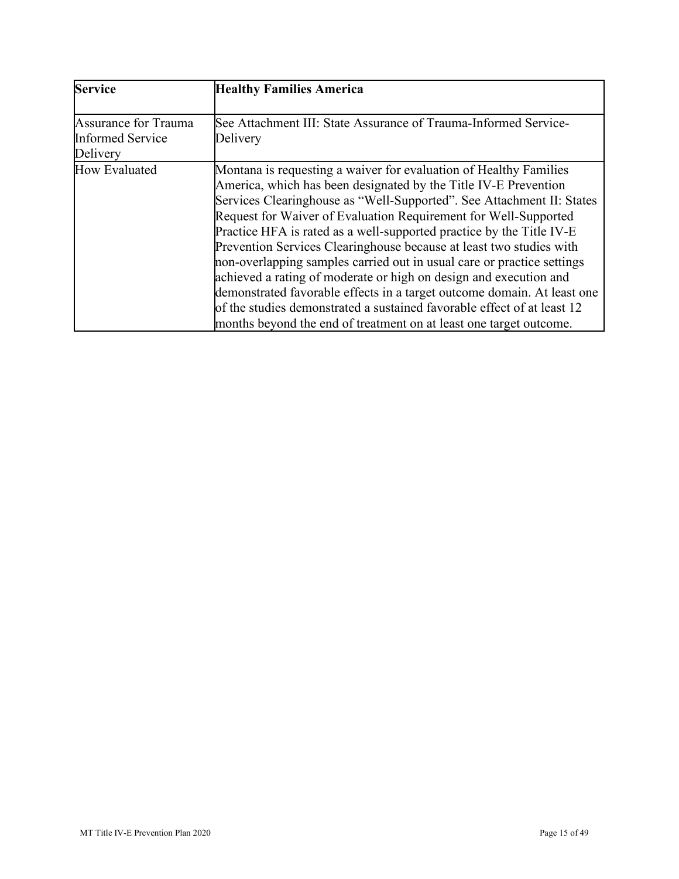| **Service** | **Healthy Families America** |
| --- | --- |
| Assurance for Trauma Informed Service Delivery | See Attachment III: State Assurance of Trauma-Informed Service-Delivery |
| How Evaluated | Montana is requesting a waiver for evaluation of Healthy Families America, which has been designated by the Title IV-E Prevention Services Clearinghouse as "Well-Supported". See Attachment II: States Request for Waiver of Evaluation Requirement for Well-Supported Practice HFA is rated as a well-supported practice by the Title IV-E Prevention Services Clearinghouse because at least two studies with non-overlapping samples carried out in usual care or practice settings achieved a rating of moderate or high on design and execution and demonstrated favorable effects in a target outcome domain. At least one of the studies demonstrated a sustained favorable effect of at least 12 months beyond the end of treatment on at least one target outcome. |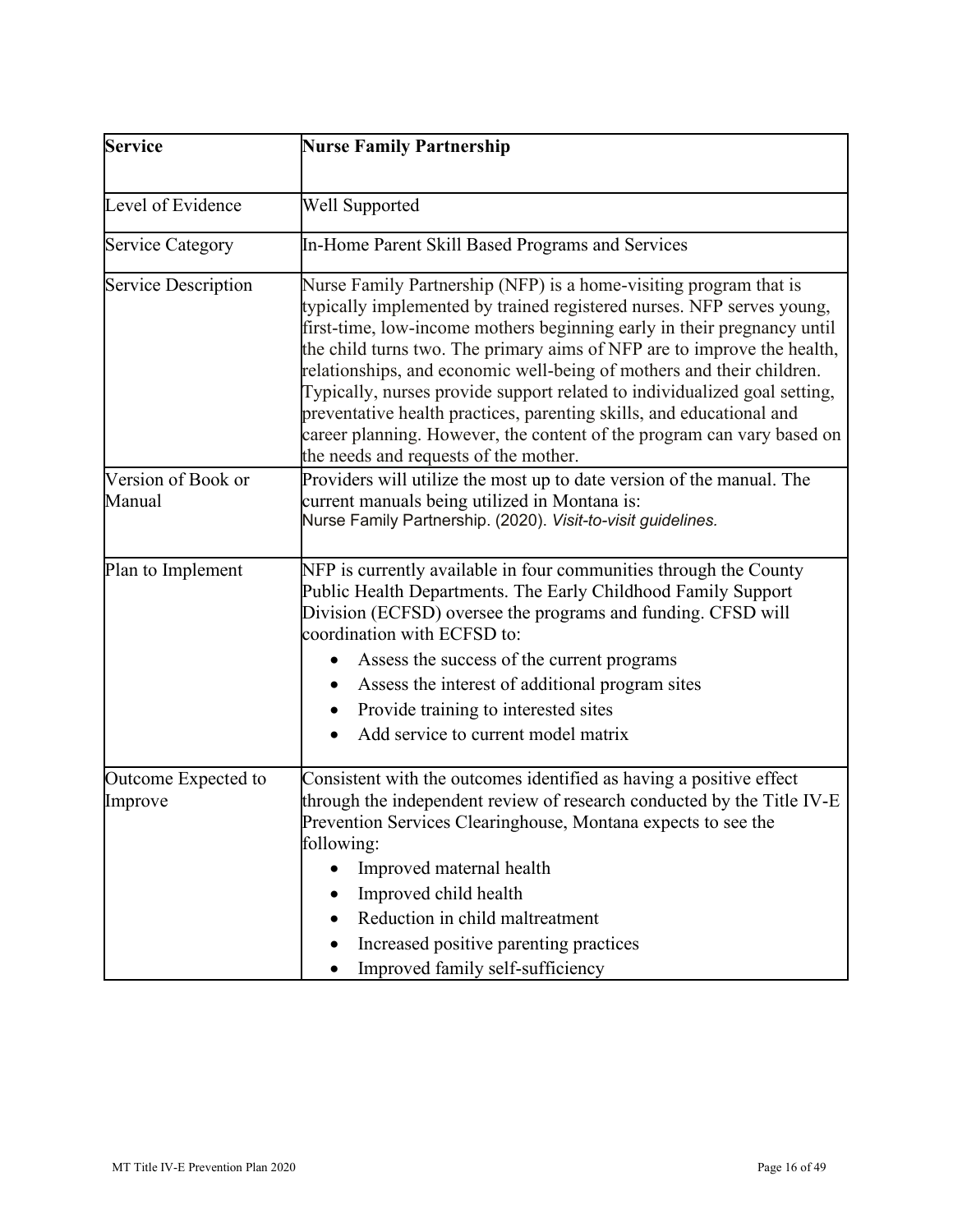| **Service** | **Nurse Family Partnership** |
|---|---|
| Level of Evidence | Well Supported |
| Service Category | In-Home Parent Skill Based Programs and Services |
| Service Description | Nurse Family Partnership (NFP) is a home-visiting program that is typically implemented by trained registered nurses. NFP serves young, first-time, low-income mothers beginning early in their pregnancy until the child turns two. The primary aims of NFP are to improve the health, relationships, and economic well-being of mothers and their children. Typically, nurses provide support related to individualized goal setting, preventative health practices, parenting skills, and educational and career planning. However, the content of the program can vary based on the needs and requests of the mother. |
| Version of Book or Manual | Providers will utilize the most up to date version of the manual. The current manuals being utilized in Montana is:<br>Nurse Family Partnership. (2020). *Visit-to-visit guidelines.* |
| Plan to Implement | NFP is currently available in four communities through the County Public Health Departments. The Early Childhood Family Support Division (ECFSD) oversee the programs and funding. CFSD will coordination with ECFSD to:<br>• Assess the success of the current programs<br>• Assess the interest of additional program sites<br>• Provide training to interested sites<br>• Add service to current model matrix |
| Outcome Expected to Improve | Consistent with the outcomes identified as having a positive effect through the independent review of research conducted by the Title IV-E Prevention Services Clearinghouse, Montana expects to see the following:<br>• Improved maternal health<br>• Improved child health<br>• Reduction in child maltreatment<br>• Increased positive parenting practices<br>• Improved family self-sufficiency |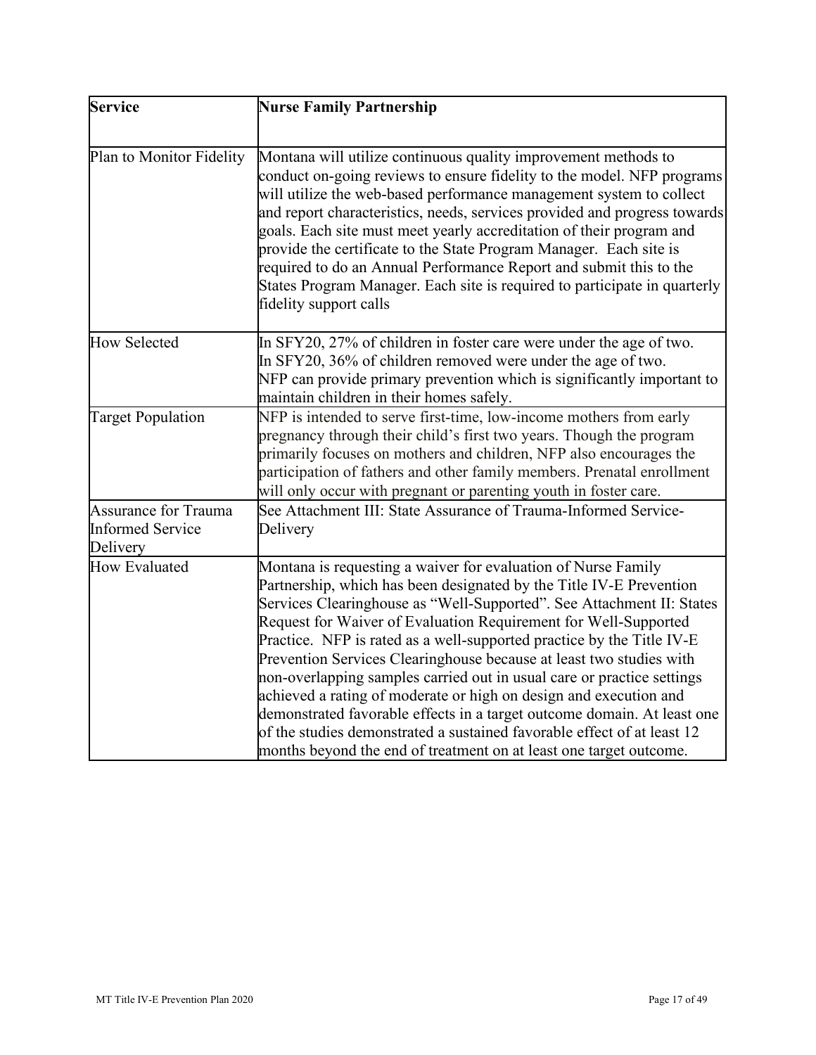| **Service** | **Nurse Family Partnership** |
| --- | --- |
| Plan to Monitor Fidelity | Montana will utilize continuous quality improvement methods to conduct on-going reviews to ensure fidelity to the model. NFP programs will utilize the web-based performance management system to collect and report characteristics, needs, services provided and progress towards goals. Each site must meet yearly accreditation of their program and provide the certificate to the State Program Manager. Each site is required to do an Annual Performance Report and submit this to the States Program Manager. Each site is required to participate in quarterly fidelity support calls |
| How Selected | In SFY20, 27% of children in foster care were under the age of two.<br>In SFY20, 36% of children removed were under the age of two.<br>NFP can provide primary prevention which is significantly important to maintain children in their homes safely. |
| Target Population | NFP is intended to serve first-time, low-income mothers from early pregnancy through their child's first two years. Though the program primarily focuses on mothers and children, NFP also encourages the participation of fathers and other family members. Prenatal enrollment will only occur with pregnant or parenting youth in foster care. |
| Assurance for Trauma Informed Service Delivery | See Attachment III: State Assurance of Trauma-Informed Service-Delivery |
| How Evaluated | Montana is requesting a waiver for evaluation of Nurse Family Partnership, which has been designated by the Title IV-E Prevention Services Clearinghouse as "Well-Supported". See Attachment II: States Request for Waiver of Evaluation Requirement for Well-Supported Practice. NFP is rated as a well-supported practice by the Title IV-E Prevention Services Clearinghouse because at least two studies with non-overlapping samples carried out in usual care or practice settings achieved a rating of moderate or high on design and execution and demonstrated favorable effects in a target outcome domain. At least one of the studies demonstrated a sustained favorable effect of at least 12 months beyond the end of treatment on at least one target outcome. |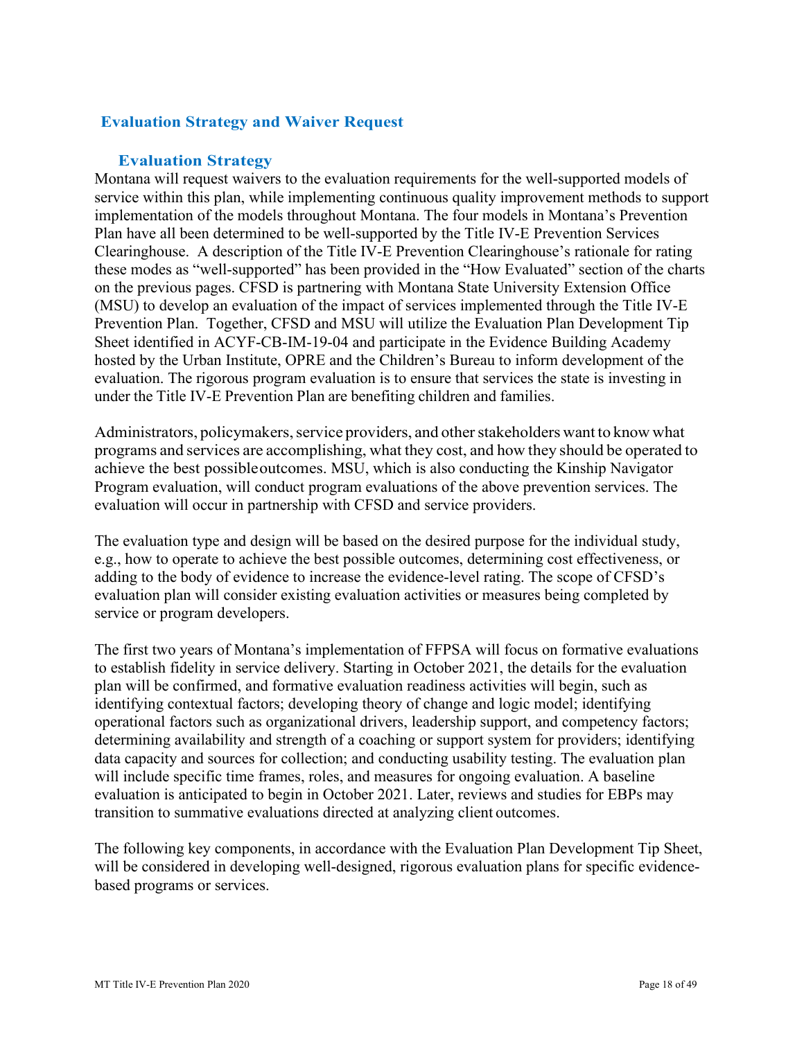## Evaluation Strategy and Waiver Request

### Evaluation Strategy

Montana will request waivers to the evaluation requirements for the well-supported models of service within this plan, while implementing continuous quality improvement methods to support implementation of the models throughout Montana. The four models in Montana's Prevention Plan have all been determined to be well-supported by the Title IV-E Prevention Services Clearinghouse. A description of the Title IV-E Prevention Clearinghouse's rationale for rating these modes as "well-supported" has been provided in the "How Evaluated" section of the charts on the previous pages. CFSD is partnering with Montana State University Extension Office (MSU) to develop an evaluation of the impact of services implemented through the Title IV-E Prevention Plan. Together, CFSD and MSU will utilize the Evaluation Plan Development Tip Sheet identified in ACYF-CB-IM-19-04 and participate in the Evidence Building Academy hosted by the Urban Institute, OPRE and the Children's Bureau to inform development of the evaluation. The rigorous program evaluation is to ensure that services the state is investing in under the Title IV-E Prevention Plan are benefiting children and families.

Administrators, policymakers, service providers, and other stakeholders want to know what programs and services are accomplishing, what they cost, and how they should be operated to achieve the best possible outcomes. MSU, which is also conducting the Kinship Navigator Program evaluation, will conduct program evaluations of the above prevention services. The evaluation will occur in partnership with CFSD and service providers.

The evaluation type and design will be based on the desired purpose for the individual study, e.g., how to operate to achieve the best possible outcomes, determining cost effectiveness, or adding to the body of evidence to increase the evidence-level rating. The scope of CFSD's evaluation plan will consider existing evaluation activities or measures being completed by service or program developers.

The first two years of Montana's implementation of FFPSA will focus on formative evaluations to establish fidelity in service delivery. Starting in October 2021, the details for the evaluation plan will be confirmed, and formative evaluation readiness activities will begin, such as identifying contextual factors; developing theory of change and logic model; identifying operational factors such as organizational drivers, leadership support, and competency factors; determining availability and strength of a coaching or support system for providers; identifying data capacity and sources for collection; and conducting usability testing. The evaluation plan will include specific time frames, roles, and measures for ongoing evaluation. A baseline evaluation is anticipated to begin in October 2021. Later, reviews and studies for EBPs may transition to summative evaluations directed at analyzing client outcomes.

The following key components, in accordance with the Evaluation Plan Development Tip Sheet, will be considered in developing well-designed, rigorous evaluation plans for specific evidence-based programs or services.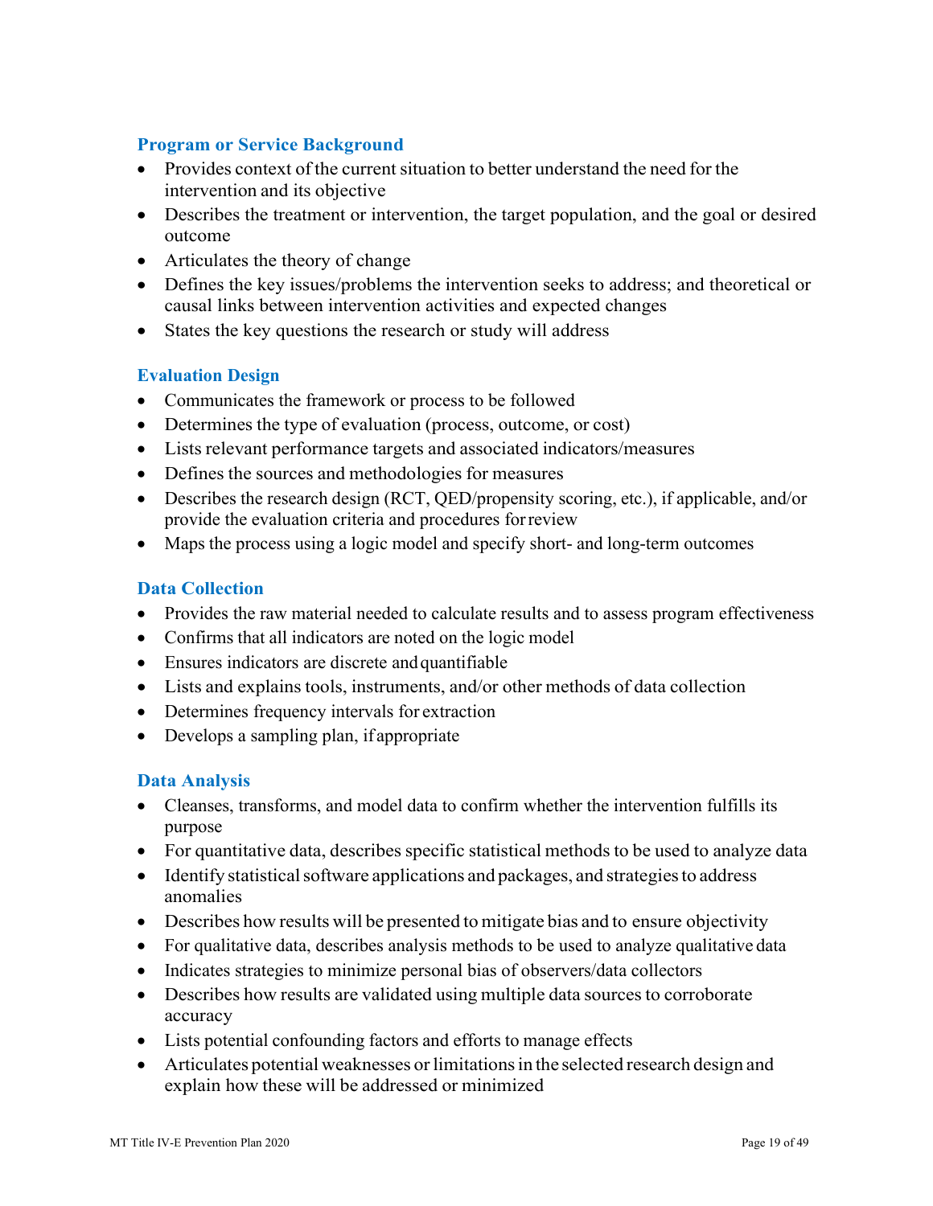### Program or Service Background

- Provides context of the current situation to better understand the need for the intervention and its objective
- Describes the treatment or intervention, the target population, and the goal or desired outcome
- Articulates the theory of change
- Defines the key issues/problems the intervention seeks to address; and theoretical or causal links between intervention activities and expected changes
- States the key questions the research or study will address

### Evaluation Design

- Communicates the framework or process to be followed
- Determines the type of evaluation (process, outcome, or cost)
- Lists relevant performance targets and associated indicators/measures
- Defines the sources and methodologies for measures
- Describes the research design (RCT, QED/propensity scoring, etc.), if applicable, and/or provide the evaluation criteria and procedures for review
- Maps the process using a logic model and specify short- and long-term outcomes

### Data Collection

- Provides the raw material needed to calculate results and to assess program effectiveness
- Confirms that all indicators are noted on the logic model
- Ensures indicators are discrete and quantifiable
- Lists and explains tools, instruments, and/or other methods of data collection
- Determines frequency intervals for extraction
- Develops a sampling plan, if appropriate

### Data Analysis

- Cleanses, transforms, and model data to confirm whether the intervention fulfills its purpose
- For quantitative data, describes specific statistical methods to be used to analyze data
- Identify statistical software applications and packages, and strategies to address anomalies
- Describes how results will be presented to mitigate bias and to ensure objectivity
- For qualitative data, describes analysis methods to be used to analyze qualitative data
- Indicates strategies to minimize personal bias of observers/data collectors
- Describes how results are validated using multiple data sources to corroborate accuracy
- Lists potential confounding factors and efforts to manage effects
- Articulates potential weaknesses or limitations in the selected research design and explain how these will be addressed or minimized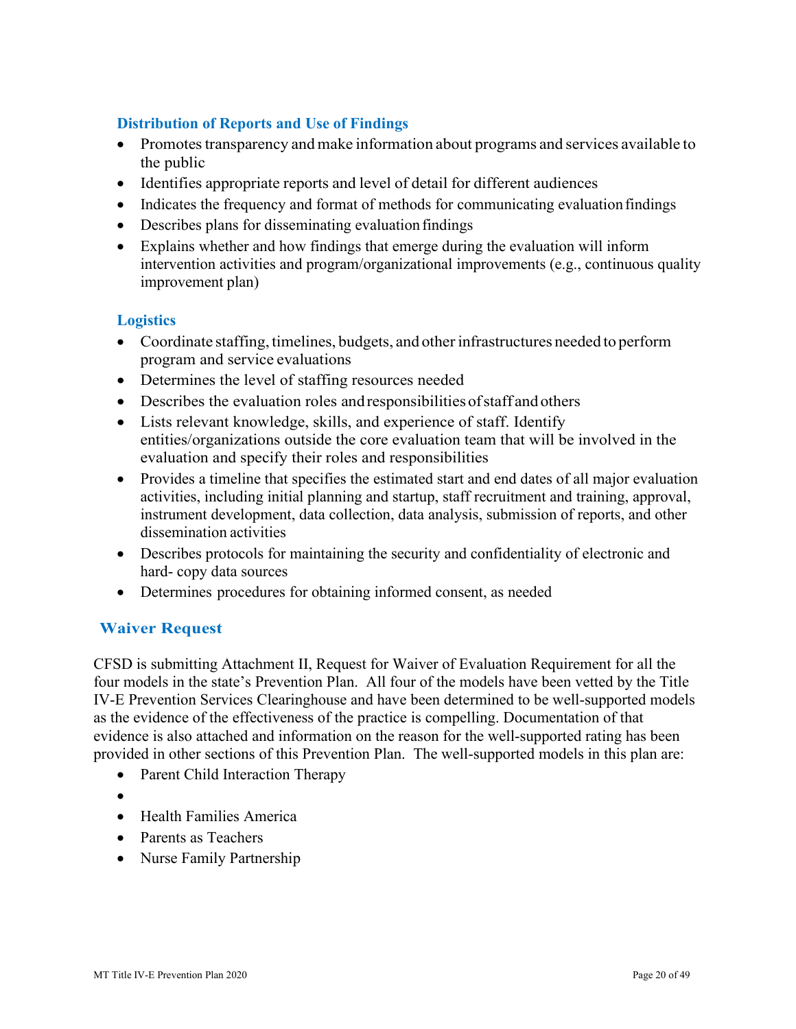### Distribution of Reports and Use of Findings

- Promotes transparency and make information about programs and services available to the public
- Identifies appropriate reports and level of detail for different audiences
- Indicates the frequency and format of methods for communicating evaluation findings
- Describes plans for disseminating evaluation findings
- Explains whether and how findings that emerge during the evaluation will inform intervention activities and program/organizational improvements (e.g., continuous quality improvement plan)

### Logistics

- Coordinate staffing, timelines, budgets, and other infrastructures needed to perform program and service evaluations
- Determines the level of staffing resources needed
- Describes the evaluation roles and responsibilities of staff and others
- Lists relevant knowledge, skills, and experience of staff. Identify entities/organizations outside the core evaluation team that will be involved in the evaluation and specify their roles and responsibilities
- Provides a timeline that specifies the estimated start and end dates of all major evaluation activities, including initial planning and startup, staff recruitment and training, approval, instrument development, data collection, data analysis, submission of reports, and other dissemination activities
- Describes protocols for maintaining the security and confidentiality of electronic and hard- copy data sources
- Determines procedures for obtaining informed consent, as needed

## Waiver Request

CFSD is submitting Attachment II, Request for Waiver of Evaluation Requirement for all the four models in the state's Prevention Plan. All four of the models have been vetted by the Title IV-E Prevention Services Clearinghouse and have been determined to be well-supported models as the evidence of the effectiveness of the practice is compelling. Documentation of that evidence is also attached and information on the reason for the well-supported rating has been provided in other sections of this Prevention Plan. The well-supported models in this plan are:

- Parent Child Interaction Therapy
- 
- Health Families America
- Parents as Teachers
- Nurse Family Partnership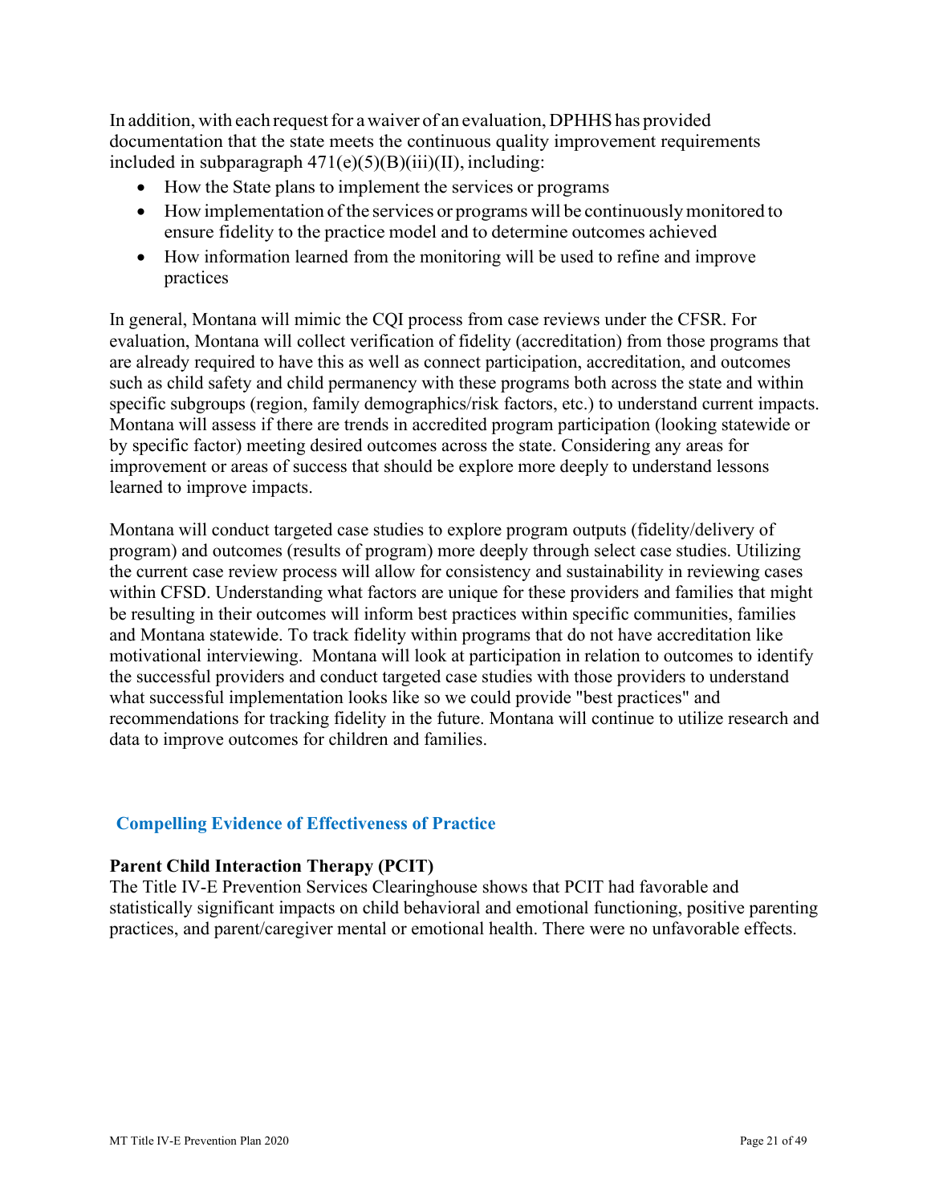In addition, with each request for a waiver of an evaluation, DPHHS has provided documentation that the state meets the continuous quality improvement requirements included in subparagraph 471(e)(5)(B)(iii)(II), including:

- How the State plans to implement the services or programs
- How implementation of the services or programs will be continuously monitored to ensure fidelity to the practice model and to determine outcomes achieved
- How information learned from the monitoring will be used to refine and improve practices

In general, Montana will mimic the CQI process from case reviews under the CFSR. For evaluation, Montana will collect verification of fidelity (accreditation) from those programs that are already required to have this as well as connect participation, accreditation, and outcomes such as child safety and child permanency with these programs both across the state and within specific subgroups (region, family demographics/risk factors, etc.) to understand current impacts. Montana will assess if there are trends in accredited program participation (looking statewide or by specific factor) meeting desired outcomes across the state. Considering any areas for improvement or areas of success that should be explore more deeply to understand lessons learned to improve impacts.

Montana will conduct targeted case studies to explore program outputs (fidelity/delivery of program) and outcomes (results of program) more deeply through select case studies. Utilizing the current case review process will allow for consistency and sustainability in reviewing cases within CFSD. Understanding what factors are unique for these providers and families that might be resulting in their outcomes will inform best practices within specific communities, families and Montana statewide. To track fidelity within programs that do not have accreditation like motivational interviewing. Montana will look at participation in relation to outcomes to identify the successful providers and conduct targeted case studies with those providers to understand what successful implementation looks like so we could provide "best practices" and recommendations for tracking fidelity in the future. Montana will continue to utilize research and data to improve outcomes for children and families.

## Compelling Evidence of Effectiveness of Practice

### Parent Child Interaction Therapy (PCIT)

The Title IV-E Prevention Services Clearinghouse shows that PCIT had favorable and statistically significant impacts on child behavioral and emotional functioning, positive parenting practices, and parent/caregiver mental or emotional health. There were no unfavorable effects.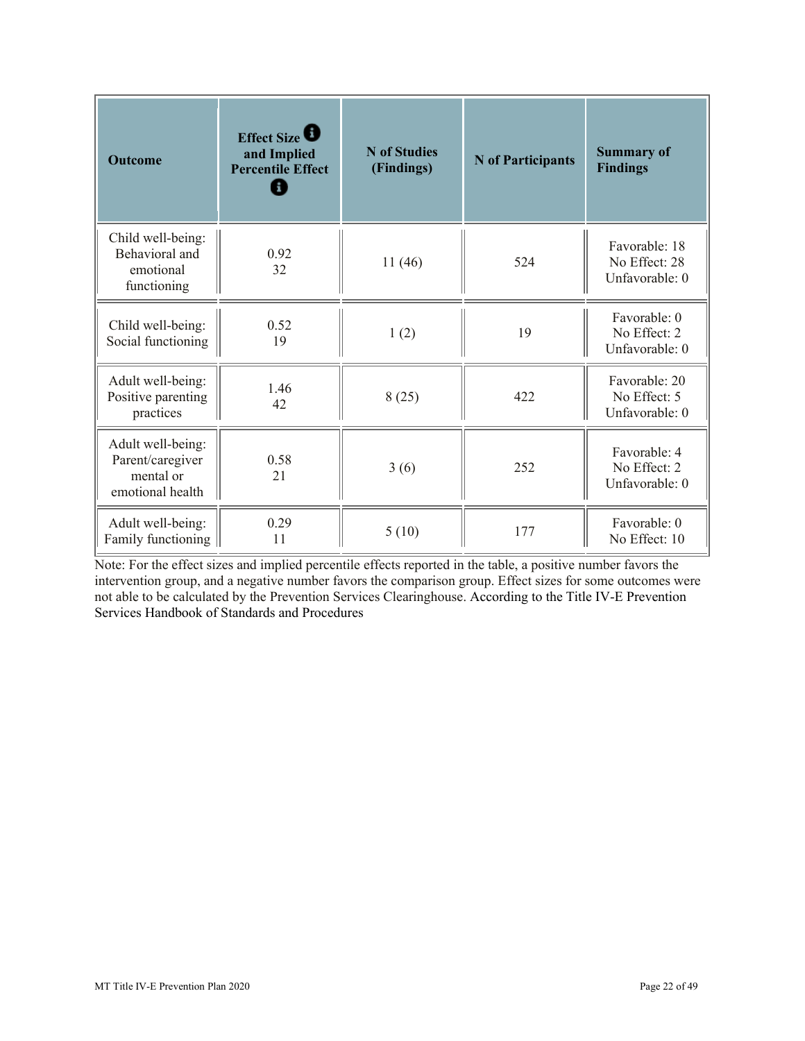| Outcome | Effect Size and Implied Percentile Effect | N of Studies (Findings) | N of Participants | Summary of Findings |
| --- | --- | --- | --- | --- |
| Child well-being: Behavioral and emotional functioning | 0.92<br>32 | 11 (46) | 524 | Favorable: 18<br>No Effect: 28<br>Unfavorable: 0 |
| Child well-being: Social functioning | 0.52<br>19 | 1 (2) | 19 | Favorable: 0<br>No Effect: 2<br>Unfavorable: 0 |
| Adult well-being: Positive parenting practices | 1.46<br>42 | 8 (25) | 422 | Favorable: 20<br>No Effect: 5<br>Unfavorable: 0 |
| Adult well-being: Parent/caregiver mental or emotional health | 0.58<br>21 | 3 (6) | 252 | Favorable: 4<br>No Effect: 2<br>Unfavorable: 0 |
| Adult well-being: Family functioning | 0.29<br>11 | 5 (10) | 177 | Favorable: 0<br>No Effect: 10 |

Note: For the effect sizes and implied percentile effects reported in the table, a positive number favors the intervention group, and a negative number favors the comparison group. Effect sizes for some outcomes were not able to be calculated by the Prevention Services Clearinghouse. According to the Title IV-E Prevention Services Handbook of Standards and Procedures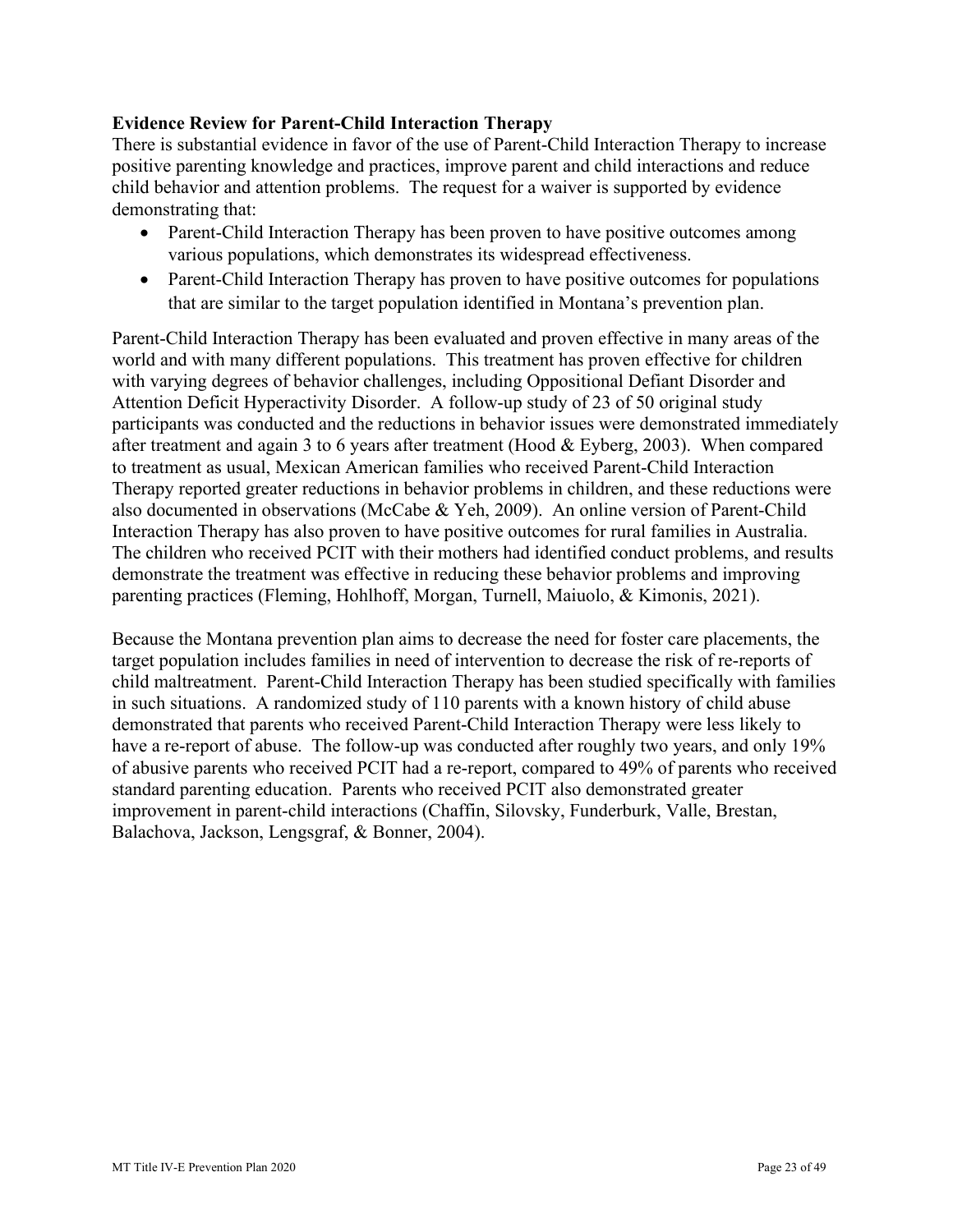**Evidence Review for Parent-Child Interaction Therapy**

There is substantial evidence in favor of the use of Parent-Child Interaction Therapy to increase positive parenting knowledge and practices, improve parent and child interactions and reduce child behavior and attention problems. The request for a waiver is supported by evidence demonstrating that:

- Parent-Child Interaction Therapy has been proven to have positive outcomes among various populations, which demonstrates its widespread effectiveness.
- Parent-Child Interaction Therapy has proven to have positive outcomes for populations that are similar to the target population identified in Montana's prevention plan.

Parent-Child Interaction Therapy has been evaluated and proven effective in many areas of the world and with many different populations. This treatment has proven effective for children with varying degrees of behavior challenges, including Oppositional Defiant Disorder and Attention Deficit Hyperactivity Disorder. A follow-up study of 23 of 50 original study participants was conducted and the reductions in behavior issues were demonstrated immediately after treatment and again 3 to 6 years after treatment (Hood & Eyberg, 2003). When compared to treatment as usual, Mexican American families who received Parent-Child Interaction Therapy reported greater reductions in behavior problems in children, and these reductions were also documented in observations (McCabe & Yeh, 2009). An online version of Parent-Child Interaction Therapy has also proven to have positive outcomes for rural families in Australia. The children who received PCIT with their mothers had identified conduct problems, and results demonstrate the treatment was effective in reducing these behavior problems and improving parenting practices (Fleming, Hohlhoff, Morgan, Turnell, Maiuolo, & Kimonis, 2021).

Because the Montana prevention plan aims to decrease the need for foster care placements, the target population includes families in need of intervention to decrease the risk of re-reports of child maltreatment. Parent-Child Interaction Therapy has been studied specifically with families in such situations. A randomized study of 110 parents with a known history of child abuse demonstrated that parents who received Parent-Child Interaction Therapy were less likely to have a re-report of abuse. The follow-up was conducted after roughly two years, and only 19% of abusive parents who received PCIT had a re-report, compared to 49% of parents who received standard parenting education. Parents who received PCIT also demonstrated greater improvement in parent-child interactions (Chaffin, Silovsky, Funderburk, Valle, Brestan, Balachova, Jackson, Lengsgraf, & Bonner, 2004).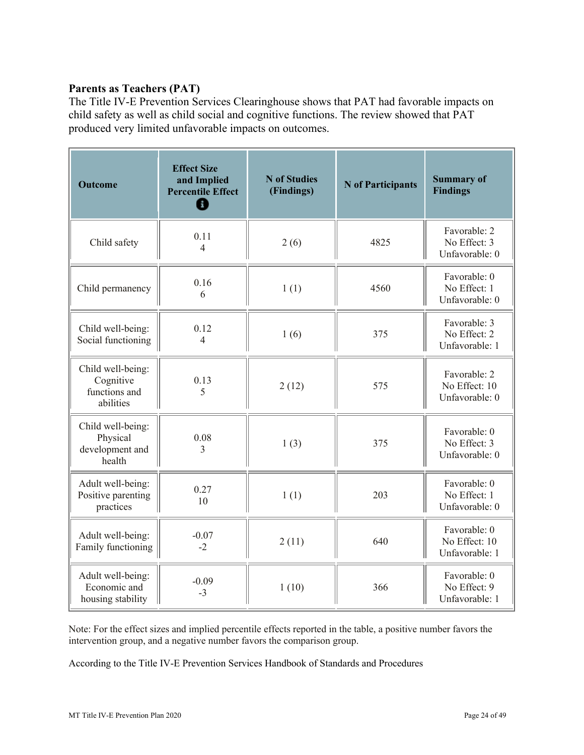**Parents as Teachers (PAT)**

The Title IV-E Prevention Services Clearinghouse shows that PAT had favorable impacts on child safety as well as child social and cognitive functions. The review showed that PAT produced very limited unfavorable impacts on outcomes.

| Outcome | Effect Size and Implied Percentile Effect | N of Studies (Findings) | N of Participants | Summary of Findings |
|---|---|---|---|---|
| Child safety | 0.11<br>4 | 2 (6) | 4825 | Favorable: 2<br>No Effect: 3<br>Unfavorable: 0 |
| Child permanency | 0.16<br>6 | 1 (1) | 4560 | Favorable: 0<br>No Effect: 1<br>Unfavorable: 0 |
| Child well-being: Social functioning | 0.12<br>4 | 1 (6) | 375 | Favorable: 3<br>No Effect: 2<br>Unfavorable: 1 |
| Child well-being: Cognitive functions and abilities | 0.13<br>5 | 2 (12) | 575 | Favorable: 2<br>No Effect: 10<br>Unfavorable: 0 |
| Child well-being: Physical development and health | 0.08<br>3 | 1 (3) | 375 | Favorable: 0<br>No Effect: 3<br>Unfavorable: 0 |
| Adult well-being: Positive parenting practices | 0.27<br>10 | 1 (1) | 203 | Favorable: 0<br>No Effect: 1<br>Unfavorable: 0 |
| Adult well-being: Family functioning | -0.07<br>-2 | 2 (11) | 640 | Favorable: 0<br>No Effect: 10<br>Unfavorable: 1 |
| Adult well-being: Economic and housing stability | -0.09<br>-3 | 1 (10) | 366 | Favorable: 0<br>No Effect: 9<br>Unfavorable: 1 |

Note: For the effect sizes and implied percentile effects reported in the table, a positive number favors the intervention group, and a negative number favors the comparison group.

According to the Title IV-E Prevention Services Handbook of Standards and Procedures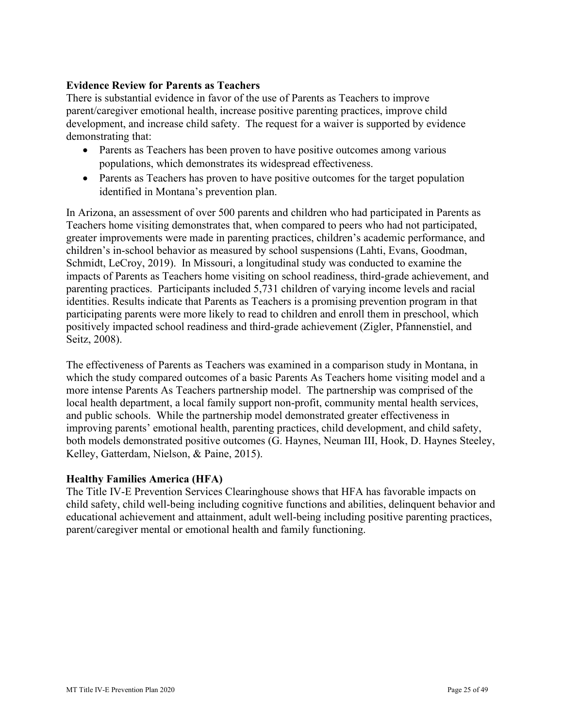**Evidence Review for Parents as Teachers**

There is substantial evidence in favor of the use of Parents as Teachers to improve parent/caregiver emotional health, increase positive parenting practices, improve child development, and increase child safety. The request for a waiver is supported by evidence demonstrating that:

- Parents as Teachers has been proven to have positive outcomes among various populations, which demonstrates its widespread effectiveness.
- Parents as Teachers has proven to have positive outcomes for the target population identified in Montana's prevention plan.

In Arizona, an assessment of over 500 parents and children who had participated in Parents as Teachers home visiting demonstrates that, when compared to peers who had not participated, greater improvements were made in parenting practices, children's academic performance, and children's in-school behavior as measured by school suspensions (Lahti, Evans, Goodman, Schmidt, LeCroy, 2019). In Missouri, a longitudinal study was conducted to examine the impacts of Parents as Teachers home visiting on school readiness, third-grade achievement, and parenting practices. Participants included 5,731 children of varying income levels and racial identities. Results indicate that Parents as Teachers is a promising prevention program in that participating parents were more likely to read to children and enroll them in preschool, which positively impacted school readiness and third-grade achievement (Zigler, Pfannenstiel, and Seitz, 2008).

The effectiveness of Parents as Teachers was examined in a comparison study in Montana, in which the study compared outcomes of a basic Parents As Teachers home visiting model and a more intense Parents As Teachers partnership model. The partnership was comprised of the local health department, a local family support non-profit, community mental health services, and public schools. While the partnership model demonstrated greater effectiveness in improving parents' emotional health, parenting practices, child development, and child safety, both models demonstrated positive outcomes (G. Haynes, Neuman III, Hook, D. Haynes Steeley, Kelley, Gatterdam, Nielson, & Paine, 2015).

**Healthy Families America (HFA)**

The Title IV-E Prevention Services Clearinghouse shows that HFA has favorable impacts on child safety, child well-being including cognitive functions and abilities, delinquent behavior and educational achievement and attainment, adult well-being including positive parenting practices, parent/caregiver mental or emotional health and family functioning.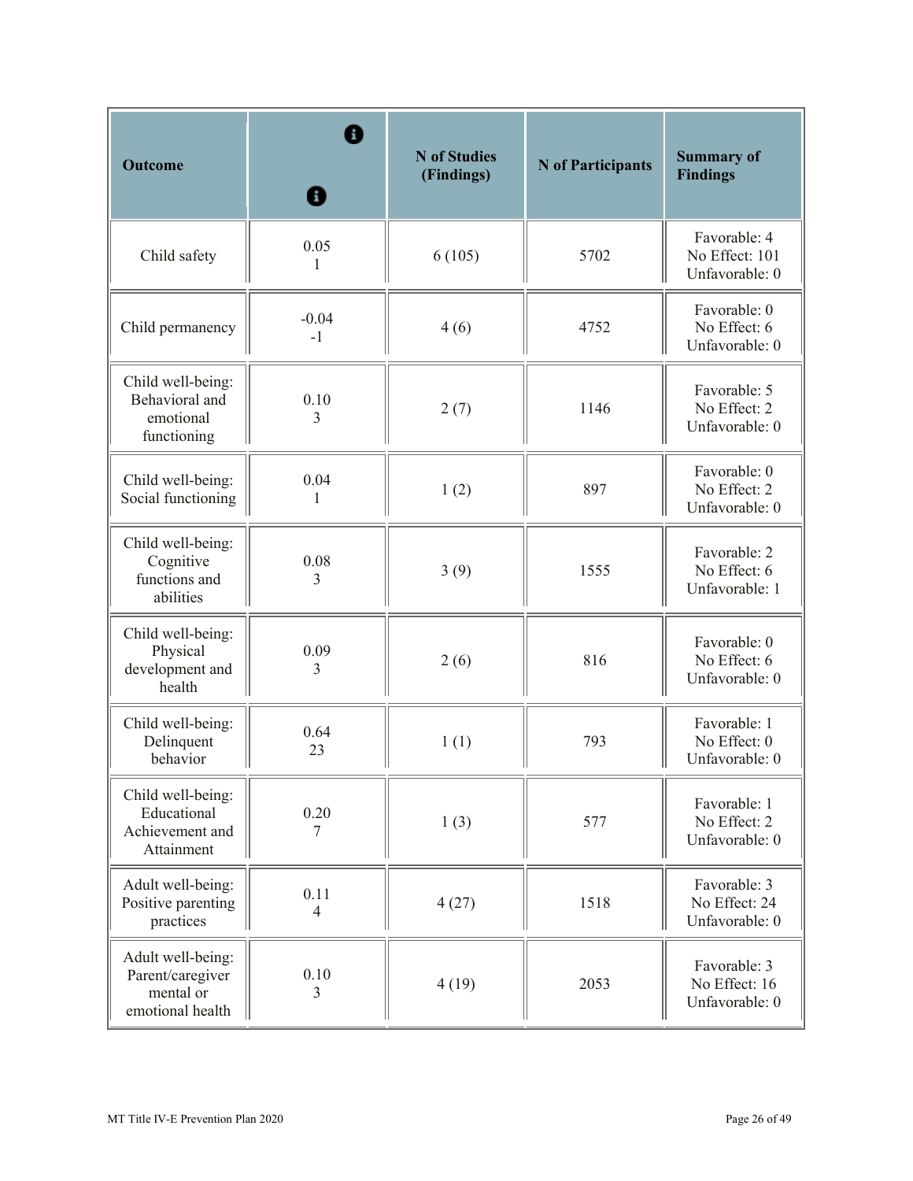| Outcome | | N of Studies (Findings) | N of Participants | Summary of Findings |
|---|---|---|---|---|
| Child safety | 0.05<br>1 | 6 (105) | 5702 | Favorable: 4<br>No Effect: 101<br>Unfavorable: 0 |
| Child permanency | -0.04<br>-1 | 4 (6) | 4752 | Favorable: 0<br>No Effect: 6<br>Unfavorable: 0 |
| Child well-being: Behavioral and emotional functioning | 0.10<br>3 | 2 (7) | 1146 | Favorable: 5<br>No Effect: 2<br>Unfavorable: 0 |
| Child well-being: Social functioning | 0.04<br>1 | 1 (2) | 897 | Favorable: 0<br>No Effect: 2<br>Unfavorable: 0 |
| Child well-being: Cognitive functions and abilities | 0.08<br>3 | 3 (9) | 1555 | Favorable: 2<br>No Effect: 6<br>Unfavorable: 1 |
| Child well-being: Physical development and health | 0.09<br>3 | 2 (6) | 816 | Favorable: 0<br>No Effect: 6<br>Unfavorable: 0 |
| Child well-being: Delinquent behavior | 0.64<br>23 | 1 (1) | 793 | Favorable: 1<br>No Effect: 0<br>Unfavorable: 0 |
| Child well-being: Educational Achievement and Attainment | 0.20<br>7 | 1 (3) | 577 | Favorable: 1<br>No Effect: 2<br>Unfavorable: 0 |
| Adult well-being: Positive parenting practices | 0.11<br>4 | 4 (27) | 1518 | Favorable: 3<br>No Effect: 24<br>Unfavorable: 0 |
| Adult well-being: Parent/caregiver mental or emotional health | 0.10<br>3 | 4 (19) | 2053 | Favorable: 3<br>No Effect: 16<br>Unfavorable: 0 |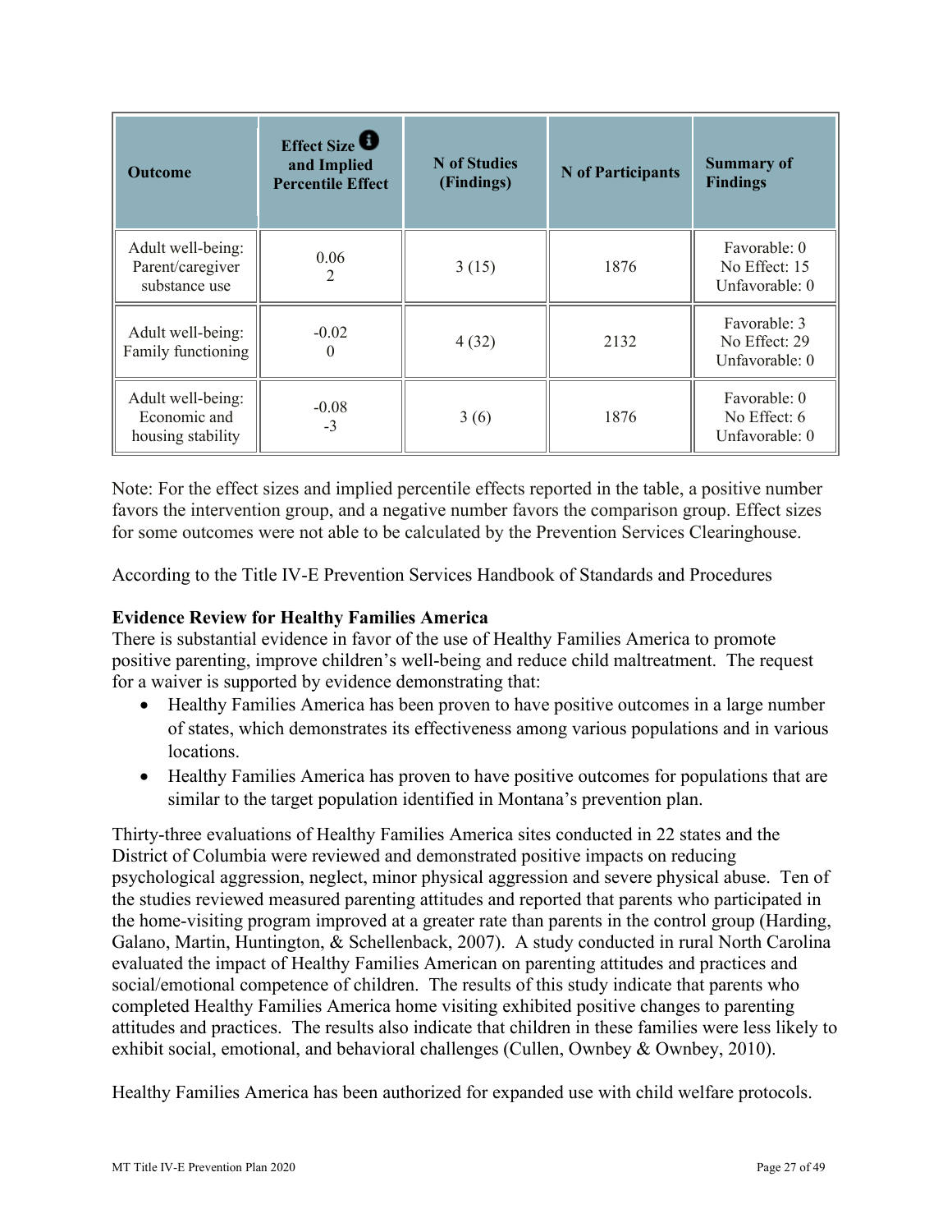| Outcome | Effect Size and Implied Percentile Effect | N of Studies (Findings) | N of Participants | Summary of Findings |
|---|---|---|---|---|
| Adult well-being: Parent/caregiver substance use | 0.06<br>2 | 3 (15) | 1876 | Favorable: 0<br>No Effect: 15<br>Unfavorable: 0 |
| Adult well-being: Family functioning | -0.02<br>0 | 4 (32) | 2132 | Favorable: 3<br>No Effect: 29<br>Unfavorable: 0 |
| Adult well-being: Economic and housing stability | -0.08<br>-3 | 3 (6) | 1876 | Favorable: 0<br>No Effect: 6<br>Unfavorable: 0 |

Note: For the effect sizes and implied percentile effects reported in the table, a positive number favors the intervention group, and a negative number favors the comparison group. Effect sizes for some outcomes were not able to be calculated by the Prevention Services Clearinghouse.

According to the Title IV-E Prevention Services Handbook of Standards and Procedures

**Evidence Review for Healthy Families America**

There is substantial evidence in favor of the use of Healthy Families America to promote positive parenting, improve children's well-being and reduce child maltreatment. The request for a waiver is supported by evidence demonstrating that:

- Healthy Families America has been proven to have positive outcomes in a large number of states, which demonstrates its effectiveness among various populations and in various locations.
- Healthy Families America has proven to have positive outcomes for populations that are similar to the target population identified in Montana's prevention plan.

Thirty-three evaluations of Healthy Families America sites conducted in 22 states and the District of Columbia were reviewed and demonstrated positive impacts on reducing psychological aggression, neglect, minor physical aggression and severe physical abuse. Ten of the studies reviewed measured parenting attitudes and reported that parents who participated in the home-visiting program improved at a greater rate than parents in the control group (Harding, Galano, Martin, Huntington, & Schellenback, 2007). A study conducted in rural North Carolina evaluated the impact of Healthy Families American on parenting attitudes and practices and social/emotional competence of children. The results of this study indicate that parents who completed Healthy Families America home visiting exhibited positive changes to parenting attitudes and practices. The results also indicate that children in these families were less likely to exhibit social, emotional, and behavioral challenges (Cullen, Ownbey & Ownbey, 2010).

Healthy Families America has been authorized for expanded use with child welfare protocols.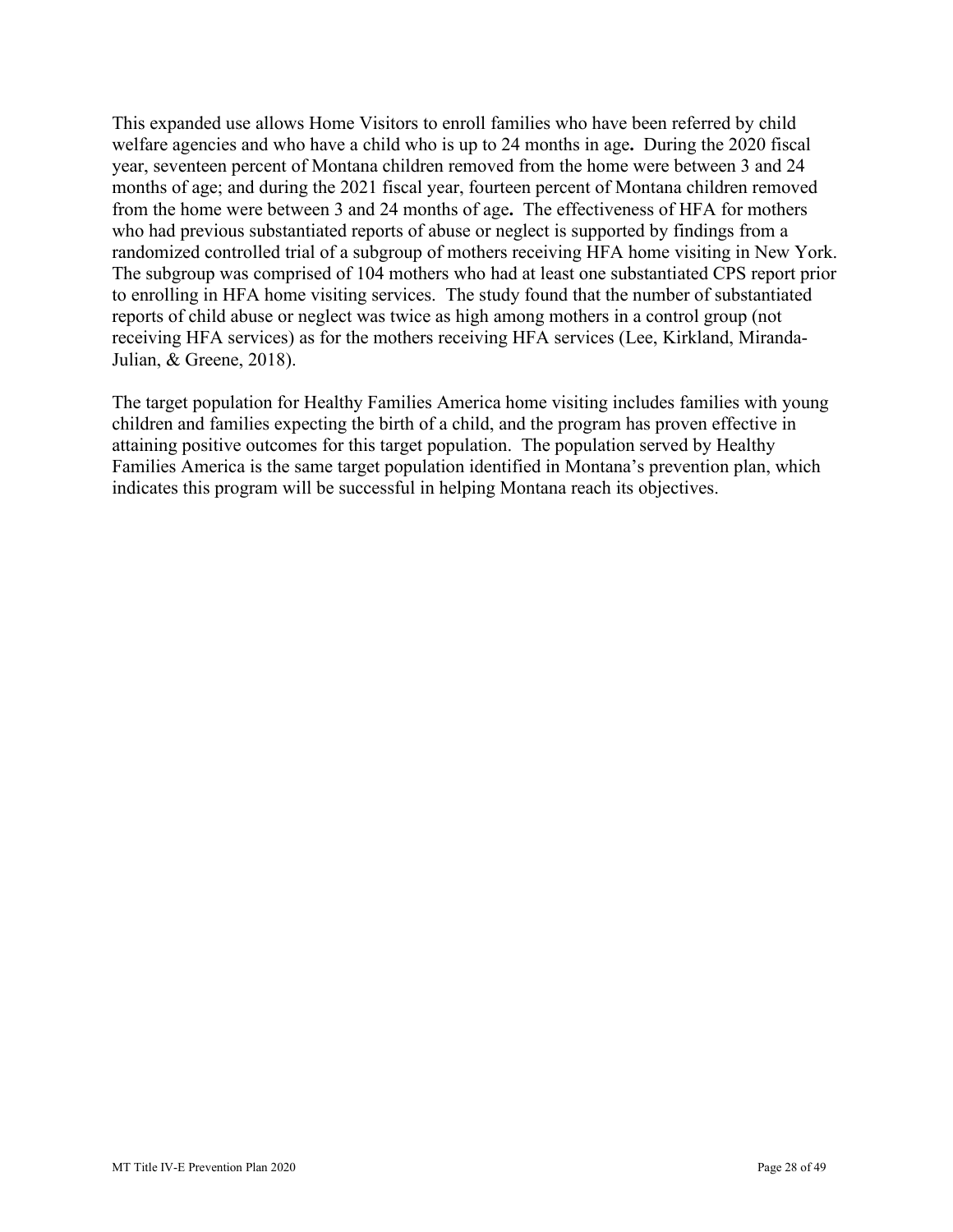This expanded use allows Home Visitors to enroll families who have been referred by child welfare agencies and who have a child who is up to 24 months in age**.** During the 2020 fiscal year, seventeen percent of Montana children removed from the home were between 3 and 24 months of age; and during the 2021 fiscal year, fourteen percent of Montana children removed from the home were between 3 and 24 months of age**.** The effectiveness of HFA for mothers who had previous substantiated reports of abuse or neglect is supported by findings from a randomized controlled trial of a subgroup of mothers receiving HFA home visiting in New York. The subgroup was comprised of 104 mothers who had at least one substantiated CPS report prior to enrolling in HFA home visiting services. The study found that the number of substantiated reports of child abuse or neglect was twice as high among mothers in a control group (not receiving HFA services) as for the mothers receiving HFA services (Lee, Kirkland, Miranda-Julian, & Greene, 2018).

The target population for Healthy Families America home visiting includes families with young children and families expecting the birth of a child, and the program has proven effective in attaining positive outcomes for this target population. The population served by Healthy Families America is the same target population identified in Montana's prevention plan, which indicates this program will be successful in helping Montana reach its objectives.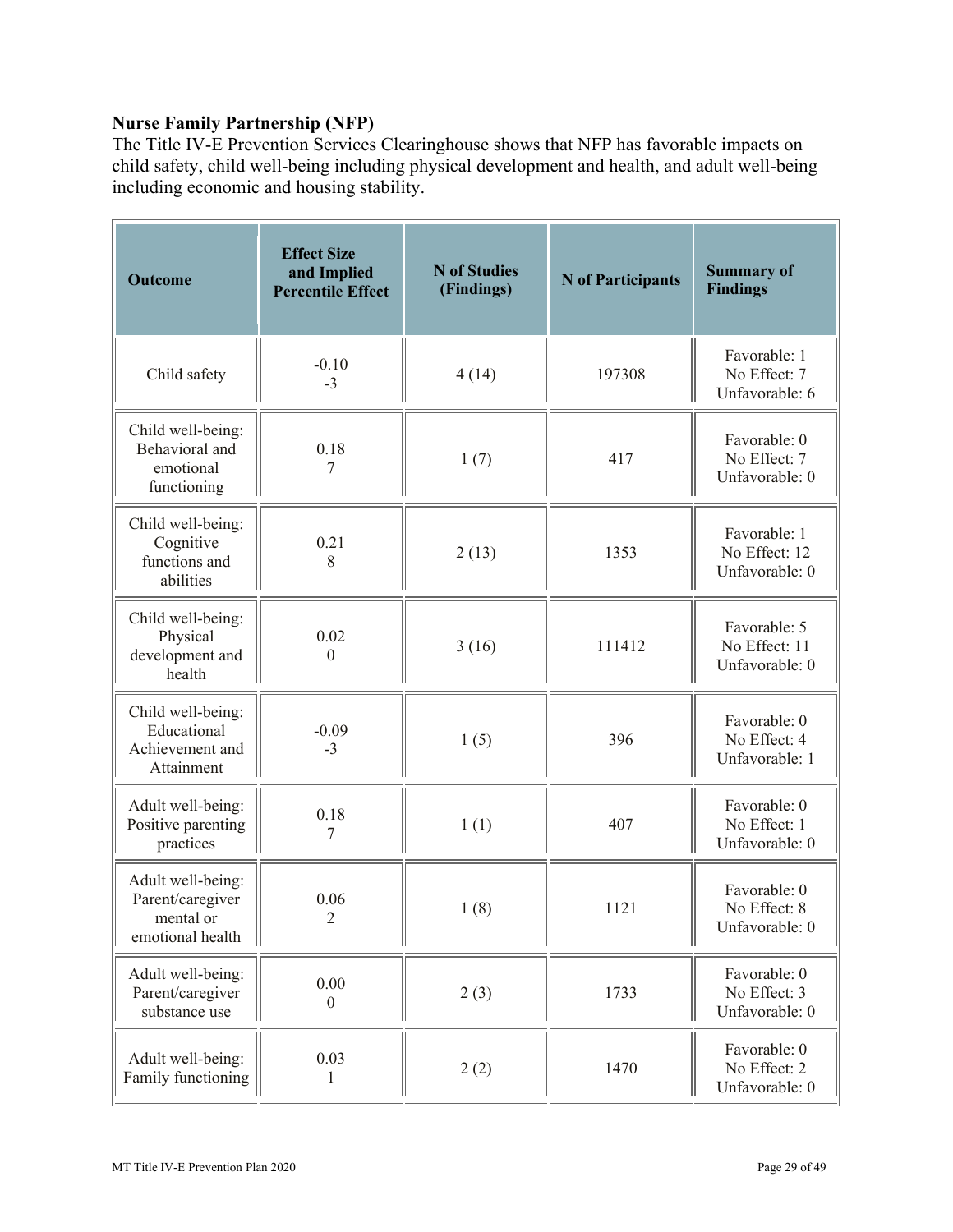**Nurse Family Partnership (NFP)**

The Title IV-E Prevention Services Clearinghouse shows that NFP has favorable impacts on child safety, child well-being including physical development and health, and adult well-being including economic and housing stability.

| Outcome | Effect Size and Implied Percentile Effect | N of Studies (Findings) | N of Participants | Summary of Findings |
|---|---|---|---|---|
| Child safety | -0.10<br>-3 | 4 (14) | 197308 | Favorable: 1<br>No Effect: 7<br>Unfavorable: 6 |
| Child well-being: Behavioral and emotional functioning | 0.18<br>7 | 1 (7) | 417 | Favorable: 0<br>No Effect: 7<br>Unfavorable: 0 |
| Child well-being: Cognitive functions and abilities | 0.21<br>8 | 2 (13) | 1353 | Favorable: 1<br>No Effect: 12<br>Unfavorable: 0 |
| Child well-being: Physical development and health | 0.02<br>0 | 3 (16) | 111412 | Favorable: 5<br>No Effect: 11<br>Unfavorable: 0 |
| Child well-being: Educational Achievement and Attainment | -0.09<br>-3 | 1 (5) | 396 | Favorable: 0<br>No Effect: 4<br>Unfavorable: 1 |
| Adult well-being: Positive parenting practices | 0.18<br>7 | 1 (1) | 407 | Favorable: 0<br>No Effect: 1<br>Unfavorable: 0 |
| Adult well-being: Parent/caregiver mental or emotional health | 0.06<br>2 | 1 (8) | 1121 | Favorable: 0<br>No Effect: 8<br>Unfavorable: 0 |
| Adult well-being: Parent/caregiver substance use | 0.00<br>0 | 2 (3) | 1733 | Favorable: 0<br>No Effect: 3<br>Unfavorable: 0 |
| Adult well-being: Family functioning | 0.03<br>1 | 2 (2) | 1470 | Favorable: 0<br>No Effect: 2<br>Unfavorable: 0 |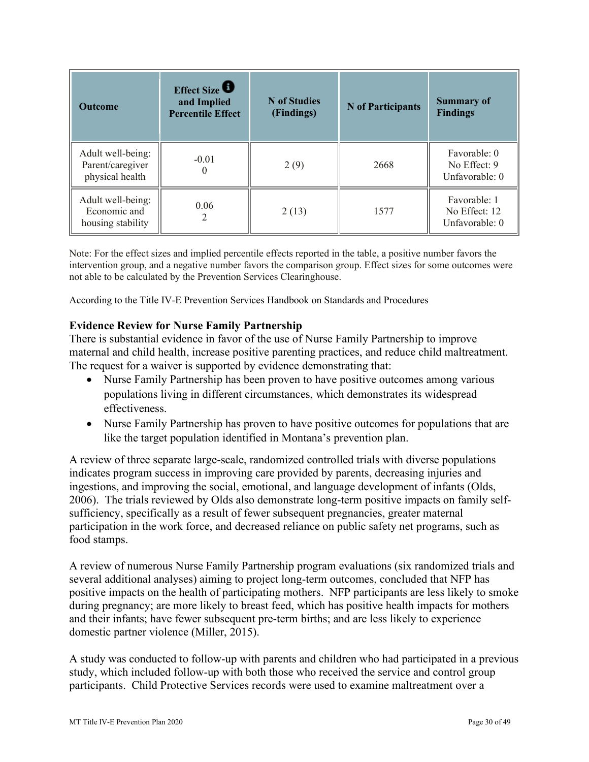| Outcome | Effect Size and Implied Percentile Effect | N of Studies (Findings) | N of Participants | Summary of Findings |
|---|---|---|---|---|
| Adult well-being: Parent/caregiver physical health | -0.01<br>0 | 2 (9) | 2668 | Favorable: 0<br>No Effect: 9<br>Unfavorable: 0 |
| Adult well-being: Economic and housing stability | 0.06<br>2 | 2 (13) | 1577 | Favorable: 1<br>No Effect: 12<br>Unfavorable: 0 |

Note: For the effect sizes and implied percentile effects reported in the table, a positive number favors the intervention group, and a negative number favors the comparison group. Effect sizes for some outcomes were not able to be calculated by the Prevention Services Clearinghouse.

According to the Title IV-E Prevention Services Handbook on Standards and Procedures

**Evidence Review for Nurse Family Partnership**

There is substantial evidence in favor of the use of Nurse Family Partnership to improve maternal and child health, increase positive parenting practices, and reduce child maltreatment. The request for a waiver is supported by evidence demonstrating that:

- Nurse Family Partnership has been proven to have positive outcomes among various populations living in different circumstances, which demonstrates its widespread effectiveness.
- Nurse Family Partnership has proven to have positive outcomes for populations that are like the target population identified in Montana's prevention plan.

A review of three separate large-scale, randomized controlled trials with diverse populations indicates program success in improving care provided by parents, decreasing injuries and ingestions, and improving the social, emotional, and language development of infants (Olds, 2006). The trials reviewed by Olds also demonstrate long-term positive impacts on family self-sufficiency, specifically as a result of fewer subsequent pregnancies, greater maternal participation in the work force, and decreased reliance on public safety net programs, such as food stamps.

A review of numerous Nurse Family Partnership program evaluations (six randomized trials and several additional analyses) aiming to project long-term outcomes, concluded that NFP has positive impacts on the health of participating mothers. NFP participants are less likely to smoke during pregnancy; are more likely to breast feed, which has positive health impacts for mothers and their infants; have fewer subsequent pre-term births; and are less likely to experience domestic partner violence (Miller, 2015).

A study was conducted to follow-up with parents and children who had participated in a previous study, which included follow-up with both those who received the service and control group participants. Child Protective Services records were used to examine maltreatment over a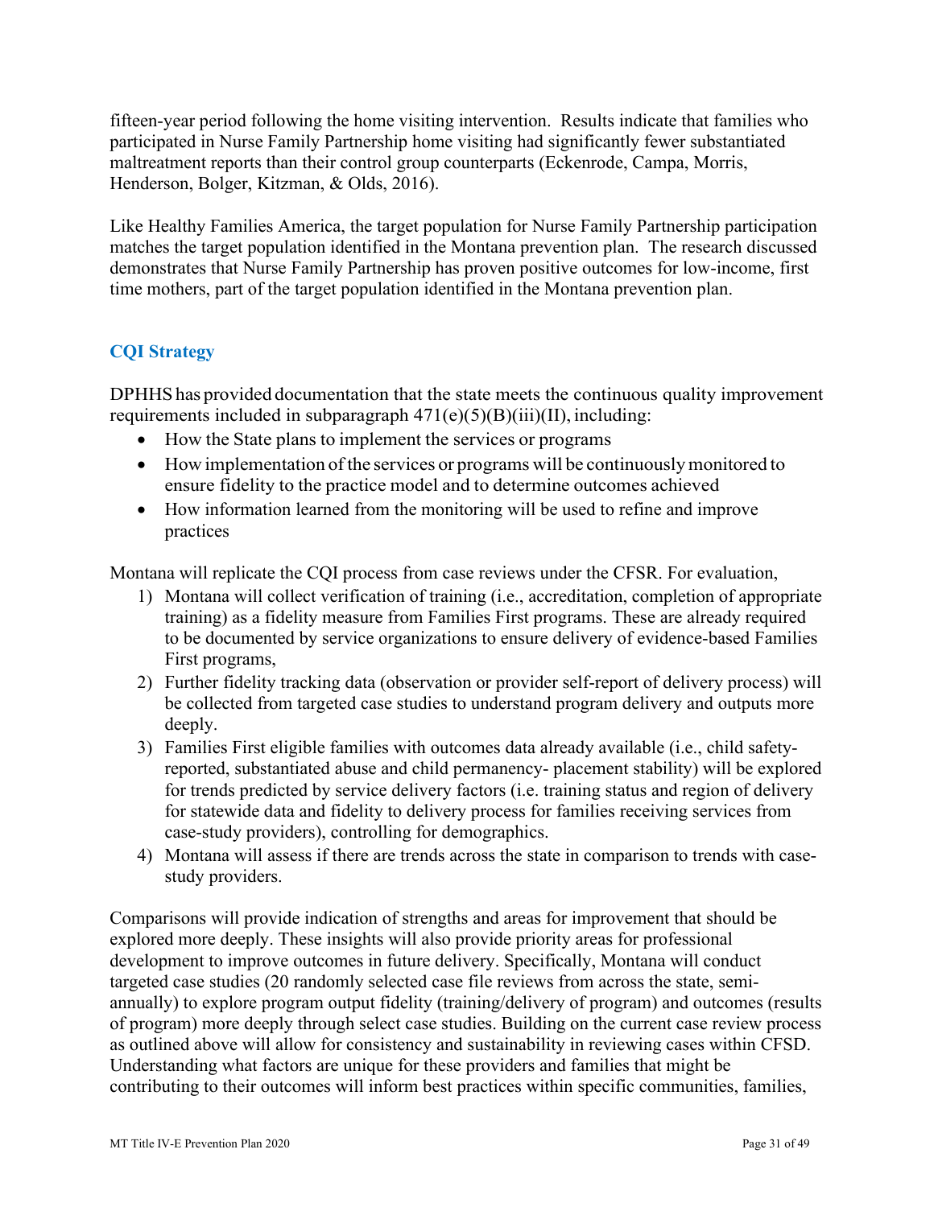fifteen-year period following the home visiting intervention. Results indicate that families who participated in Nurse Family Partnership home visiting had significantly fewer substantiated maltreatment reports than their control group counterparts (Eckenrode, Campa, Morris, Henderson, Bolger, Kitzman, & Olds, 2016).

Like Healthy Families America, the target population for Nurse Family Partnership participation matches the target population identified in the Montana prevention plan. The research discussed demonstrates that Nurse Family Partnership has proven positive outcomes for low-income, first time mothers, part of the target population identified in the Montana prevention plan.

## CQI Strategy

DPHHS has provided documentation that the state meets the continuous quality improvement requirements included in subparagraph 471(e)(5)(B)(iii)(II), including:

- How the State plans to implement the services or programs
- How implementation of the services or programs will be continuously monitored to ensure fidelity to the practice model and to determine outcomes achieved
- How information learned from the monitoring will be used to refine and improve practices

Montana will replicate the CQI process from case reviews under the CFSR. For evaluation,

1) Montana will collect verification of training (i.e., accreditation, completion of appropriate training) as a fidelity measure from Families First programs. These are already required to be documented by service organizations to ensure delivery of evidence-based Families First programs,
2) Further fidelity tracking data (observation or provider self-report of delivery process) will be collected from targeted case studies to understand program delivery and outputs more deeply.
3) Families First eligible families with outcomes data already available (i.e., child safety- reported, substantiated abuse and child permanency- placement stability) will be explored for trends predicted by service delivery factors (i.e. training status and region of delivery for statewide data and fidelity to delivery process for families receiving services from case-study providers), controlling for demographics.
4) Montana will assess if there are trends across the state in comparison to trends with case-study providers.

Comparisons will provide indication of strengths and areas for improvement that should be explored more deeply. These insights will also provide priority areas for professional development to improve outcomes in future delivery. Specifically, Montana will conduct targeted case studies (20 randomly selected case file reviews from across the state, semi-annually) to explore program output fidelity (training/delivery of program) and outcomes (results of program) more deeply through select case studies. Building on the current case review process as outlined above will allow for consistency and sustainability in reviewing cases within CFSD. Understanding what factors are unique for these providers and families that might be contributing to their outcomes will inform best practices within specific communities, families,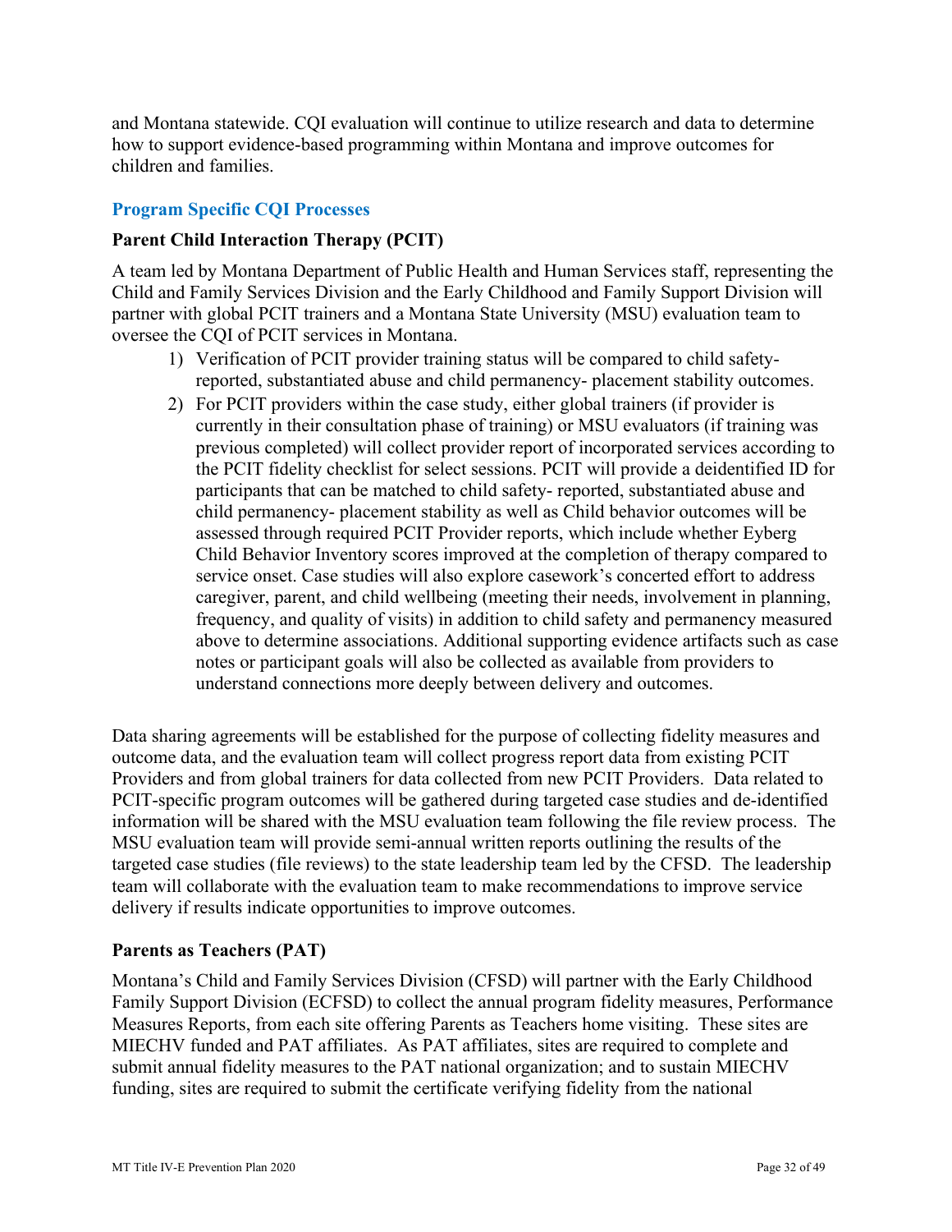and Montana statewide. CQI evaluation will continue to utilize research and data to determine how to support evidence-based programming within Montana and improve outcomes for children and families.

## Program Specific CQI Processes

### Parent Child Interaction Therapy (PCIT)

A team led by Montana Department of Public Health and Human Services staff, representing the Child and Family Services Division and the Early Childhood and Family Support Division will partner with global PCIT trainers and a Montana State University (MSU) evaluation team to oversee the CQI of PCIT services in Montana.

1) Verification of PCIT provider training status will be compared to child safety-reported, substantiated abuse and child permanency- placement stability outcomes.
2) For PCIT providers within the case study, either global trainers (if provider is currently in their consultation phase of training) or MSU evaluators (if training was previous completed) will collect provider report of incorporated services according to the PCIT fidelity checklist for select sessions. PCIT will provide a deidentified ID for participants that can be matched to child safety- reported, substantiated abuse and child permanency- placement stability as well as Child behavior outcomes will be assessed through required PCIT Provider reports, which include whether Eyberg Child Behavior Inventory scores improved at the completion of therapy compared to service onset. Case studies will also explore casework's concerted effort to address caregiver, parent, and child wellbeing (meeting their needs, involvement in planning, frequency, and quality of visits) in addition to child safety and permanency measured above to determine associations. Additional supporting evidence artifacts such as case notes or participant goals will also be collected as available from providers to understand connections more deeply between delivery and outcomes.

Data sharing agreements will be established for the purpose of collecting fidelity measures and outcome data, and the evaluation team will collect progress report data from existing PCIT Providers and from global trainers for data collected from new PCIT Providers. Data related to PCIT-specific program outcomes will be gathered during targeted case studies and de-identified information will be shared with the MSU evaluation team following the file review process. The MSU evaluation team will provide semi-annual written reports outlining the results of the targeted case studies (file reviews) to the state leadership team led by the CFSD. The leadership team will collaborate with the evaluation team to make recommendations to improve service delivery if results indicate opportunities to improve outcomes.

### Parents as Teachers (PAT)

Montana's Child and Family Services Division (CFSD) will partner with the Early Childhood Family Support Division (ECFSD) to collect the annual program fidelity measures, Performance Measures Reports, from each site offering Parents as Teachers home visiting. These sites are MIECHV funded and PAT affiliates. As PAT affiliates, sites are required to complete and submit annual fidelity measures to the PAT national organization; and to sustain MIECHV funding, sites are required to submit the certificate verifying fidelity from the national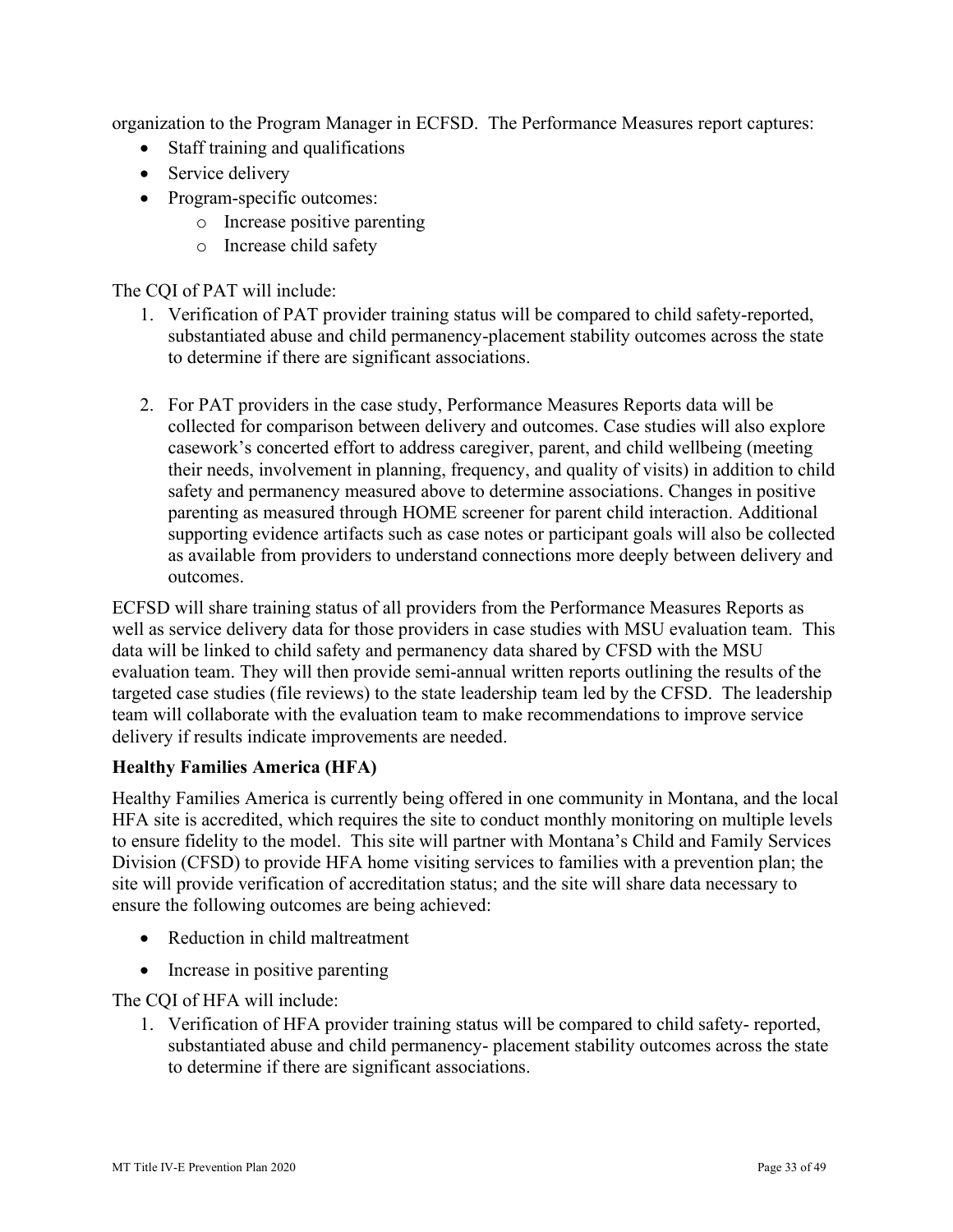organization to the Program Manager in ECFSD. The Performance Measures report captures:

- Staff training and qualifications
- Service delivery
- Program-specific outcomes:
  - Increase positive parenting
  - Increase child safety

The CQI of PAT will include:

1. Verification of PAT provider training status will be compared to child safety-reported, substantiated abuse and child permanency-placement stability outcomes across the state to determine if there are significant associations.

2. For PAT providers in the case study, Performance Measures Reports data will be collected for comparison between delivery and outcomes. Case studies will also explore casework's concerted effort to address caregiver, parent, and child wellbeing (meeting their needs, involvement in planning, frequency, and quality of visits) in addition to child safety and permanency measured above to determine associations. Changes in positive parenting as measured through HOME screener for parent child interaction. Additional supporting evidence artifacts such as case notes or participant goals will also be collected as available from providers to understand connections more deeply between delivery and outcomes.

ECFSD will share training status of all providers from the Performance Measures Reports as well as service delivery data for those providers in case studies with MSU evaluation team. This data will be linked to child safety and permanency data shared by CFSD with the MSU evaluation team. They will then provide semi-annual written reports outlining the results of the targeted case studies (file reviews) to the state leadership team led by the CFSD. The leadership team will collaborate with the evaluation team to make recommendations to improve service delivery if results indicate improvements are needed.

**Healthy Families America (HFA)**

Healthy Families America is currently being offered in one community in Montana, and the local HFA site is accredited, which requires the site to conduct monthly monitoring on multiple levels to ensure fidelity to the model. This site will partner with Montana's Child and Family Services Division (CFSD) to provide HFA home visiting services to families with a prevention plan; the site will provide verification of accreditation status; and the site will share data necessary to ensure the following outcomes are being achieved:

- Reduction in child maltreatment
- Increase in positive parenting

The CQI of HFA will include:

1. Verification of HFA provider training status will be compared to child safety- reported, substantiated abuse and child permanency- placement stability outcomes across the state to determine if there are significant associations.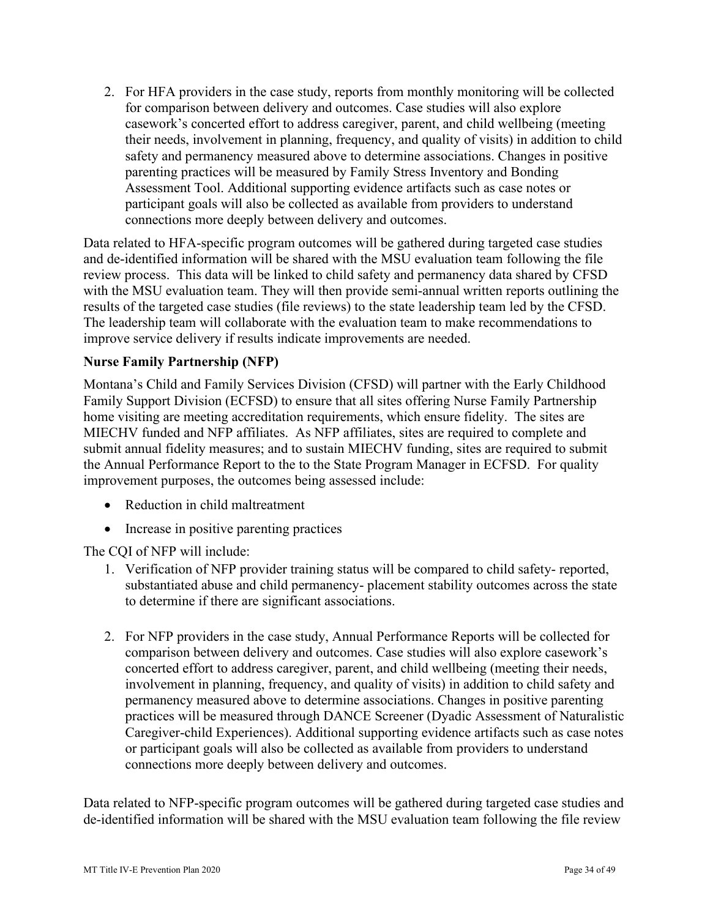2. For HFA providers in the case study, reports from monthly monitoring will be collected for comparison between delivery and outcomes. Case studies will also explore casework's concerted effort to address caregiver, parent, and child wellbeing (meeting their needs, involvement in planning, frequency, and quality of visits) in addition to child safety and permanency measured above to determine associations. Changes in positive parenting practices will be measured by Family Stress Inventory and Bonding Assessment Tool. Additional supporting evidence artifacts such as case notes or participant goals will also be collected as available from providers to understand connections more deeply between delivery and outcomes.

Data related to HFA-specific program outcomes will be gathered during targeted case studies and de-identified information will be shared with the MSU evaluation team following the file review process. This data will be linked to child safety and permanency data shared by CFSD with the MSU evaluation team. They will then provide semi-annual written reports outlining the results of the targeted case studies (file reviews) to the state leadership team led by the CFSD. The leadership team will collaborate with the evaluation team to make recommendations to improve service delivery if results indicate improvements are needed.

**Nurse Family Partnership (NFP)**

Montana's Child and Family Services Division (CFSD) will partner with the Early Childhood Family Support Division (ECFSD) to ensure that all sites offering Nurse Family Partnership home visiting are meeting accreditation requirements, which ensure fidelity. The sites are MIECHV funded and NFP affiliates. As NFP affiliates, sites are required to complete and submit annual fidelity measures; and to sustain MIECHV funding, sites are required to submit the Annual Performance Report to the to the State Program Manager in ECFSD. For quality improvement purposes, the outcomes being assessed include:

- Reduction in child maltreatment
- Increase in positive parenting practices

The CQI of NFP will include:

1. Verification of NFP provider training status will be compared to child safety- reported, substantiated abuse and child permanency- placement stability outcomes across the state to determine if there are significant associations.

2. For NFP providers in the case study, Annual Performance Reports will be collected for comparison between delivery and outcomes. Case studies will also explore casework's concerted effort to address caregiver, parent, and child wellbeing (meeting their needs, involvement in planning, frequency, and quality of visits) in addition to child safety and permanency measured above to determine associations. Changes in positive parenting practices will be measured through DANCE Screener (Dyadic Assessment of Naturalistic Caregiver-child Experiences). Additional supporting evidence artifacts such as case notes or participant goals will also be collected as available from providers to understand connections more deeply between delivery and outcomes.

Data related to NFP-specific program outcomes will be gathered during targeted case studies and de-identified information will be shared with the MSU evaluation team following the file review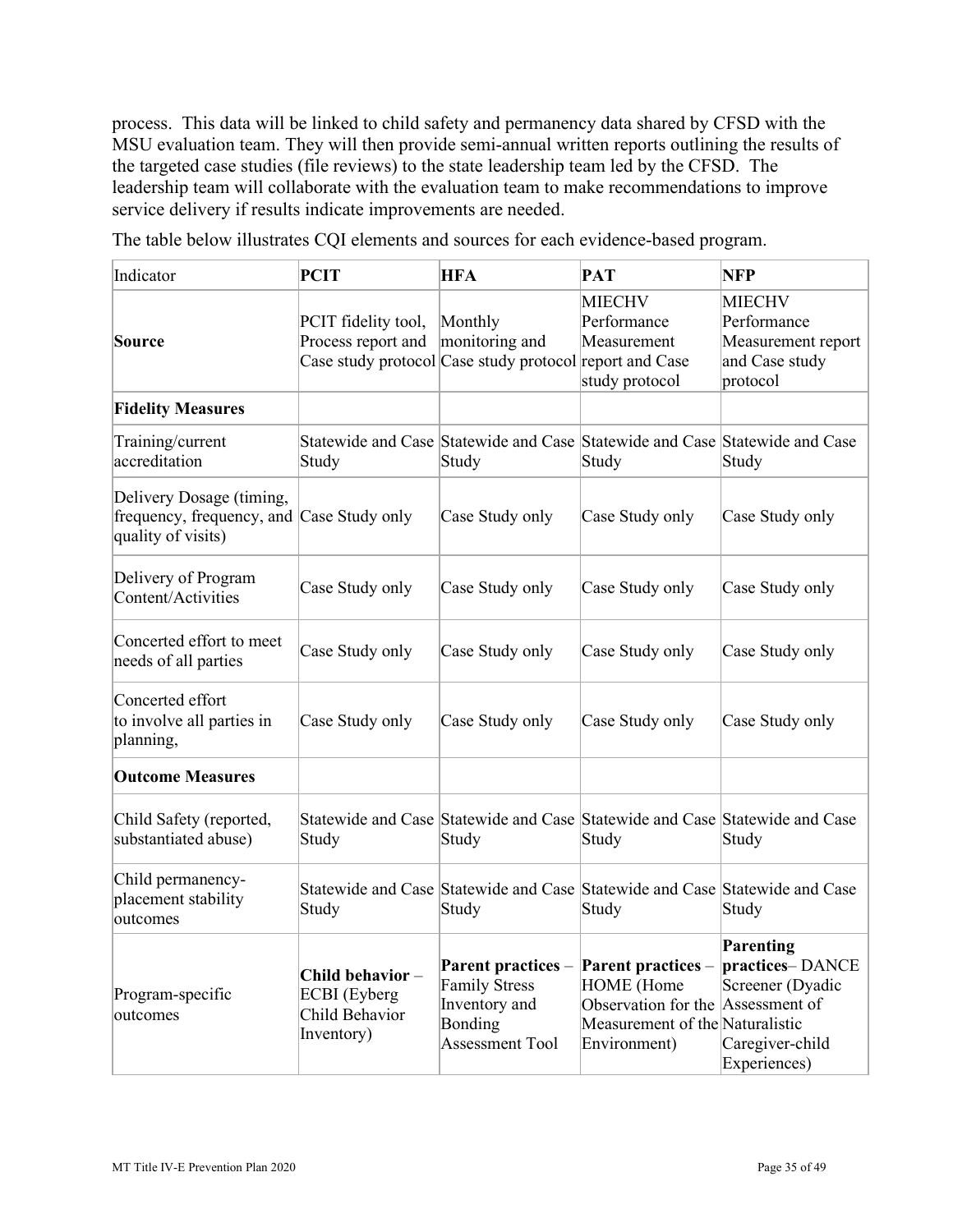process. This data will be linked to child safety and permanency data shared by CFSD with the MSU evaluation team. They will then provide semi-annual written reports outlining the results of the targeted case studies (file reviews) to the state leadership team led by the CFSD. The leadership team will collaborate with the evaluation team to make recommendations to improve service delivery if results indicate improvements are needed.

The table below illustrates CQI elements and sources for each evidence-based program.

| Indicator | **PCIT** | **HFA** | **PAT** | **NFP** |
|---|---|---|---|---|
| **Source** | PCIT fidelity tool, Process report and Case study protocol | Monthly monitoring and Case study protocol | MIECHV Performance Measurement report and Case study protocol | MIECHV Performance Measurement report and Case study protocol |
| **Fidelity Measures** | | | | |
| Training/current accreditation | Statewide and Case Study | Statewide and Case Study | Statewide and Case Study | Statewide and Case Study |
| Delivery Dosage (timing, frequency, frequency, and quality of visits) | Case Study only | Case Study only | Case Study only | Case Study only |
| Delivery of Program Content/Activities | Case Study only | Case Study only | Case Study only | Case Study only |
| Concerted effort to meet needs of all parties | Case Study only | Case Study only | Case Study only | Case Study only |
| Concerted effort to involve all parties in planning, | Case Study only | Case Study only | Case Study only | Case Study only |
| **Outcome Measures** | | | | |
| Child Safety (reported, substantiated abuse) | Statewide and Case Study | Statewide and Case Study | Statewide and Case Study | Statewide and Case Study |
| Child permanency-placement stability outcomes | Statewide and Case Study | Statewide and Case Study | Statewide and Case Study | Statewide and Case Study |
| Program-specific outcomes | **Child behavior** – ECBI (Eyberg Child Behavior Inventory) | **Parent practices** – Family Stress Inventory and Bonding Assessment Tool | **Parent practices** – HOME (Home Observation for the Measurement of the Environment) | **Parenting practices**– DANCE Screener (Dyadic Assessment of Naturalistic Caregiver-child Experiences) |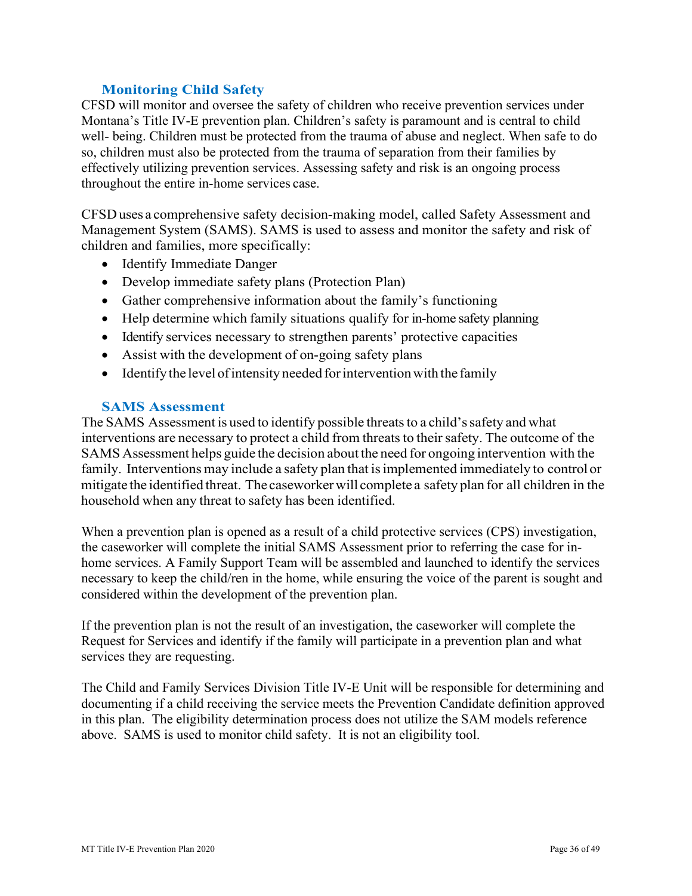### Monitoring Child Safety

CFSD will monitor and oversee the safety of children who receive prevention services under Montana's Title IV-E prevention plan. Children's safety is paramount and is central to child well- being. Children must be protected from the trauma of abuse and neglect. When safe to do so, children must also be protected from the trauma of separation from their families by effectively utilizing prevention services. Assessing safety and risk is an ongoing process throughout the entire in-home services case.

CFSD uses a comprehensive safety decision-making model, called Safety Assessment and Management System (SAMS). SAMS is used to assess and monitor the safety and risk of children and families, more specifically:

- Identify Immediate Danger
- Develop immediate safety plans (Protection Plan)
- Gather comprehensive information about the family's functioning
- Help determine which family situations qualify for in-home safety planning
- Identify services necessary to strengthen parents' protective capacities
- Assist with the development of on-going safety plans
- Identify the level of intensity needed for intervention with the family

### SAMS Assessment

The SAMS Assessment is used to identify possible threats to a child's safety and what interventions are necessary to protect a child from threats to their safety. The outcome of the SAMS Assessment helps guide the decision about the need for ongoing intervention with the family. Interventions may include a safety plan that is implemented immediately to control or mitigate the identified threat. The caseworker will complete a safety plan for all children in the household when any threat to safety has been identified.

When a prevention plan is opened as a result of a child protective services (CPS) investigation, the caseworker will complete the initial SAMS Assessment prior to referring the case for in-home services. A Family Support Team will be assembled and launched to identify the services necessary to keep the child/ren in the home, while ensuring the voice of the parent is sought and considered within the development of the prevention plan.

If the prevention plan is not the result of an investigation, the caseworker will complete the Request for Services and identify if the family will participate in a prevention plan and what services they are requesting.

The Child and Family Services Division Title IV-E Unit will be responsible for determining and documenting if a child receiving the service meets the Prevention Candidate definition approved in this plan. The eligibility determination process does not utilize the SAM models reference above. SAMS is used to monitor child safety. It is not an eligibility tool.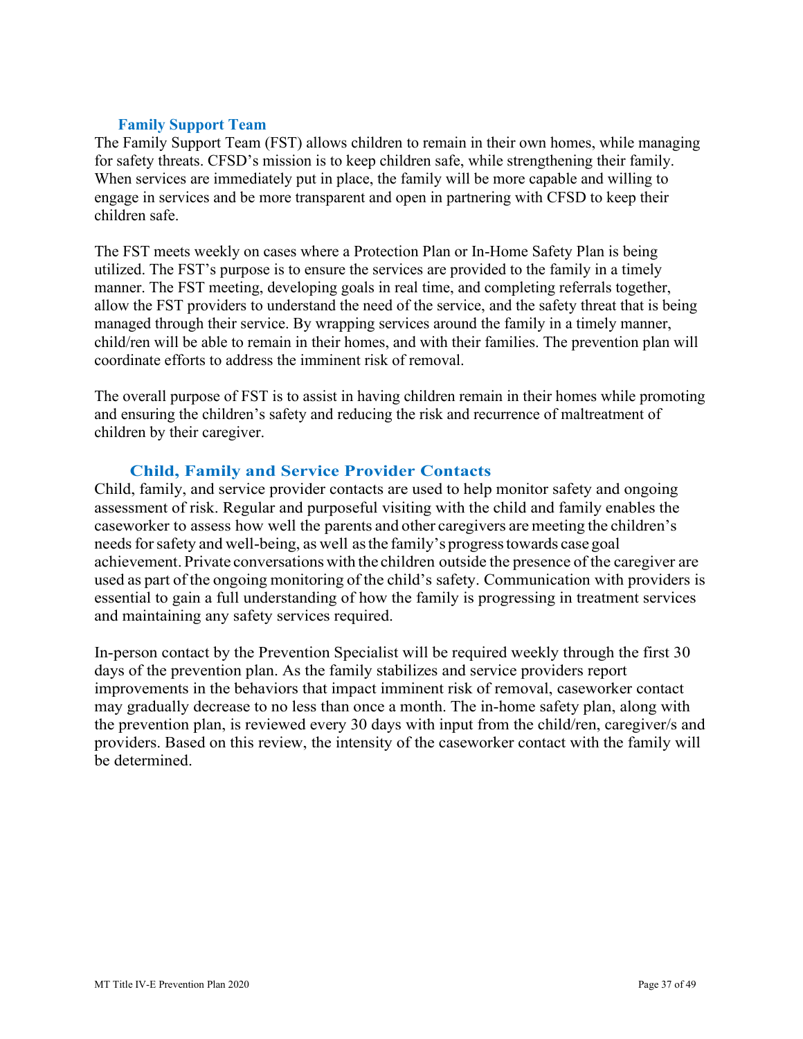### Family Support Team

The Family Support Team (FST) allows children to remain in their own homes, while managing for safety threats. CFSD's mission is to keep children safe, while strengthening their family. When services are immediately put in place, the family will be more capable and willing to engage in services and be more transparent and open in partnering with CFSD to keep their children safe.

The FST meets weekly on cases where a Protection Plan or In-Home Safety Plan is being utilized. The FST's purpose is to ensure the services are provided to the family in a timely manner. The FST meeting, developing goals in real time, and completing referrals together, allow the FST providers to understand the need of the service, and the safety threat that is being managed through their service. By wrapping services around the family in a timely manner, child/ren will be able to remain in their homes, and with their families. The prevention plan will coordinate efforts to address the imminent risk of removal.

The overall purpose of FST is to assist in having children remain in their homes while promoting and ensuring the children's safety and reducing the risk and recurrence of maltreatment of children by their caregiver.

### Child, Family and Service Provider Contacts

Child, family, and service provider contacts are used to help monitor safety and ongoing assessment of risk. Regular and purposeful visiting with the child and family enables the caseworker to assess how well the parents and other caregivers are meeting the children's needs for safety and well-being, as well as the family's progress towards case goal achievement. Private conversations with the children outside the presence of the caregiver are used as part of the ongoing monitoring of the child's safety. Communication with providers is essential to gain a full understanding of how the family is progressing in treatment services and maintaining any safety services required.

In-person contact by the Prevention Specialist will be required weekly through the first 30 days of the prevention plan. As the family stabilizes and service providers report improvements in the behaviors that impact imminent risk of removal, caseworker contact may gradually decrease to no less than once a month. The in-home safety plan, along with the prevention plan, is reviewed every 30 days with input from the child/ren, caregiver/s and providers. Based on this review, the intensity of the caseworker contact with the family will be determined.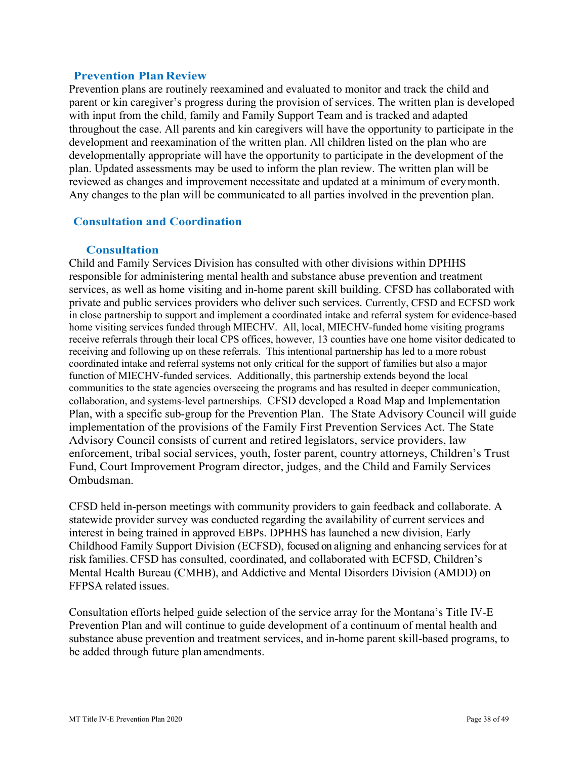## Prevention Plan Review

Prevention plans are routinely reexamined and evaluated to monitor and track the child and parent or kin caregiver's progress during the provision of services. The written plan is developed with input from the child, family and Family Support Team and is tracked and adapted throughout the case. All parents and kin caregivers will have the opportunity to participate in the development and reexamination of the written plan. All children listed on the plan who are developmentally appropriate will have the opportunity to participate in the development of the plan. Updated assessments may be used to inform the plan review. The written plan will be reviewed as changes and improvement necessitate and updated at a minimum of every month. Any changes to the plan will be communicated to all parties involved in the prevention plan.

## Consultation and Coordination

### Consultation

Child and Family Services Division has consulted with other divisions within DPHHS responsible for administering mental health and substance abuse prevention and treatment services, as well as home visiting and in-home parent skill building. CFSD has collaborated with private and public services providers who deliver such services. Currently, CFSD and ECFSD work in close partnership to support and implement a coordinated intake and referral system for evidence-based home visiting services funded through MIECHV. All, local, MIECHV-funded home visiting programs receive referrals through their local CPS offices, however, 13 counties have one home visitor dedicated to receiving and following up on these referrals. This intentional partnership has led to a more robust coordinated intake and referral systems not only critical for the support of families but also a major function of MIECHV-funded services. Additionally, this partnership extends beyond the local communities to the state agencies overseeing the programs and has resulted in deeper communication, collaboration, and systems-level partnerships. CFSD developed a Road Map and Implementation Plan, with a specific sub-group for the Prevention Plan. The State Advisory Council will guide implementation of the provisions of the Family First Prevention Services Act. The State Advisory Council consists of current and retired legislators, service providers, law enforcement, tribal social services, youth, foster parent, country attorneys, Children's Trust Fund, Court Improvement Program director, judges, and the Child and Family Services Ombudsman.

CFSD held in-person meetings with community providers to gain feedback and collaborate. A statewide provider survey was conducted regarding the availability of current services and interest in being trained in approved EBPs. DPHHS has launched a new division, Early Childhood Family Support Division (ECFSD), focused on aligning and enhancing services for at risk families. CFSD has consulted, coordinated, and collaborated with ECFSD, Children's Mental Health Bureau (CMHB), and Addictive and Mental Disorders Division (AMDD) on FFPSA related issues.

Consultation efforts helped guide selection of the service array for the Montana's Title IV-E Prevention Plan and will continue to guide development of a continuum of mental health and substance abuse prevention and treatment services, and in-home parent skill-based programs, to be added through future plan amendments.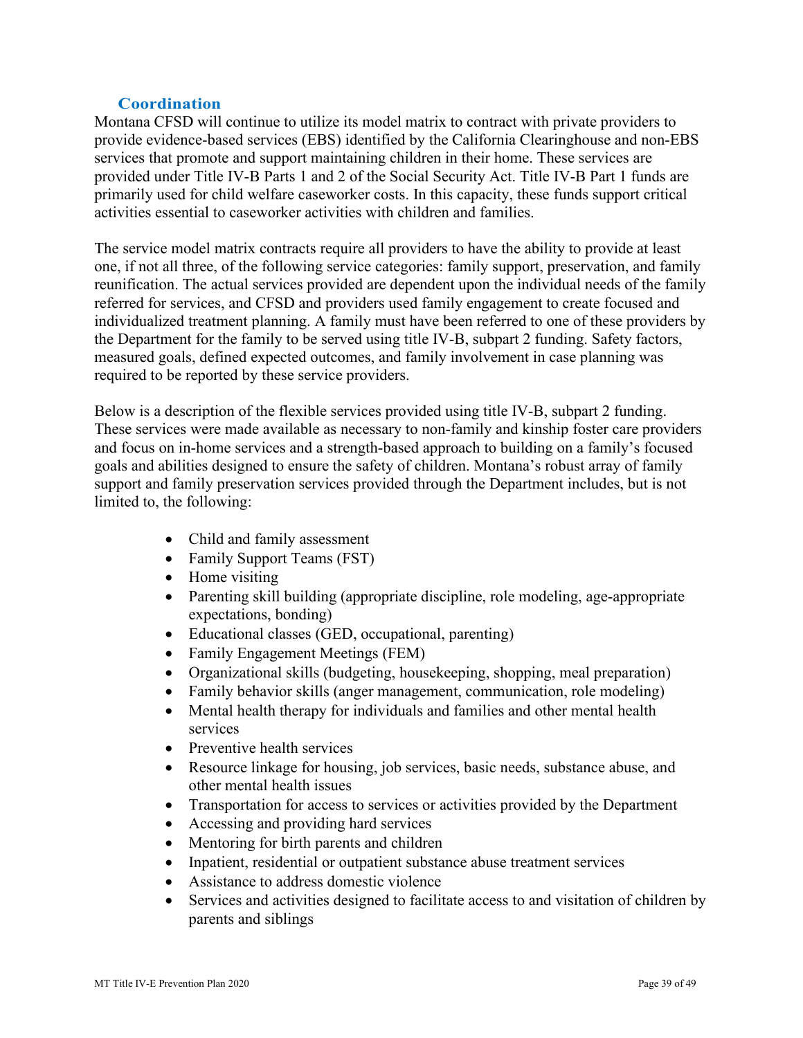## Coordination

Montana CFSD will continue to utilize its model matrix to contract with private providers to provide evidence-based services (EBS) identified by the California Clearinghouse and non-EBS services that promote and support maintaining children in their home. These services are provided under Title IV-B Parts 1 and 2 of the Social Security Act. Title IV-B Part 1 funds are primarily used for child welfare caseworker costs. In this capacity, these funds support critical activities essential to caseworker activities with children and families.

The service model matrix contracts require all providers to have the ability to provide at least one, if not all three, of the following service categories: family support, preservation, and family reunification. The actual services provided are dependent upon the individual needs of the family referred for services, and CFSD and providers used family engagement to create focused and individualized treatment planning. A family must have been referred to one of these providers by the Department for the family to be served using title IV-B, subpart 2 funding. Safety factors, measured goals, defined expected outcomes, and family involvement in case planning was required to be reported by these service providers.

Below is a description of the flexible services provided using title IV-B, subpart 2 funding. These services were made available as necessary to non-family and kinship foster care providers and focus on in-home services and a strength-based approach to building on a family's focused goals and abilities designed to ensure the safety of children. Montana's robust array of family support and family preservation services provided through the Department includes, but is not limited to, the following:

- Child and family assessment
- Family Support Teams (FST)
- Home visiting
- Parenting skill building (appropriate discipline, role modeling, age-appropriate expectations, bonding)
- Educational classes (GED, occupational, parenting)
- Family Engagement Meetings (FEM)
- Organizational skills (budgeting, housekeeping, shopping, meal preparation)
- Family behavior skills (anger management, communication, role modeling)
- Mental health therapy for individuals and families and other mental health services
- Preventive health services
- Resource linkage for housing, job services, basic needs, substance abuse, and other mental health issues
- Transportation for access to services or activities provided by the Department
- Accessing and providing hard services
- Mentoring for birth parents and children
- Inpatient, residential or outpatient substance abuse treatment services
- Assistance to address domestic violence
- Services and activities designed to facilitate access to and visitation of children by parents and siblings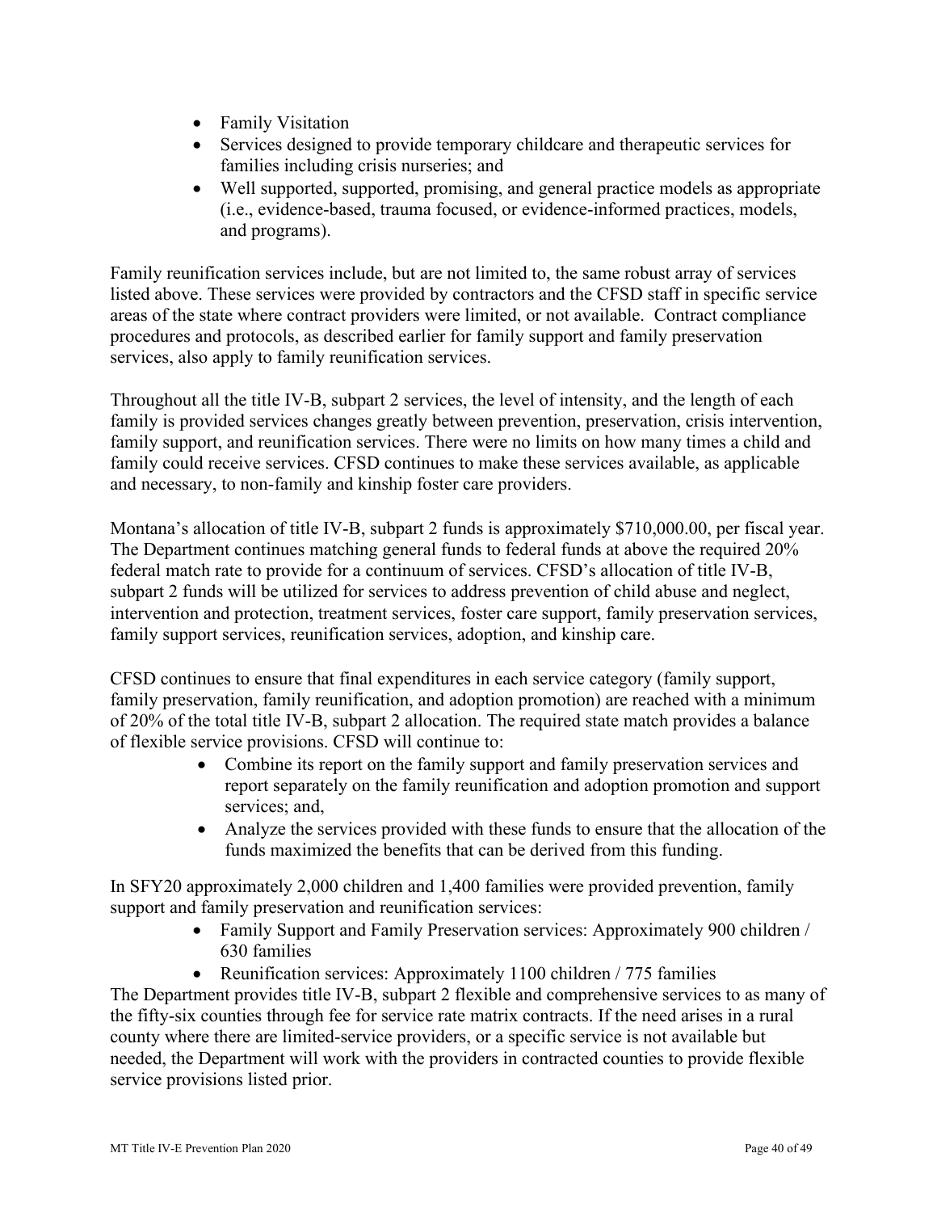- Family Visitation
- Services designed to provide temporary childcare and therapeutic services for families including crisis nurseries; and
- Well supported, supported, promising, and general practice models as appropriate (i.e., evidence-based, trauma focused, or evidence-informed practices, models, and programs).

Family reunification services include, but are not limited to, the same robust array of services listed above. These services were provided by contractors and the CFSD staff in specific service areas of the state where contract providers were limited, or not available. Contract compliance procedures and protocols, as described earlier for family support and family preservation services, also apply to family reunification services.

Throughout all the title IV-B, subpart 2 services, the level of intensity, and the length of each family is provided services changes greatly between prevention, preservation, crisis intervention, family support, and reunification services. There were no limits on how many times a child and family could receive services. CFSD continues to make these services available, as applicable and necessary, to non-family and kinship foster care providers.

Montana's allocation of title IV-B, subpart 2 funds is approximately $710,000.00, per fiscal year. The Department continues matching general funds to federal funds at above the required 20% federal match rate to provide for a continuum of services. CFSD's allocation of title IV-B, subpart 2 funds will be utilized for services to address prevention of child abuse and neglect, intervention and protection, treatment services, foster care support, family preservation services, family support services, reunification services, adoption, and kinship care.

CFSD continues to ensure that final expenditures in each service category (family support, family preservation, family reunification, and adoption promotion) are reached with a minimum of 20% of the total title IV-B, subpart 2 allocation. The required state match provides a balance of flexible service provisions. CFSD will continue to:

- Combine its report on the family support and family preservation services and report separately on the family reunification and adoption promotion and support services; and,
- Analyze the services provided with these funds to ensure that the allocation of the funds maximized the benefits that can be derived from this funding.

In SFY20 approximately 2,000 children and 1,400 families were provided prevention, family support and family preservation and reunification services:

- Family Support and Family Preservation services: Approximately 900 children / 630 families
- Reunification services: Approximately 1100 children / 775 families

The Department provides title IV-B, subpart 2 flexible and comprehensive services to as many of the fifty-six counties through fee for service rate matrix contracts. If the need arises in a rural county where there are limited-service providers, or a specific service is not available but needed, the Department will work with the providers in contracted counties to provide flexible service provisions listed prior.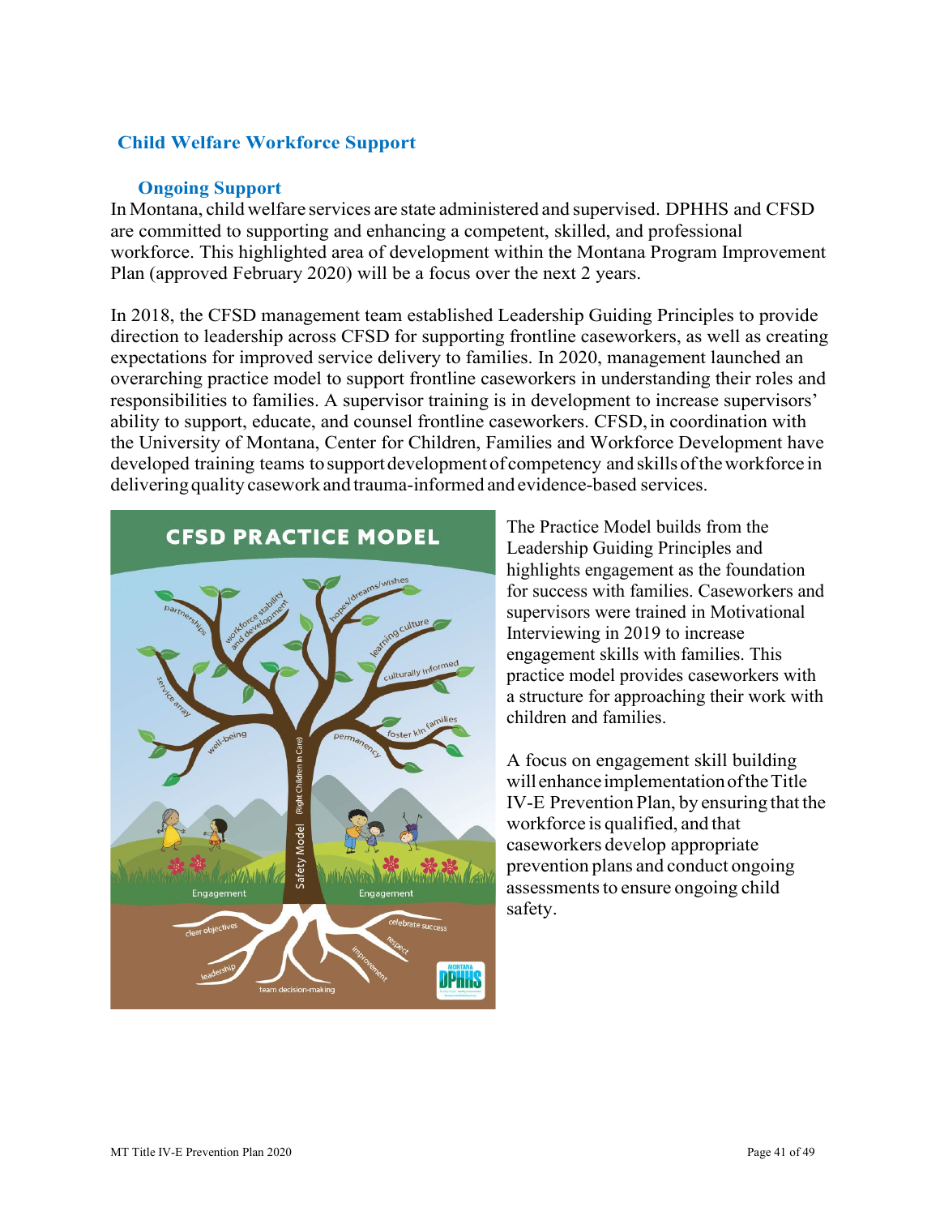## Child Welfare Workforce Support

### Ongoing Support

In Montana, child welfare services are state administered and supervised. DPHHS and CFSD are committed to supporting and enhancing a competent, skilled, and professional workforce. This highlighted area of development within the Montana Program Improvement Plan (approved February 2020) will be a focus over the next 2 years.

In 2018, the CFSD management team established Leadership Guiding Principles to provide direction to leadership across CFSD for supporting frontline caseworkers, as well as creating expectations for improved service delivery to families. In 2020, management launched an overarching practice model to support frontline caseworkers in understanding their roles and responsibilities to families. A supervisor training is in development to increase supervisors' ability to support, educate, and counsel frontline caseworkers. CFSD, in coordination with the University of Montana, Center for Children, Families and Workforce Development have developed training teams to support development of competency and skills of the workforce in delivering quality casework and trauma-informed and evidence-based services.

The Practice Model builds from the Leadership Guiding Principles and highlights engagement as the foundation for success with families. Caseworkers and supervisors were trained in Motivational Interviewing in 2019 to increase engagement skills with families. This practice model provides caseworkers with a structure for approaching their work with children and families.

A focus on engagement skill building will enhance implementation of the Title IV-E Prevention Plan, by ensuring that the workforce is qualified, and that caseworkers develop appropriate prevention plans and conduct ongoing assessments to ensure ongoing child safety.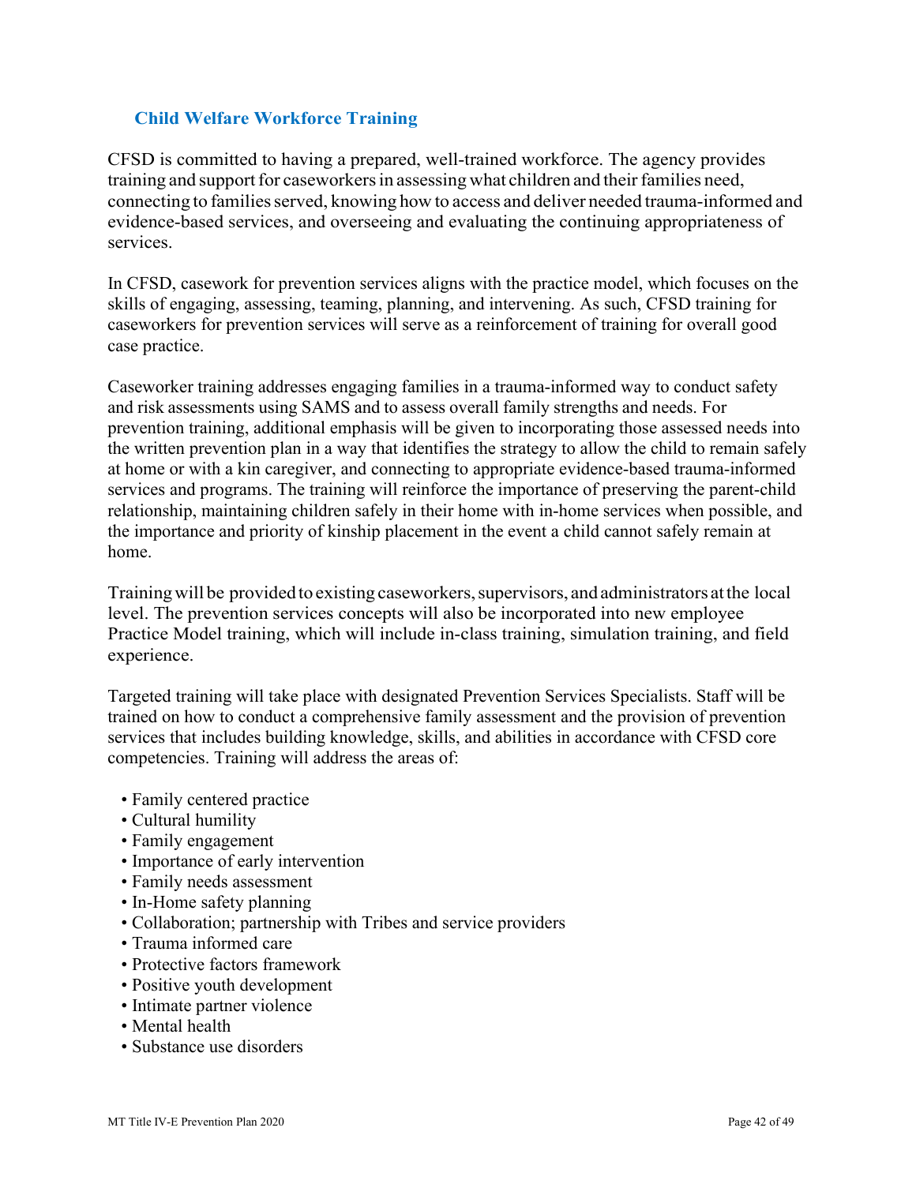### Child Welfare Workforce Training

CFSD is committed to having a prepared, well-trained workforce. The agency provides training and support for caseworkers in assessing what children and their families need, connecting to families served, knowing how to access and deliver needed trauma-informed and evidence-based services, and overseeing and evaluating the continuing appropriateness of services.

In CFSD, casework for prevention services aligns with the practice model, which focuses on the skills of engaging, assessing, teaming, planning, and intervening. As such, CFSD training for caseworkers for prevention services will serve as a reinforcement of training for overall good case practice.

Caseworker training addresses engaging families in a trauma-informed way to conduct safety and risk assessments using SAMS and to assess overall family strengths and needs. For prevention training, additional emphasis will be given to incorporating those assessed needs into the written prevention plan in a way that identifies the strategy to allow the child to remain safely at home or with a kin caregiver, and connecting to appropriate evidence-based trauma-informed services and programs. The training will reinforce the importance of preserving the parent-child relationship, maintaining children safely in their home with in-home services when possible, and the importance and priority of kinship placement in the event a child cannot safely remain at home.

Training will be provided to existing caseworkers, supervisors, and administrators at the local level. The prevention services concepts will also be incorporated into new employee Practice Model training, which will include in-class training, simulation training, and field experience.

Targeted training will take place with designated Prevention Services Specialists. Staff will be trained on how to conduct a comprehensive family assessment and the provision of prevention services that includes building knowledge, skills, and abilities in accordance with CFSD core competencies. Training will address the areas of:

- Family centered practice
- Cultural humility
- Family engagement
- Importance of early intervention
- Family needs assessment
- In-Home safety planning
- Collaboration; partnership with Tribes and service providers
- Trauma informed care
- Protective factors framework
- Positive youth development
- Intimate partner violence
- Mental health
- Substance use disorders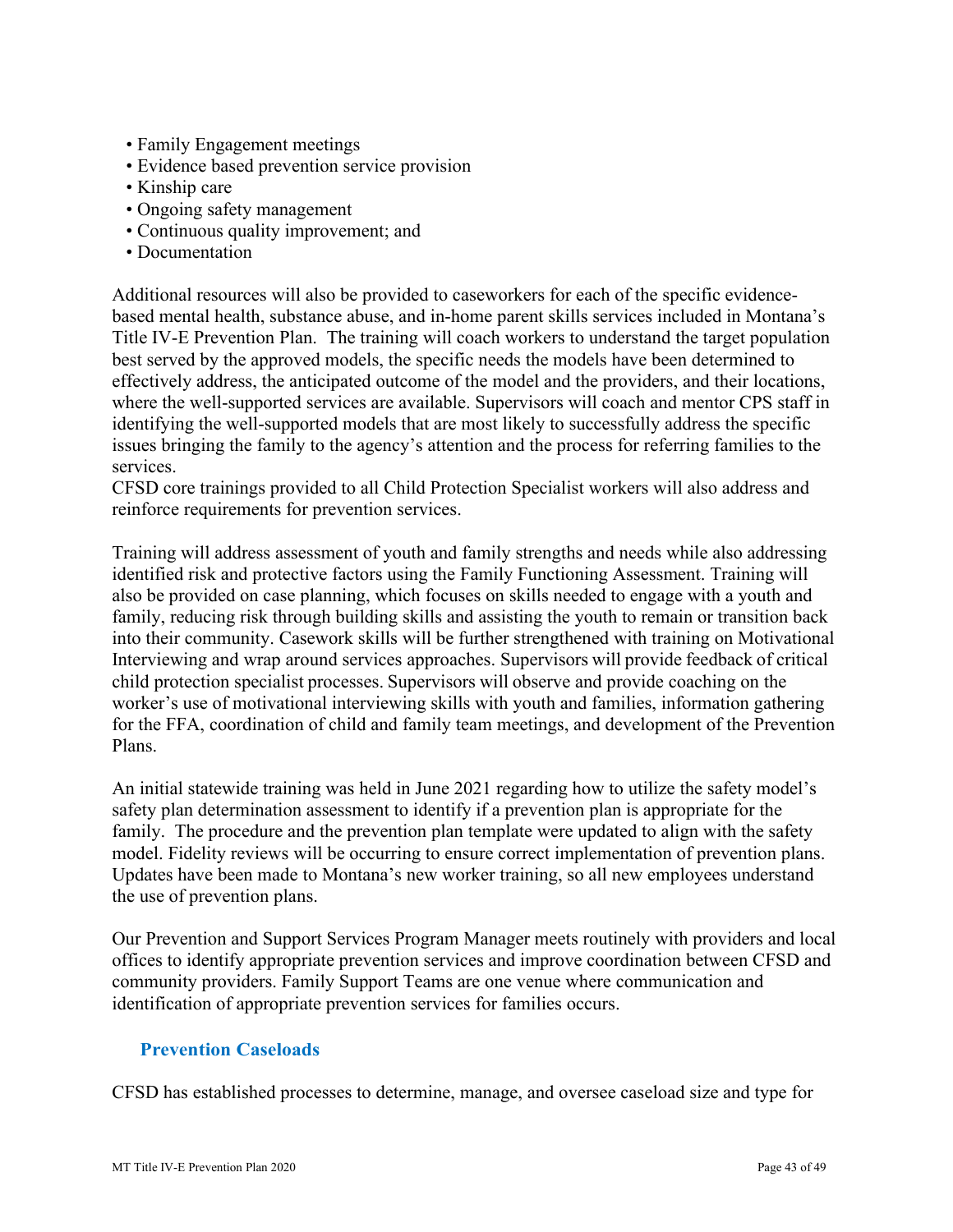- Family Engagement meetings
- Evidence based prevention service provision
- Kinship care
- Ongoing safety management
- Continuous quality improvement; and
- Documentation

Additional resources will also be provided to caseworkers for each of the specific evidence-based mental health, substance abuse, and in-home parent skills services included in Montana's Title IV-E Prevention Plan. The training will coach workers to understand the target population best served by the approved models, the specific needs the models have been determined to effectively address, the anticipated outcome of the model and the providers, and their locations, where the well-supported services are available. Supervisors will coach and mentor CPS staff in identifying the well-supported models that are most likely to successfully address the specific issues bringing the family to the agency's attention and the process for referring families to the services.
CFSD core trainings provided to all Child Protection Specialist workers will also address and reinforce requirements for prevention services.

Training will address assessment of youth and family strengths and needs while also addressing identified risk and protective factors using the Family Functioning Assessment. Training will also be provided on case planning, which focuses on skills needed to engage with a youth and family, reducing risk through building skills and assisting the youth to remain or transition back into their community. Casework skills will be further strengthened with training on Motivational Interviewing and wrap around services approaches. Supervisors will provide feedback of critical child protection specialist processes. Supervisors will observe and provide coaching on the worker's use of motivational interviewing skills with youth and families, information gathering for the FFA, coordination of child and family team meetings, and development of the Prevention Plans.

An initial statewide training was held in June 2021 regarding how to utilize the safety model's safety plan determination assessment to identify if a prevention plan is appropriate for the family. The procedure and the prevention plan template were updated to align with the safety model. Fidelity reviews will be occurring to ensure correct implementation of prevention plans. Updates have been made to Montana's new worker training, so all new employees understand the use of prevention plans.

Our Prevention and Support Services Program Manager meets routinely with providers and local offices to identify appropriate prevention services and improve coordination between CFSD and community providers. Family Support Teams are one venue where communication and identification of appropriate prevention services for families occurs.

### Prevention Caseloads

CFSD has established processes to determine, manage, and oversee caseload size and type for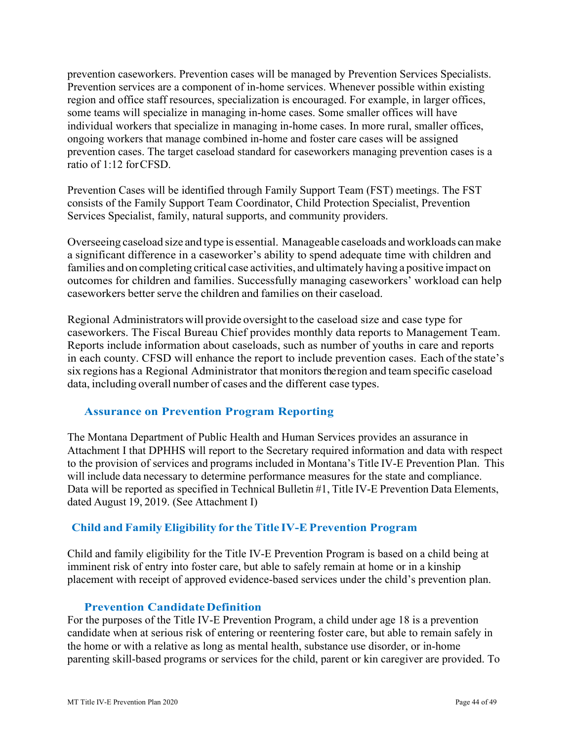prevention caseworkers. Prevention cases will be managed by Prevention Services Specialists. Prevention services are a component of in-home services. Whenever possible within existing region and office staff resources, specialization is encouraged. For example, in larger offices, some teams will specialize in managing in-home cases. Some smaller offices will have individual workers that specialize in managing in-home cases. In more rural, smaller offices, ongoing workers that manage combined in-home and foster care cases will be assigned prevention cases. The target caseload standard for caseworkers managing prevention cases is a ratio of 1:12 for CFSD.

Prevention Cases will be identified through Family Support Team (FST) meetings. The FST consists of the Family Support Team Coordinator, Child Protection Specialist, Prevention Services Specialist, family, natural supports, and community providers.

Overseeing caseload size and type is essential. Manageable caseloads and workloads can make a significant difference in a caseworker's ability to spend adequate time with children and families and on completing critical case activities, and ultimately having a positive impact on outcomes for children and families. Successfully managing caseworkers' workload can help caseworkers better serve the children and families on their caseload.

Regional Administrators will provide oversight to the caseload size and case type for caseworkers. The Fiscal Bureau Chief provides monthly data reports to Management Team. Reports include information about caseloads, such as number of youths in care and reports in each county. CFSD will enhance the report to include prevention cases. Each of the state's six regions has a Regional Administrator that monitors the region and team specific caseload data, including overall number of cases and the different case types.

### Assurance on Prevention Program Reporting

The Montana Department of Public Health and Human Services provides an assurance in Attachment I that DPHHS will report to the Secretary required information and data with respect to the provision of services and programs included in Montana's Title IV-E Prevention Plan. This will include data necessary to determine performance measures for the state and compliance. Data will be reported as specified in Technical Bulletin #1, Title IV-E Prevention Data Elements, dated August 19, 2019. (See Attachment I)

## Child and Family Eligibility for the Title IV-E Prevention Program

Child and family eligibility for the Title IV-E Prevention Program is based on a child being at imminent risk of entry into foster care, but able to safely remain at home or in a kinship placement with receipt of approved evidence-based services under the child's prevention plan.

### Prevention Candidate Definition

For the purposes of the Title IV-E Prevention Program, a child under age 18 is a prevention candidate when at serious risk of entering or reentering foster care, but able to remain safely in the home or with a relative as long as mental health, substance use disorder, or in-home parenting skill-based programs or services for the child, parent or kin caregiver are provided. To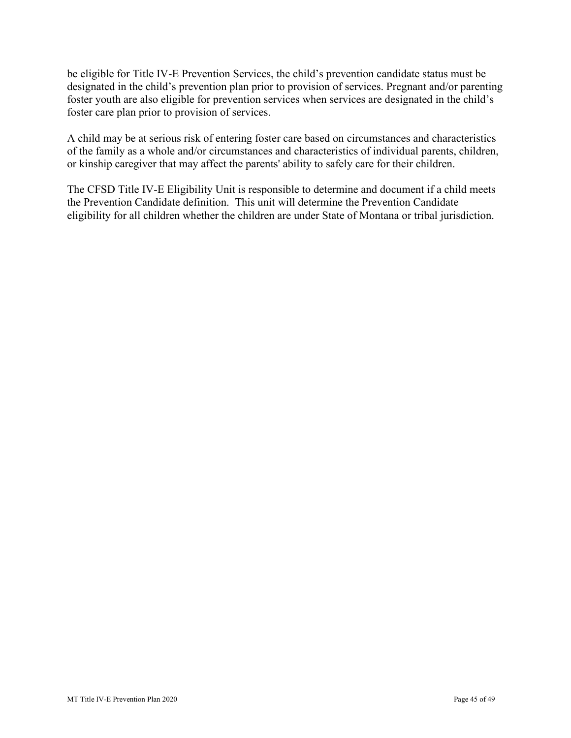be eligible for Title IV-E Prevention Services, the child's prevention candidate status must be designated in the child's prevention plan prior to provision of services. Pregnant and/or parenting foster youth are also eligible for prevention services when services are designated in the child's foster care plan prior to provision of services.

A child may be at serious risk of entering foster care based on circumstances and characteristics of the family as a whole and/or circumstances and characteristics of individual parents, children, or kinship caregiver that may affect the parents' ability to safely care for their children.

The CFSD Title IV-E Eligibility Unit is responsible to determine and document if a child meets the Prevention Candidate definition. This unit will determine the Prevention Candidate eligibility for all children whether the children are under State of Montana or tribal jurisdiction.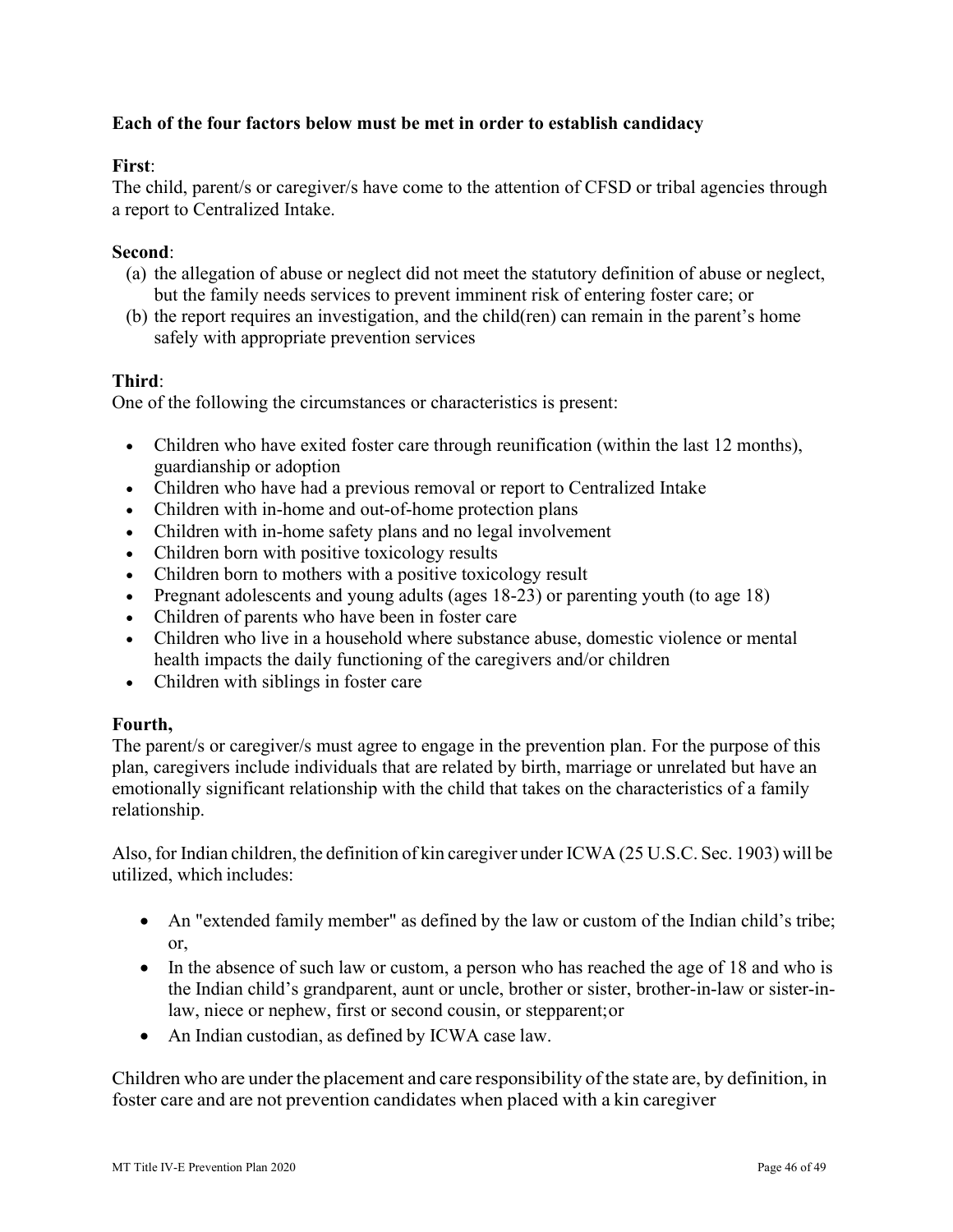**Each of the four factors below must be met in order to establish candidacy**

**First**:
The child, parent/s or caregiver/s have come to the attention of CFSD or tribal agencies through a report to Centralized Intake.

**Second**:

(a) the allegation of abuse or neglect did not meet the statutory definition of abuse or neglect, but the family needs services to prevent imminent risk of entering foster care; or
(b) the report requires an investigation, and the child(ren) can remain in the parent's home safely with appropriate prevention services

**Third**:
One of the following the circumstances or characteristics is present:

- Children who have exited foster care through reunification (within the last 12 months), guardianship or adoption
- Children who have had a previous removal or report to Centralized Intake
- Children with in-home and out-of-home protection plans
- Children with in-home safety plans and no legal involvement
- Children born with positive toxicology results
- Children born to mothers with a positive toxicology result
- Pregnant adolescents and young adults (ages 18-23) or parenting youth (to age 18)
- Children of parents who have been in foster care
- Children who live in a household where substance abuse, domestic violence or mental health impacts the daily functioning of the caregivers and/or children
- Children with siblings in foster care

**Fourth,**
The parent/s or caregiver/s must agree to engage in the prevention plan. For the purpose of this plan, caregivers include individuals that are related by birth, marriage or unrelated but have an emotionally significant relationship with the child that takes on the characteristics of a family relationship.

Also, for Indian children, the definition of kin caregiver under ICWA (25 U.S.C. Sec. 1903) will be utilized, which includes:

- An "extended family member" as defined by the law or custom of the Indian child's tribe; or,
- In the absence of such law or custom, a person who has reached the age of 18 and who is the Indian child's grandparent, aunt or uncle, brother or sister, brother-in-law or sister-in-law, niece or nephew, first or second cousin, or stepparent;or
- An Indian custodian, as defined by ICWA case law.

Children who are under the placement and care responsibility of the state are, by definition, in foster care and are not prevention candidates when placed with a kin caregiver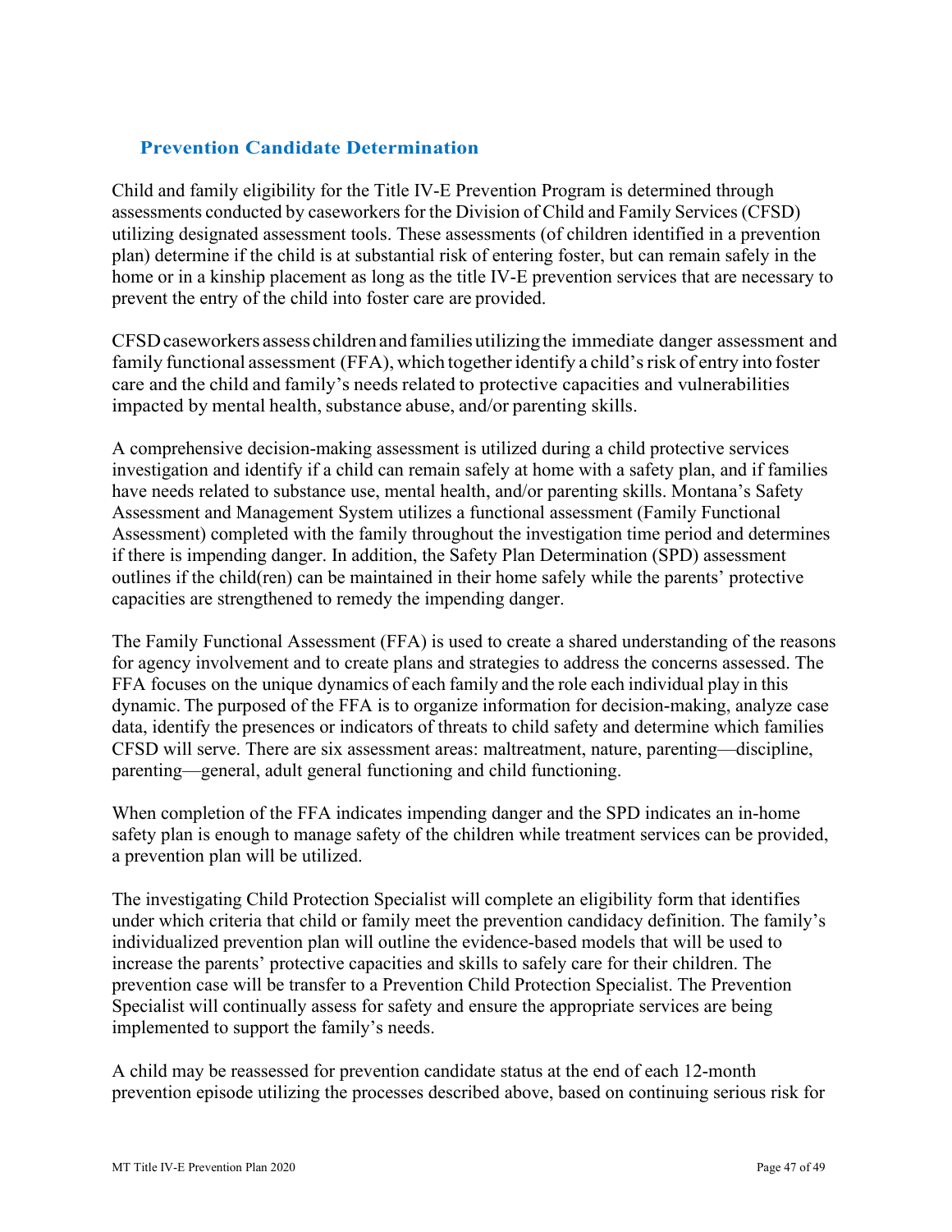## Prevention Candidate Determination

Child and family eligibility for the Title IV-E Prevention Program is determined through assessments conducted by caseworkers for the Division of Child and Family Services (CFSD) utilizing designated assessment tools. These assessments (of children identified in a prevention plan) determine if the child is at substantial risk of entering foster, but can remain safely in the home or in a kinship placement as long as the title IV-E prevention services that are necessary to prevent the entry of the child into foster care are provided.

CFSD caseworkers assess children and families utilizing the immediate danger assessment and family functional assessment (FFA), which together identify a child's risk of entry into foster care and the child and family's needs related to protective capacities and vulnerabilities impacted by mental health, substance abuse, and/or parenting skills.

A comprehensive decision-making assessment is utilized during a child protective services investigation and identify if a child can remain safely at home with a safety plan, and if families have needs related to substance use, mental health, and/or parenting skills. Montana's Safety Assessment and Management System utilizes a functional assessment (Family Functional Assessment) completed with the family throughout the investigation time period and determines if there is impending danger. In addition, the Safety Plan Determination (SPD) assessment outlines if the child(ren) can be maintained in their home safely while the parents' protective capacities are strengthened to remedy the impending danger.

The Family Functional Assessment (FFA) is used to create a shared understanding of the reasons for agency involvement and to create plans and strategies to address the concerns assessed. The FFA focuses on the unique dynamics of each family and the role each individual play in this dynamic. The purposed of the FFA is to organize information for decision-making, analyze case data, identify the presences or indicators of threats to child safety and determine which families CFSD will serve. There are six assessment areas: maltreatment, nature, parenting—discipline, parenting—general, adult general functioning and child functioning.

When completion of the FFA indicates impending danger and the SPD indicates an in-home safety plan is enough to manage safety of the children while treatment services can be provided, a prevention plan will be utilized.

The investigating Child Protection Specialist will complete an eligibility form that identifies under which criteria that child or family meet the prevention candidacy definition. The family's individualized prevention plan will outline the evidence-based models that will be used to increase the parents' protective capacities and skills to safely care for their children. The prevention case will be transfer to a Prevention Child Protection Specialist. The Prevention Specialist will continually assess for safety and ensure the appropriate services are being implemented to support the family's needs.

A child may be reassessed for prevention candidate status at the end of each 12-month prevention episode utilizing the processes described above, based on continuing serious risk for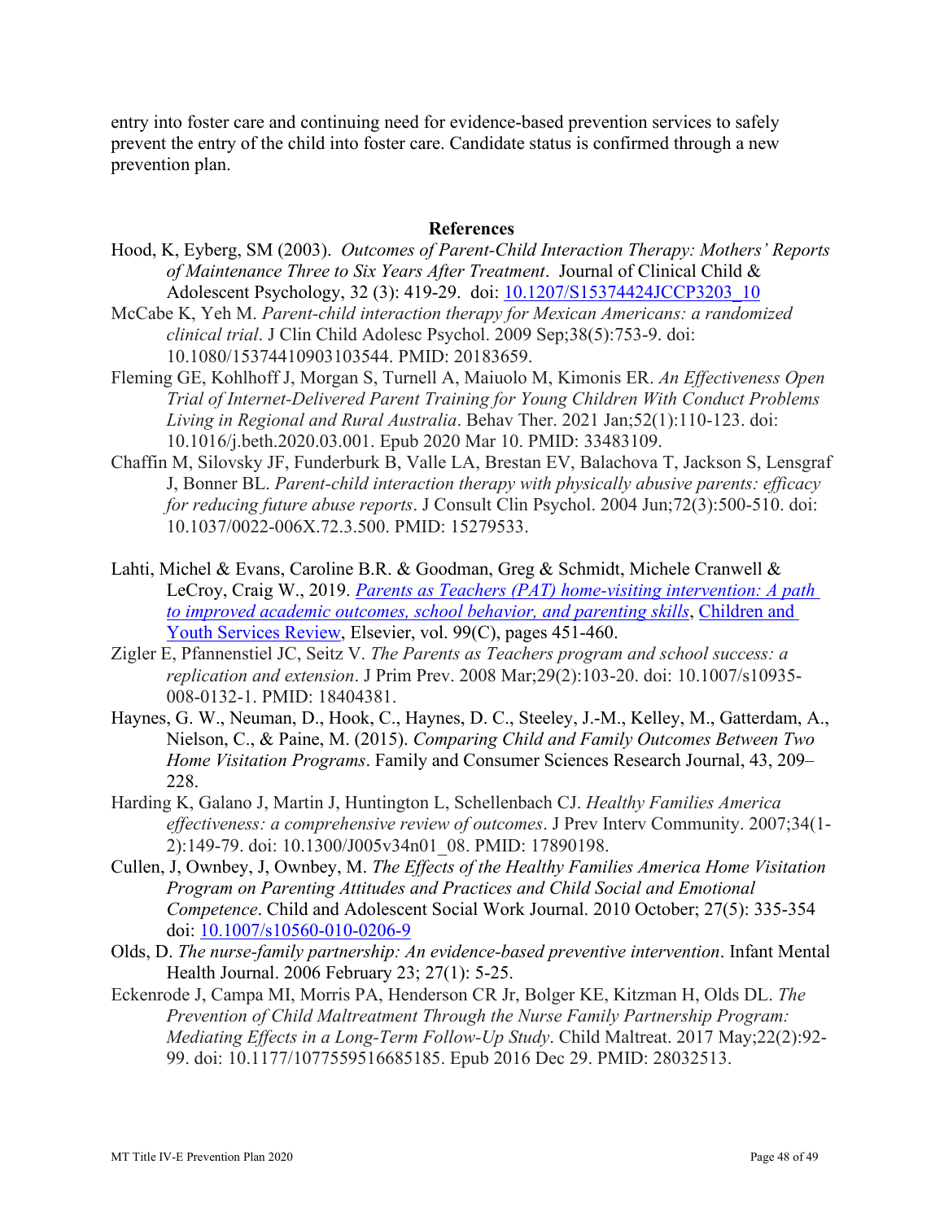entry into foster care and continuing need for evidence-based prevention services to safely prevent the entry of the child into foster care. Candidate status is confirmed through a new prevention plan.

## References

Hood, K, Eyberg, SM (2003). *Outcomes of Parent-Child Interaction Therapy: Mothers' Reports of Maintenance Three to Six Years After Treatment*. Journal of Clinical Child & Adolescent Psychology, 32 (3): 419-29. doi: 10.1207/S15374424JCCP3203_10

McCabe K, Yeh M. *Parent-child interaction therapy for Mexican Americans: a randomized clinical trial*. J Clin Child Adolesc Psychol. 2009 Sep;38(5):753-9. doi: 10.1080/15374410903103544. PMID: 20183659.

Fleming GE, Kohlhoff J, Morgan S, Turnell A, Maiuolo M, Kimonis ER. *An Effectiveness Open Trial of Internet-Delivered Parent Training for Young Children With Conduct Problems Living in Regional and Rural Australia*. Behav Ther. 2021 Jan;52(1):110-123. doi: 10.1016/j.beth.2020.03.001. Epub 2020 Mar 10. PMID: 33483109.

Chaffin M, Silovsky JF, Funderburk B, Valle LA, Brestan EV, Balachova T, Jackson S, Lensgraf J, Bonner BL. *Parent-child interaction therapy with physically abusive parents: efficacy for reducing future abuse reports*. J Consult Clin Psychol. 2004 Jun;72(3):500-510. doi: 10.1037/0022-006X.72.3.500. PMID: 15279533.

Lahti, Michel & Evans, Caroline B.R. & Goodman, Greg & Schmidt, Michele Cranwell & LeCroy, Craig W., 2019. *Parents as Teachers (PAT) home-visiting intervention: A path to improved academic outcomes, school behavior, and parenting skills*, Children and Youth Services Review, Elsevier, vol. 99(C), pages 451-460.

Zigler E, Pfannenstiel JC, Seitz V. *The Parents as Teachers program and school success: a replication and extension*. J Prim Prev. 2008 Mar;29(2):103-20. doi: 10.1007/s10935-008-0132-1. PMID: 18404381.

Haynes, G. W., Neuman, D., Hook, C., Haynes, D. C., Steeley, J.-M., Kelley, M., Gatterdam, A., Nielson, C., & Paine, M. (2015). *Comparing Child and Family Outcomes Between Two Home Visitation Programs*. Family and Consumer Sciences Research Journal, 43, 209–228.

Harding K, Galano J, Martin J, Huntington L, Schellenbach CJ. *Healthy Families America effectiveness: a comprehensive review of outcomes*. J Prev Interv Community. 2007;34(1-2):149-79. doi: 10.1300/J005v34n01_08. PMID: 17890198.

Cullen, J, Ownbey, J, Ownbey, M. *The Effects of the Healthy Families America Home Visitation Program on Parenting Attitudes and Practices and Child Social and Emotional Competence*. Child and Adolescent Social Work Journal. 2010 October; 27(5): 335-354 doi: 10.1007/s10560-010-0206-9

Olds, D. *The nurse-family partnership: An evidence-based preventive intervention*. Infant Mental Health Journal. 2006 February 23; 27(1): 5-25.

Eckenrode J, Campa MI, Morris PA, Henderson CR Jr, Bolger KE, Kitzman H, Olds DL. *The Prevention of Child Maltreatment Through the Nurse Family Partnership Program: Mediating Effects in a Long-Term Follow-Up Study*. Child Maltreat. 2017 May;22(2):92-99. doi: 10.1177/1077559516685185. Epub 2016 Dec 29. PMID: 28032513.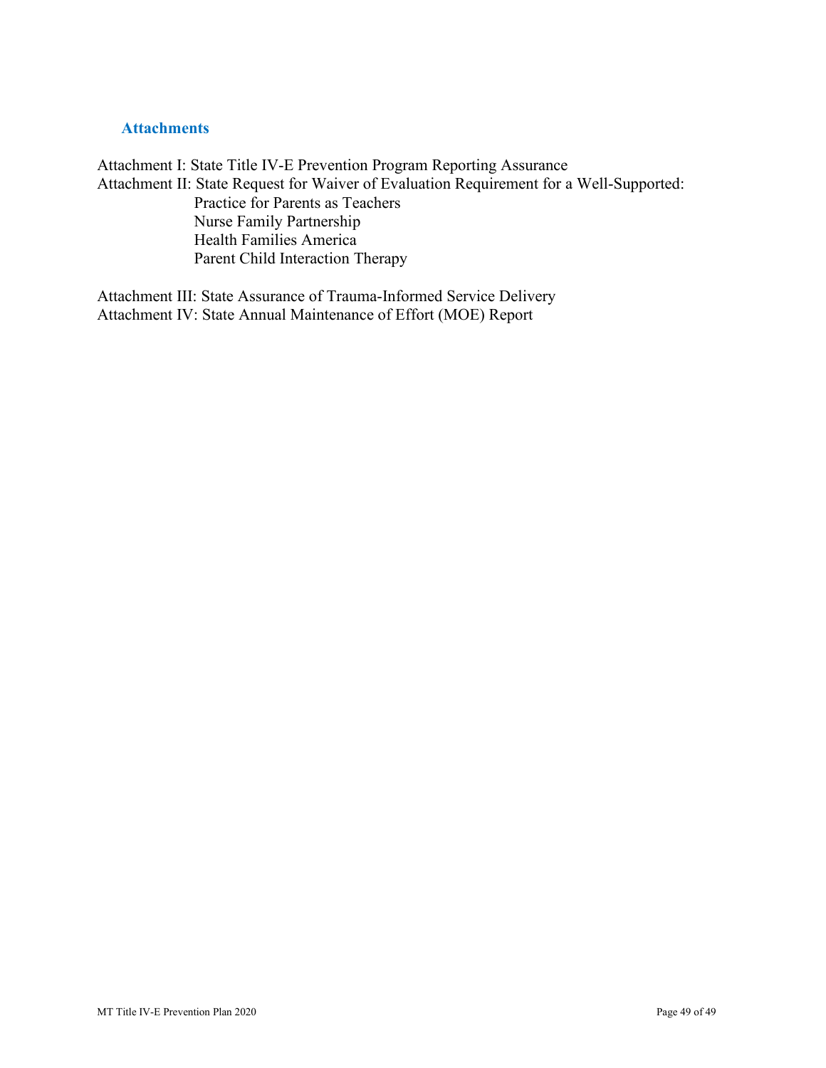## Attachments

Attachment I: State Title IV-E Prevention Program Reporting Assurance
Attachment II: State Request for Waiver of Evaluation Requirement for a Well-Supported:
- Practice for Parents as Teachers
- Nurse Family Partnership
- Health Families America
- Parent Child Interaction Therapy

Attachment III: State Assurance of Trauma-Informed Service Delivery
Attachment IV: State Annual Maintenance of Effort (MOE) Report